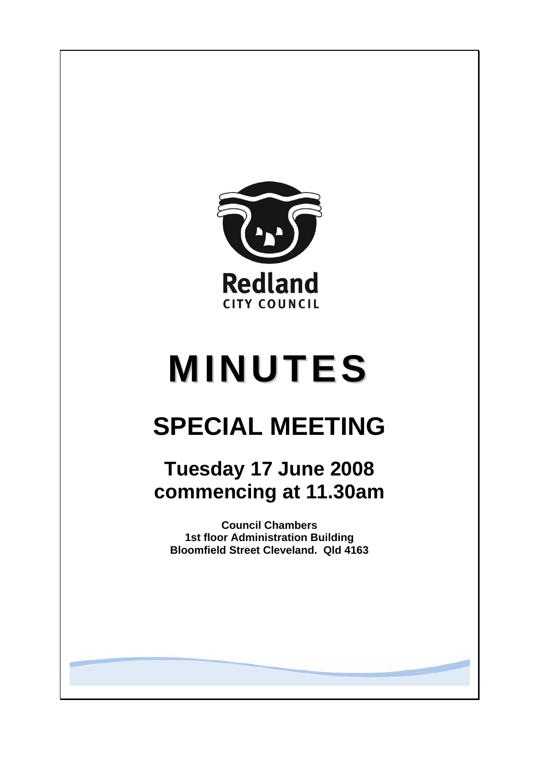Redland

CITY COUNCIL

# MINUTES

# SPECIAL MEETING

## Tuesday 17 June 2008 commencing at 11.30am

**Council Chambers**
**1st floor Administration Building**
**Bloomfield Street Cleveland. Qld 4163**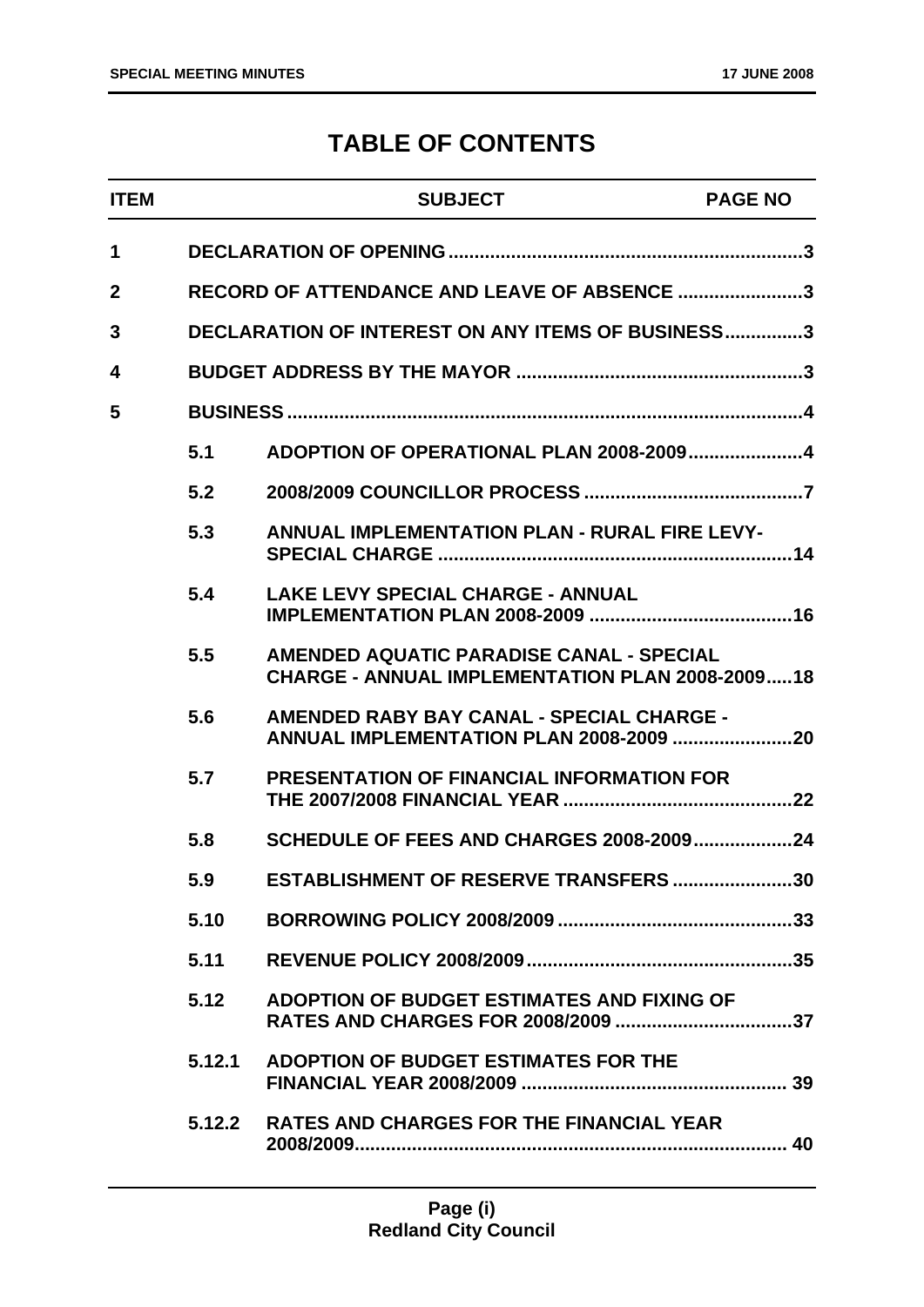# TABLE OF CONTENTS

| ITEM | | SUBJECT | PAGE NO |
|---|---|---|---|
| 1 | | DECLARATION OF OPENING | 3 |
| 2 | | RECORD OF ATTENDANCE AND LEAVE OF ABSENCE | 3 |
| 3 | | DECLARATION OF INTEREST ON ANY ITEMS OF BUSINESS | 3 |
| 4 | | BUDGET ADDRESS BY THE MAYOR | 3 |
| 5 | | BUSINESS | 4 |
| | 5.1 | ADOPTION OF OPERATIONAL PLAN 2008-2009 | 4 |
| | 5.2 | 2008/2009 COUNCILLOR PROCESS | 7 |
| | 5.3 | ANNUAL IMPLEMENTATION PLAN - RURAL FIRE LEVY-SPECIAL CHARGE | 14 |
| | 5.4 | LAKE LEVY SPECIAL CHARGE - ANNUAL IMPLEMENTATION PLAN 2008-2009 | 16 |
| | 5.5 | AMENDED AQUATIC PARADISE CANAL - SPECIAL CHARGE - ANNUAL IMPLEMENTATION PLAN 2008-2009 | 18 |
| | 5.6 | AMENDED RABY BAY CANAL - SPECIAL CHARGE - ANNUAL IMPLEMENTATION PLAN 2008-2009 | 20 |
| | 5.7 | PRESENTATION OF FINANCIAL INFORMATION FOR THE 2007/2008 FINANCIAL YEAR | 22 |
| | 5.8 | SCHEDULE OF FEES AND CHARGES 2008-2009 | 24 |
| | 5.9 | ESTABLISHMENT OF RESERVE TRANSFERS | 30 |
| | 5.10 | BORROWING POLICY 2008/2009 | 33 |
| | 5.11 | REVENUE POLICY 2008/2009 | 35 |
| | 5.12 | ADOPTION OF BUDGET ESTIMATES AND FIXING OF RATES AND CHARGES FOR 2008/2009 | 37 |
| | 5.12.1 | ADOPTION OF BUDGET ESTIMATES FOR THE FINANCIAL YEAR 2008/2009 | 39 |
| | 5.12.2 | RATES AND CHARGES FOR THE FINANCIAL YEAR 2008/2009 | 40 |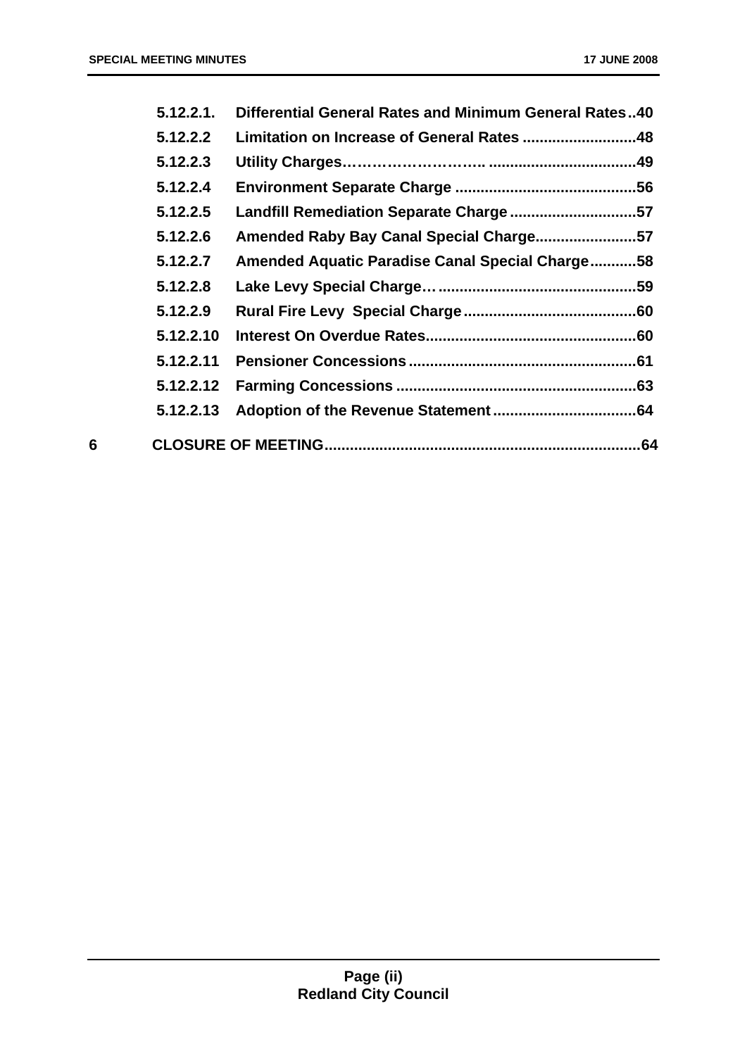| | | |
|---|---|---|
| 5.12.2.1. | Differential General Rates and Minimum General Rates | 40 |
| 5.12.2.2 | Limitation on Increase of General Rates | 48 |
| 5.12.2.3 | Utility Charges | 49 |
| 5.12.2.4 | Environment Separate Charge | 56 |
| 5.12.2.5 | Landfill Remediation Separate Charge | 57 |
| 5.12.2.6 | Amended Raby Bay Canal Special Charge | 57 |
| 5.12.2.7 | Amended Aquatic Paradise Canal Special Charge | 58 |
| 5.12.2.8 | Lake Levy Special Charge | 59 |
| 5.12.2.9 | Rural Fire Levy Special Charge | 60 |
| 5.12.2.10 | Interest On Overdue Rates | 60 |
| 5.12.2.11 | Pensioner Concessions | 61 |
| 5.12.2.12 | Farming Concessions | 63 |
| 5.12.2.13 | Adoption of the Revenue Statement | 64 |

**6 CLOSURE OF MEETING ... 64**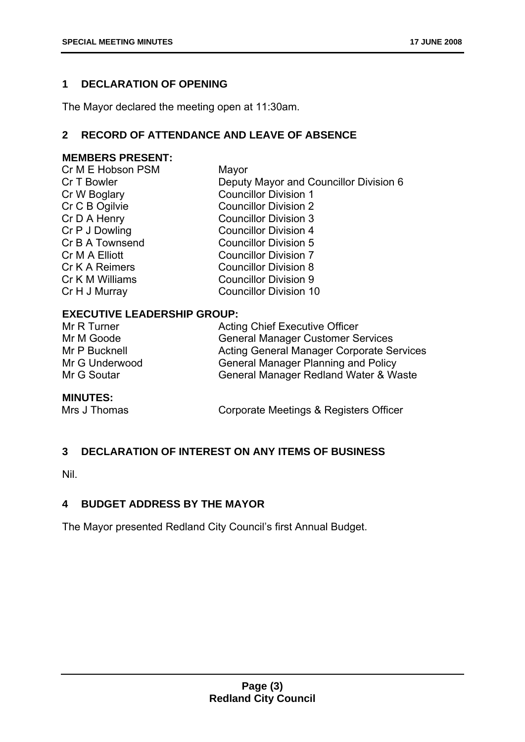## 1 DECLARATION OF OPENING

The Mayor declared the meeting open at 11:30am.

## 2 RECORD OF ATTENDANCE AND LEAVE OF ABSENCE

**MEMBERS PRESENT:**

| | |
|---|---|
| Cr M E Hobson PSM | Mayor |
| Cr T Bowler | Deputy Mayor and Councillor Division 6 |
| Cr W Boglary | Councillor Division 1 |
| Cr C B Ogilvie | Councillor Division 2 |
| Cr D A Henry | Councillor Division 3 |
| Cr P J Dowling | Councillor Division 4 |
| Cr B A Townsend | Councillor Division 5 |
| Cr M A Elliott | Councillor Division 7 |
| Cr K A Reimers | Councillor Division 8 |
| Cr K M Williams | Councillor Division 9 |
| Cr H J Murray | Councillor Division 10 |

**EXECUTIVE LEADERSHIP GROUP:**

| | |
|---|---|
| Mr R Turner | Acting Chief Executive Officer |
| Mr M Goode | General Manager Customer Services |
| Mr P Bucknell | Acting General Manager Corporate Services |
| Mr G Underwood | General Manager Planning and Policy |
| Mr G Soutar | General Manager Redland Water & Waste |

**MINUTES:**

| | |
|---|---|
| Mrs J Thomas | Corporate Meetings & Registers Officer |

## 3 DECLARATION OF INTEREST ON ANY ITEMS OF BUSINESS

Nil.

## 4 BUDGET ADDRESS BY THE MAYOR

The Mayor presented Redland City Council's first Annual Budget.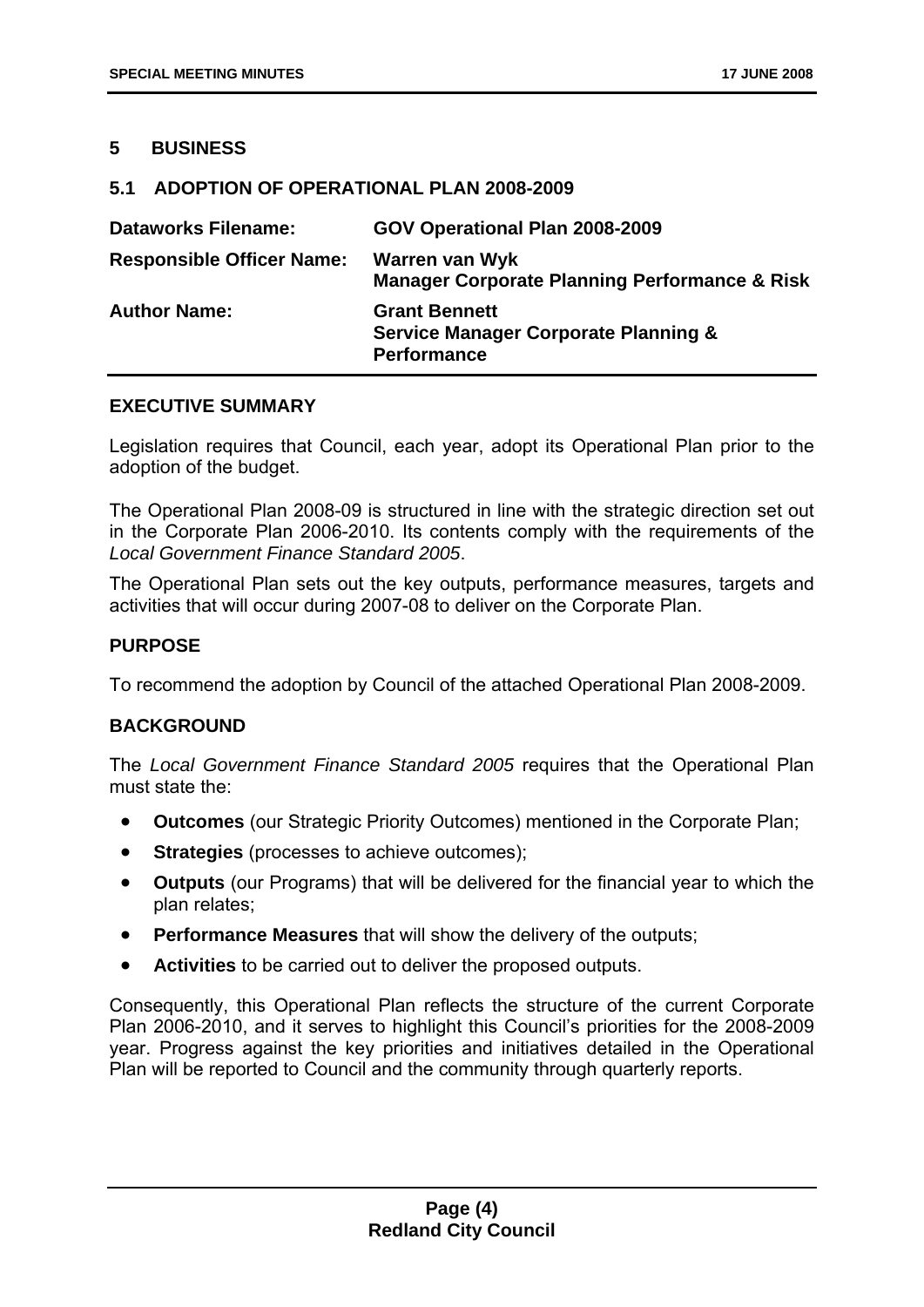## 5 BUSINESS

### 5.1 ADOPTION OF OPERATIONAL PLAN 2008-2009

| | |
|---|---|
| **Dataworks Filename:** | **GOV Operational Plan 2008-2009** |
| **Responsible Officer Name:** | **Warren van Wyk**<br>**Manager Corporate Planning Performance & Risk** |
| **Author Name:** | **Grant Bennett**<br>**Service Manager Corporate Planning & Performance** |

#### EXECUTIVE SUMMARY

Legislation requires that Council, each year, adopt its Operational Plan prior to the adoption of the budget.

The Operational Plan 2008-09 is structured in line with the strategic direction set out in the Corporate Plan 2006-2010. Its contents comply with the requirements of the *Local Government Finance Standard 2005*.

The Operational Plan sets out the key outputs, performance measures, targets and activities that will occur during 2007-08 to deliver on the Corporate Plan.

#### PURPOSE

To recommend the adoption by Council of the attached Operational Plan 2008-2009.

#### BACKGROUND

The *Local Government Finance Standard 2005* requires that the Operational Plan must state the:

- **Outcomes** (our Strategic Priority Outcomes) mentioned in the Corporate Plan;
- **Strategies** (processes to achieve outcomes);
- **Outputs** (our Programs) that will be delivered for the financial year to which the plan relates;
- **Performance Measures** that will show the delivery of the outputs;
- **Activities** to be carried out to deliver the proposed outputs.

Consequently, this Operational Plan reflects the structure of the current Corporate Plan 2006-2010, and it serves to highlight this Council's priorities for the 2008-2009 year. Progress against the key priorities and initiatives detailed in the Operational Plan will be reported to Council and the community through quarterly reports.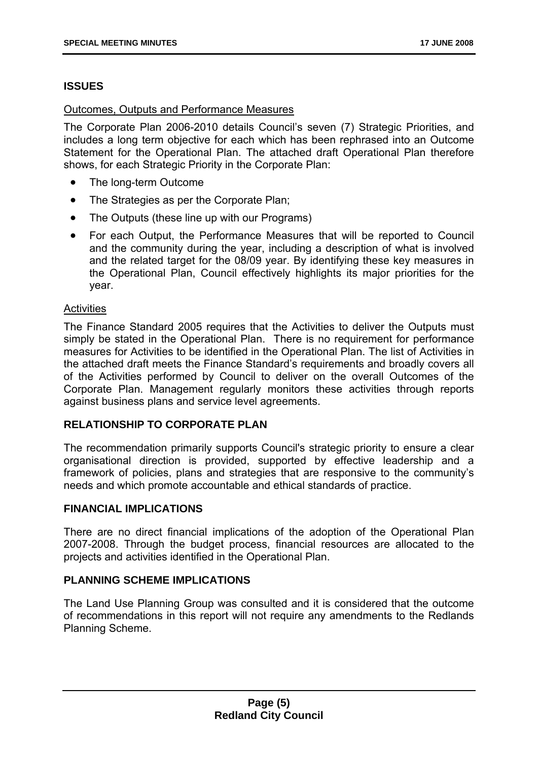## ISSUES

Outcomes, Outputs and Performance Measures

The Corporate Plan 2006-2010 details Council's seven (7) Strategic Priorities, and includes a long term objective for each which has been rephrased into an Outcome Statement for the Operational Plan. The attached draft Operational Plan therefore shows, for each Strategic Priority in the Corporate Plan:

- The long-term Outcome
- The Strategies as per the Corporate Plan;
- The Outputs (these line up with our Programs)
- For each Output, the Performance Measures that will be reported to Council and the community during the year, including a description of what is involved and the related target for the 08/09 year. By identifying these key measures in the Operational Plan, Council effectively highlights its major priorities for the year.

Activities

The Finance Standard 2005 requires that the Activities to deliver the Outputs must simply be stated in the Operational Plan. There is no requirement for performance measures for Activities to be identified in the Operational Plan. The list of Activities in the attached draft meets the Finance Standard's requirements and broadly covers all of the Activities performed by Council to deliver on the overall Outcomes of the Corporate Plan. Management regularly monitors these activities through reports against business plans and service level agreements.

## RELATIONSHIP TO CORPORATE PLAN

The recommendation primarily supports Council's strategic priority to ensure a clear organisational direction is provided, supported by effective leadership and a framework of policies, plans and strategies that are responsive to the community's needs and which promote accountable and ethical standards of practice.

## FINANCIAL IMPLICATIONS

There are no direct financial implications of the adoption of the Operational Plan 2007-2008. Through the budget process, financial resources are allocated to the projects and activities identified in the Operational Plan.

## PLANNING SCHEME IMPLICATIONS

The Land Use Planning Group was consulted and it is considered that the outcome of recommendations in this report will not require any amendments to the Redlands Planning Scheme.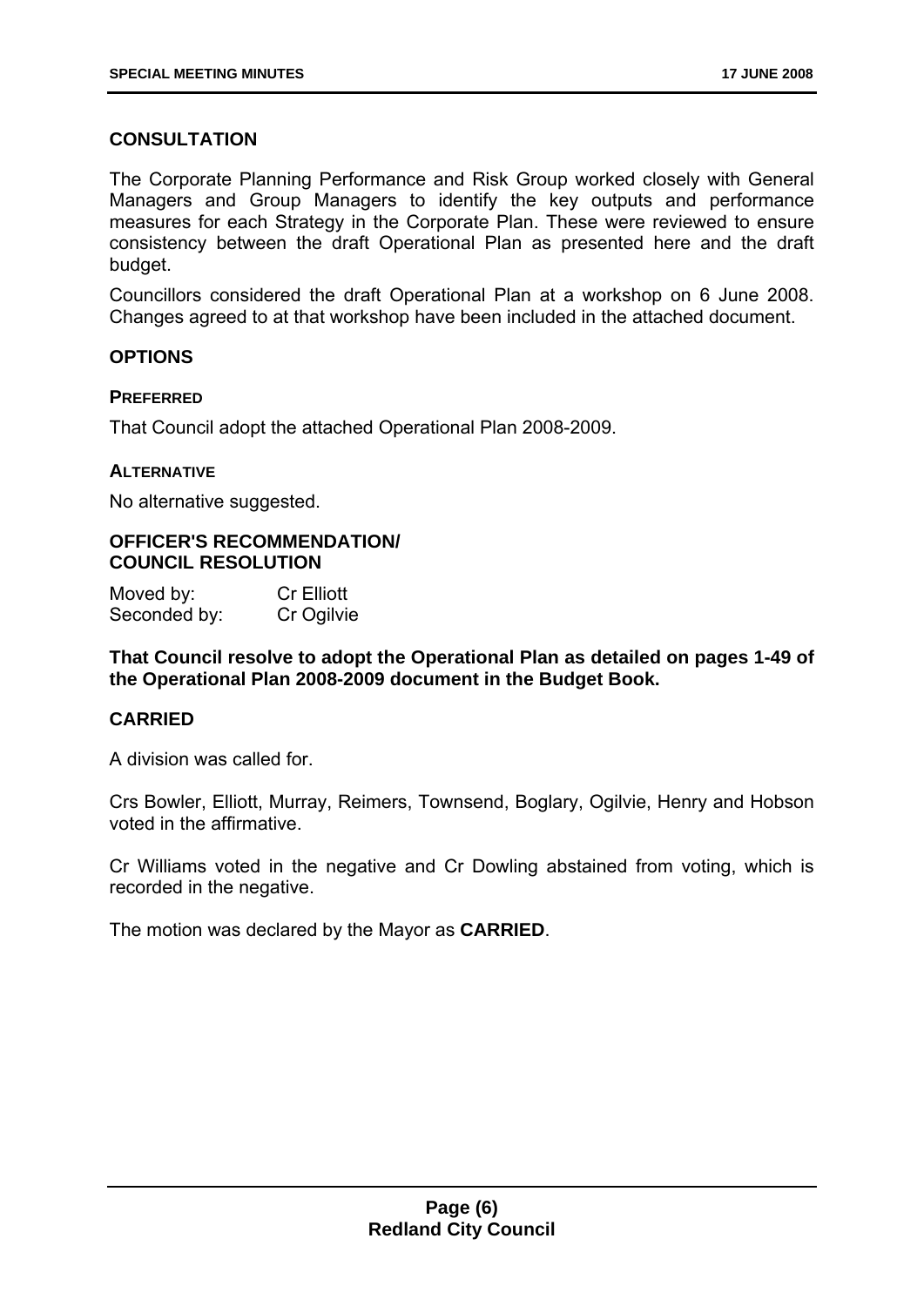## CONSULTATION

The Corporate Planning Performance and Risk Group worked closely with General Managers and Group Managers to identify the key outputs and performance measures for each Strategy in the Corporate Plan. These were reviewed to ensure consistency between the draft Operational Plan as presented here and the draft budget.

Councillors considered the draft Operational Plan at a workshop on 6 June 2008. Changes agreed to at that workshop have been included in the attached document.

## OPTIONS

### PREFERRED

That Council adopt the attached Operational Plan 2008-2009.

### ALTERNATIVE

No alternative suggested.

## OFFICER'S RECOMMENDATION/ COUNCIL RESOLUTION

Moved by: Cr Elliott
Seconded by: Cr Ogilvie

**That Council resolve to adopt the Operational Plan as detailed on pages 1-49 of the Operational Plan 2008-2009 document in the Budget Book.**

## CARRIED

A division was called for.

Crs Bowler, Elliott, Murray, Reimers, Townsend, Boglary, Ogilvie, Henry and Hobson voted in the affirmative.

Cr Williams voted in the negative and Cr Dowling abstained from voting, which is recorded in the negative.

The motion was declared by the Mayor as **CARRIED**.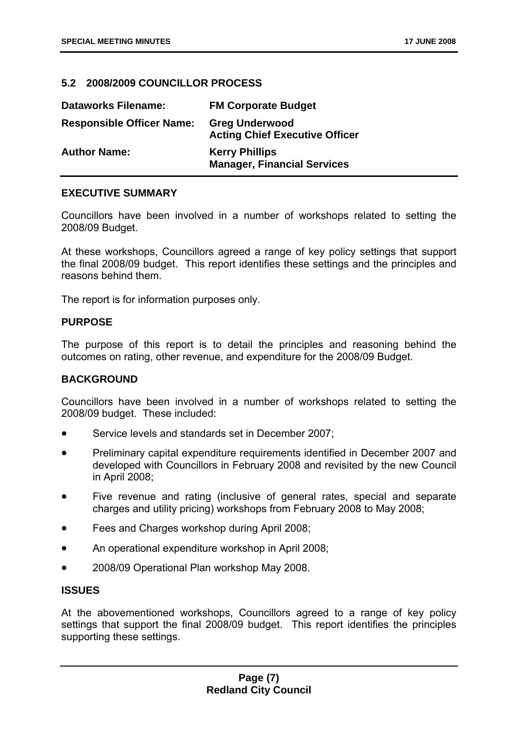## 5.2 2008/2009 COUNCILLOR PROCESS

| | |
|---|---|
| **Dataworks Filename:** | **FM Corporate Budget** |
| **Responsible Officer Name:** | **Greg Underwood**<br>**Acting Chief Executive Officer** |
| **Author Name:** | **Kerry Phillips**<br>**Manager, Financial Services** |

### EXECUTIVE SUMMARY

Councillors have been involved in a number of workshops related to setting the 2008/09 Budget.

At these workshops, Councillors agreed a range of key policy settings that support the final 2008/09 budget. This report identifies these settings and the principles and reasons behind them.

The report is for information purposes only.

### PURPOSE

The purpose of this report is to detail the principles and reasoning behind the outcomes on rating, other revenue, and expenditure for the 2008/09 Budget.

### BACKGROUND

Councillors have been involved in a number of workshops related to setting the 2008/09 budget. These included:

- Service levels and standards set in December 2007;
- Preliminary capital expenditure requirements identified in December 2007 and developed with Councillors in February 2008 and revisited by the new Council in April 2008;
- Five revenue and rating (inclusive of general rates, special and separate charges and utility pricing) workshops from February 2008 to May 2008;
- Fees and Charges workshop during April 2008;
- An operational expenditure workshop in April 2008;
- 2008/09 Operational Plan workshop May 2008.

### ISSUES

At the abovementioned workshops, Councillors agreed to a range of key policy settings that support the final 2008/09 budget. This report identifies the principles supporting these settings.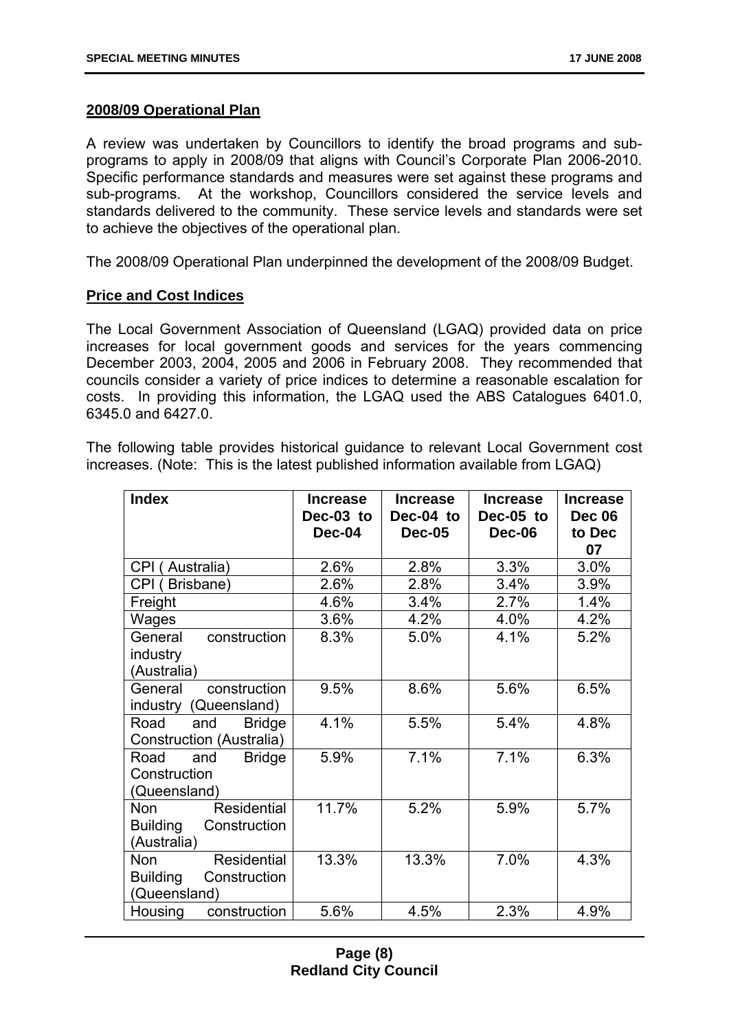## 2008/09 Operational Plan

A review was undertaken by Councillors to identify the broad programs and sub-programs to apply in 2008/09 that aligns with Council's Corporate Plan 2006-2010. Specific performance standards and measures were set against these programs and sub-programs. At the workshop, Councillors considered the service levels and standards delivered to the community. These service levels and standards were set to achieve the objectives of the operational plan.

The 2008/09 Operational Plan underpinned the development of the 2008/09 Budget.

## Price and Cost Indices

The Local Government Association of Queensland (LGAQ) provided data on price increases for local government goods and services for the years commencing December 2003, 2004, 2005 and 2006 in February 2008. They recommended that councils consider a variety of price indices to determine a reasonable escalation for costs. In providing this information, the LGAQ used the ABS Catalogues 6401.0, 6345.0 and 6427.0.

The following table provides historical guidance to relevant Local Government cost increases. (Note: This is the latest published information available from LGAQ)

| Index | Increase Dec-03 to Dec-04 | Increase Dec-04 to Dec-05 | Increase Dec-05 to Dec-06 | Increase Dec 06 to Dec 07 |
|---|---|---|---|---|
| CPI ( Australia) | 2.6% | 2.8% | 3.3% | 3.0% |
| CPI ( Brisbane) | 2.6% | 2.8% | 3.4% | 3.9% |
| Freight | 4.6% | 3.4% | 2.7% | 1.4% |
| Wages | 3.6% | 4.2% | 4.0% | 4.2% |
| General construction industry (Australia) | 8.3% | 5.0% | 4.1% | 5.2% |
| General construction industry (Queensland) | 9.5% | 8.6% | 5.6% | 6.5% |
| Road and Bridge Construction (Australia) | 4.1% | 5.5% | 5.4% | 4.8% |
| Road and Bridge Construction (Queensland) | 5.9% | 7.1% | 7.1% | 6.3% |
| Non Residential Building Construction (Australia) | 11.7% | 5.2% | 5.9% | 5.7% |
| Non Residential Building Construction (Queensland) | 13.3% | 13.3% | 7.0% | 4.3% |
| Housing construction | 5.6% | 4.5% | 2.3% | 4.9% |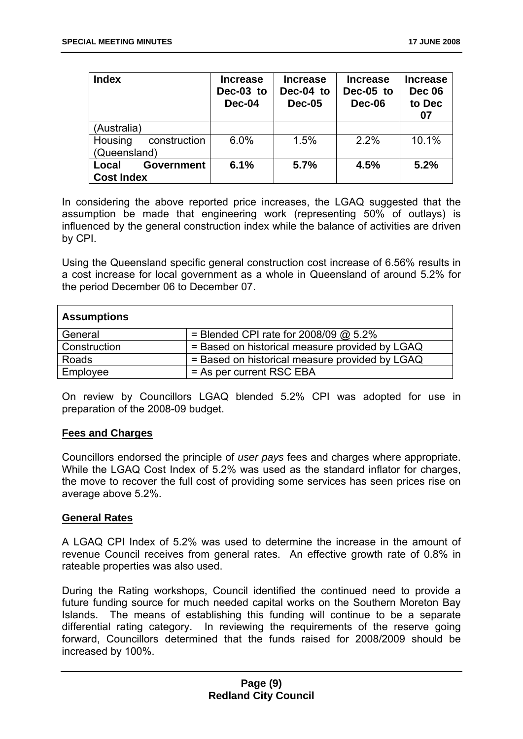| Index | Increase Dec-03 to Dec-04 | Increase Dec-04 to Dec-05 | Increase Dec-05 to Dec-06 | Increase Dec 06 to Dec 07 |
|---|---|---|---|---|
| (Australia) | | | | |
| Housing construction (Queensland) | 6.0% | 1.5% | 2.2% | 10.1% |
| **Local Government Cost Index** | **6.1%** | **5.7%** | **4.5%** | **5.2%** |

In considering the above reported price increases, the LGAQ suggested that the assumption be made that engineering work (representing 50% of outlays) is influenced by the general construction index while the balance of activities are driven by CPI.

Using the Queensland specific general construction cost increase of 6.56% results in a cost increase for local government as a whole in Queensland of around 5.2% for the period December 06 to December 07.

| **Assumptions** | |
|---|---|
| General | = Blended CPI rate for 2008/09 @ 5.2% |
| Construction | = Based on historical measure provided by LGAQ |
| Roads | = Based on historical measure provided by LGAQ |
| Employee | = As per current RSC EBA |

On review by Councillors LGAQ blended 5.2% CPI was adopted for use in preparation of the 2008-09 budget.

**Fees and Charges**

Councillors endorsed the principle of *user pays* fees and charges where appropriate. While the LGAQ Cost Index of 5.2% was used as the standard inflator for charges, the move to recover the full cost of providing some services has seen prices rise on average above 5.2%.

**General Rates**

A LGAQ CPI Index of 5.2% was used to determine the increase in the amount of revenue Council receives from general rates. An effective growth rate of 0.8% in rateable properties was also used.

During the Rating workshops, Council identified the continued need to provide a future funding source for much needed capital works on the Southern Moreton Bay Islands. The means of establishing this funding will continue to be a separate differential rating category. In reviewing the requirements of the reserve going forward, Councillors determined that the funds raised for 2008/2009 should be increased by 100%.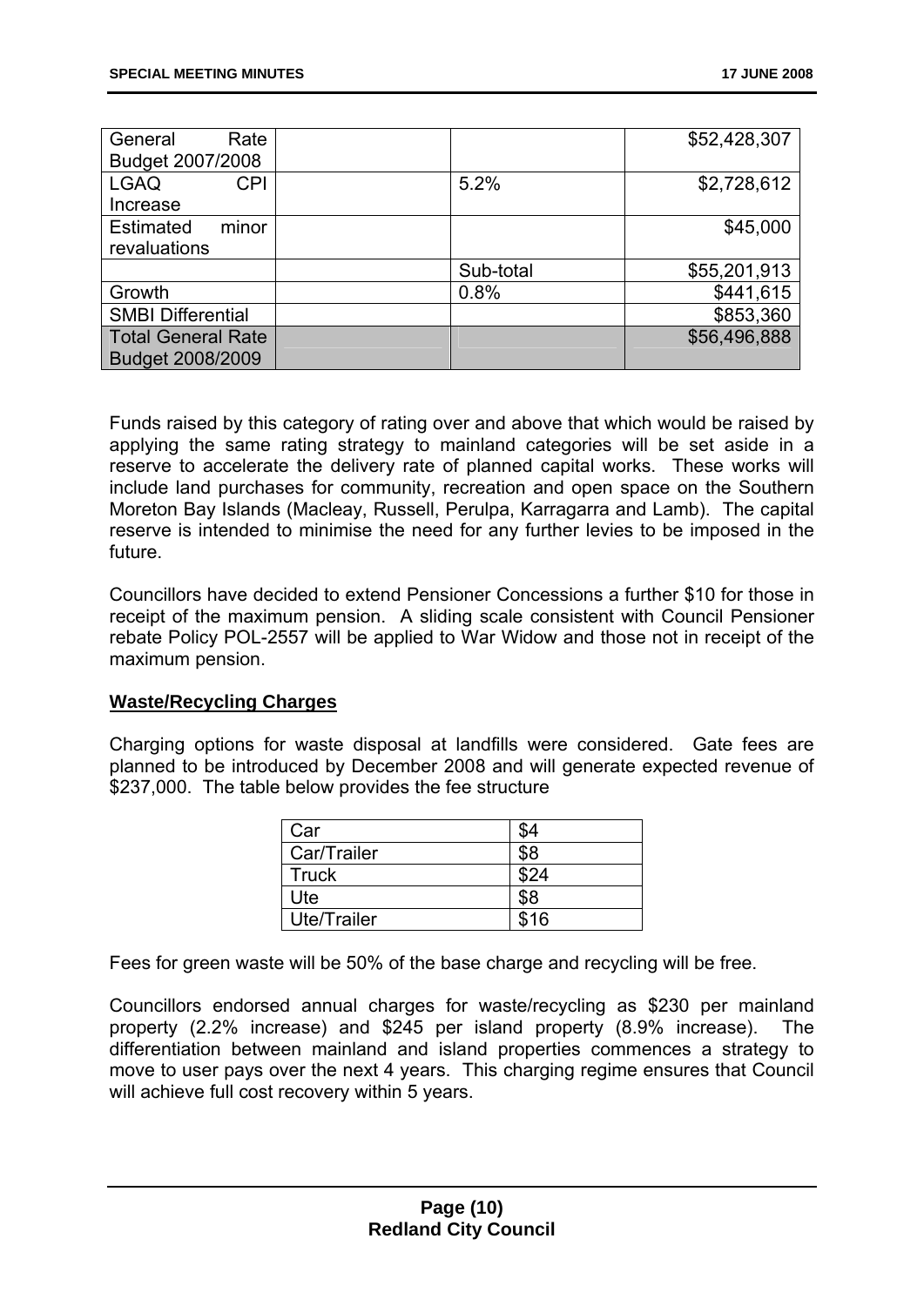| General Rate Budget 2007/2008 | | | $52,428,307 |
| --- | --- | --- | --- |
| LGAQ CPI Increase | | 5.2% | $2,728,612 |
| Estimated minor revaluations | | | $45,000 |
| | | Sub-total | $55,201,913 |
| Growth | | 0.8% | $441,615 |
| SMBI Differential | | | $853,360 |
| Total General Rate Budget 2008/2009 | | | $56,496,888 |

Funds raised by this category of rating over and above that which would be raised by applying the same rating strategy to mainland categories will be set aside in a reserve to accelerate the delivery rate of planned capital works. These works will include land purchases for community, recreation and open space on the Southern Moreton Bay Islands (Macleay, Russell, Perulpa, Karragarra and Lamb). The capital reserve is intended to minimise the need for any further levies to be imposed in the future.

Councillors have decided to extend Pensioner Concessions a further $10 for those in receipt of the maximum pension. A sliding scale consistent with Council Pensioner rebate Policy POL-2557 will be applied to War Widow and those not in receipt of the maximum pension.

**Waste/Recycling Charges**

Charging options for waste disposal at landfills were considered. Gate fees are planned to be introduced by December 2008 and will generate expected revenue of $237,000. The table below provides the fee structure

| Car | $4 |
| --- | --- |
| Car/Trailer | $8 |
| Truck | $24 |
| Ute | $8 |
| Ute/Trailer | $16 |

Fees for green waste will be 50% of the base charge and recycling will be free.

Councillors endorsed annual charges for waste/recycling as $230 per mainland property (2.2% increase) and $245 per island property (8.9% increase). The differentiation between mainland and island properties commences a strategy to move to user pays over the next 4 years. This charging regime ensures that Council will achieve full cost recovery within 5 years.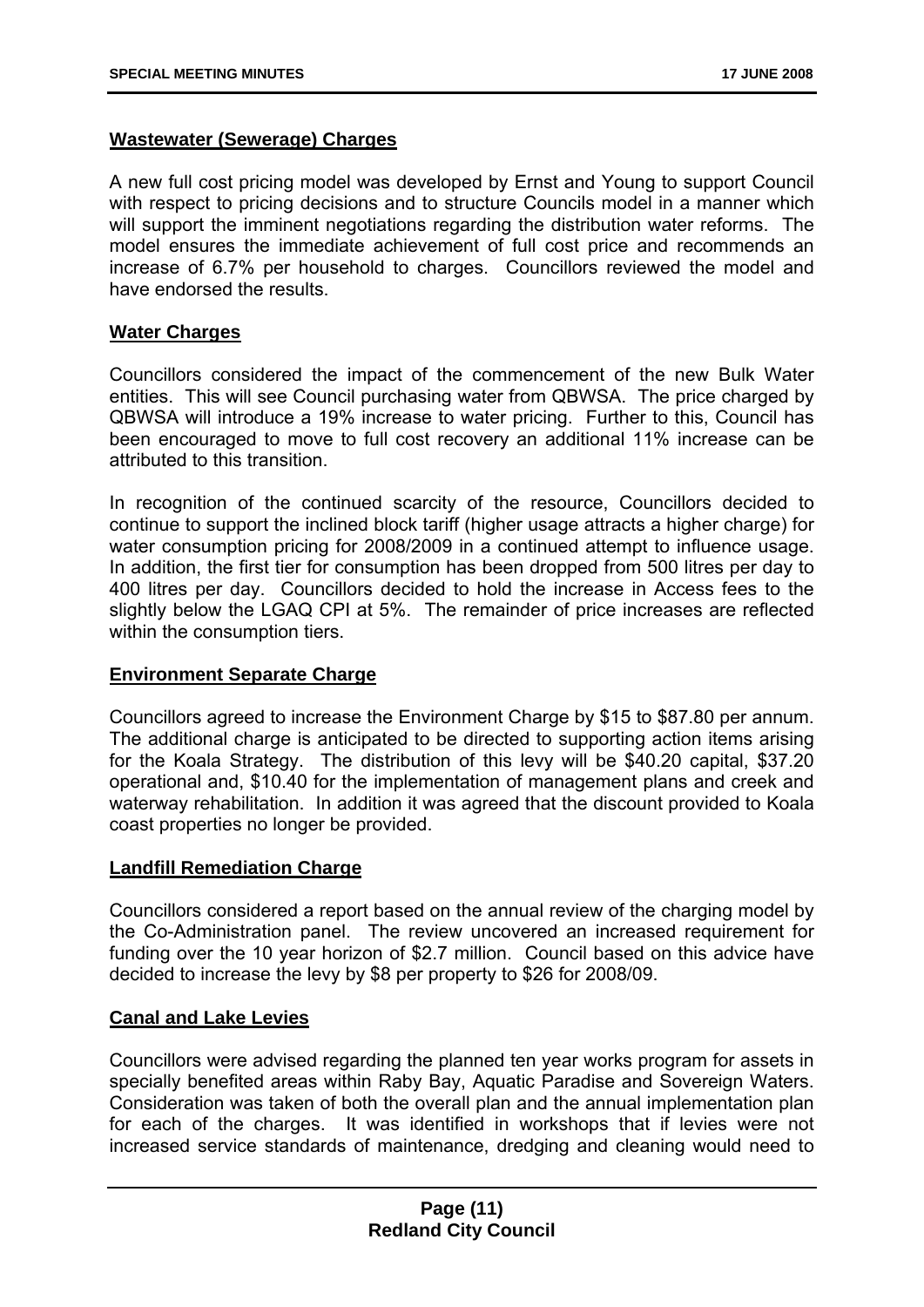**Wastewater (Sewerage) Charges**

A new full cost pricing model was developed by Ernst and Young to support Council with respect to pricing decisions and to structure Councils model in a manner which will support the imminent negotiations regarding the distribution water reforms. The model ensures the immediate achievement of full cost price and recommends an increase of 6.7% per household to charges. Councillors reviewed the model and have endorsed the results.

**Water Charges**

Councillors considered the impact of the commencement of the new Bulk Water entities. This will see Council purchasing water from QBWSA. The price charged by QBWSA will introduce a 19% increase to water pricing. Further to this, Council has been encouraged to move to full cost recovery an additional 11% increase can be attributed to this transition.

In recognition of the continued scarcity of the resource, Councillors decided to continue to support the inclined block tariff (higher usage attracts a higher charge) for water consumption pricing for 2008/2009 in a continued attempt to influence usage. In addition, the first tier for consumption has been dropped from 500 litres per day to 400 litres per day. Councillors decided to hold the increase in Access fees to the slightly below the LGAQ CPI at 5%. The remainder of price increases are reflected within the consumption tiers.

**Environment Separate Charge**

Councillors agreed to increase the Environment Charge by $15 to $87.80 per annum. The additional charge is anticipated to be directed to supporting action items arising for the Koala Strategy. The distribution of this levy will be $40.20 capital, $37.20 operational and, $10.40 for the implementation of management plans and creek and waterway rehabilitation. In addition it was agreed that the discount provided to Koala coast properties no longer be provided.

**Landfill Remediation Charge**

Councillors considered a report based on the annual review of the charging model by the Co-Administration panel. The review uncovered an increased requirement for funding over the 10 year horizon of $2.7 million. Council based on this advice have decided to increase the levy by $8 per property to $26 for 2008/09.

**Canal and Lake Levies**

Councillors were advised regarding the planned ten year works program for assets in specially benefited areas within Raby Bay, Aquatic Paradise and Sovereign Waters. Consideration was taken of both the overall plan and the annual implementation plan for each of the charges. It was identified in workshops that if levies were not increased service standards of maintenance, dredging and cleaning would need to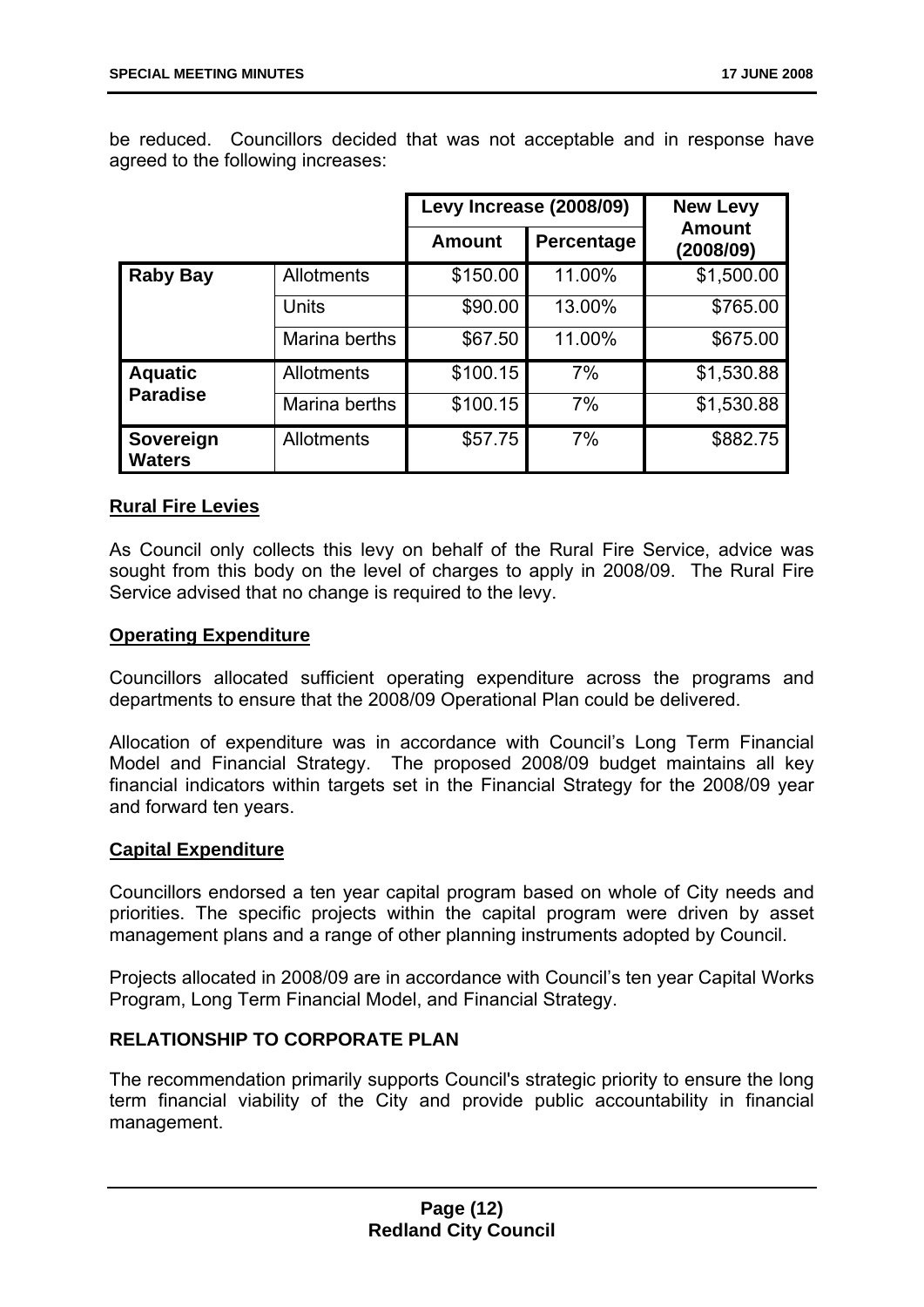be reduced. Councillors decided that was not acceptable and in response have agreed to the following increases:

| | | Levy Increase (2008/09) | | New Levy Amount (2008/09) |
|---|---|---|---|---|
| | | Amount | Percentage | |
| **Raby Bay** | Allotments | $150.00 | 11.00% | $1,500.00 |
| | Units | $90.00 | 13.00% | $765.00 |
| | Marina berths | $67.50 | 11.00% | $675.00 |
| **Aquatic Paradise** | Allotments | $100.15 | 7% | $1,530.88 |
| | Marina berths | $100.15 | 7% | $1,530.88 |
| **Sovereign Waters** | Allotments | $57.75 | 7% | $882.75 |

**Rural Fire Levies**

As Council only collects this levy on behalf of the Rural Fire Service, advice was sought from this body on the level of charges to apply in 2008/09. The Rural Fire Service advised that no change is required to the levy.

**Operating Expenditure**

Councillors allocated sufficient operating expenditure across the programs and departments to ensure that the 2008/09 Operational Plan could be delivered.

Allocation of expenditure was in accordance with Council's Long Term Financial Model and Financial Strategy. The proposed 2008/09 budget maintains all key financial indicators within targets set in the Financial Strategy for the 2008/09 year and forward ten years.

**Capital Expenditure**

Councillors endorsed a ten year capital program based on whole of City needs and priorities. The specific projects within the capital program were driven by asset management plans and a range of other planning instruments adopted by Council.

Projects allocated in 2008/09 are in accordance with Council's ten year Capital Works Program, Long Term Financial Model, and Financial Strategy.

## RELATIONSHIP TO CORPORATE PLAN

The recommendation primarily supports Council's strategic priority to ensure the long term financial viability of the City and provide public accountability in financial management.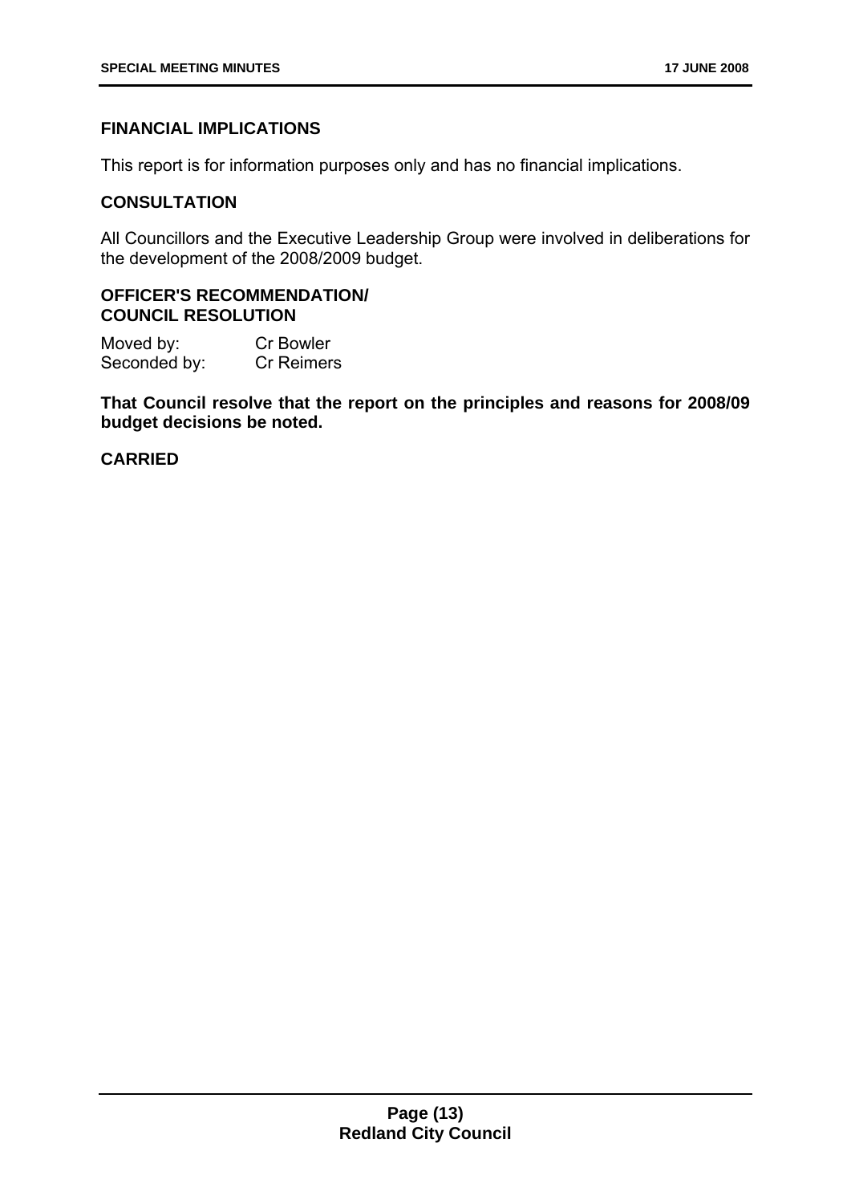**FINANCIAL IMPLICATIONS**

This report is for information purposes only and has no financial implications.

**CONSULTATION**

All Councillors and the Executive Leadership Group were involved in deliberations for the development of the 2008/2009 budget.

**OFFICER'S RECOMMENDATION/ COUNCIL RESOLUTION**

Moved by: Cr Bowler
Seconded by: Cr Reimers

**That Council resolve that the report on the principles and reasons for 2008/09 budget decisions be noted.**

**CARRIED**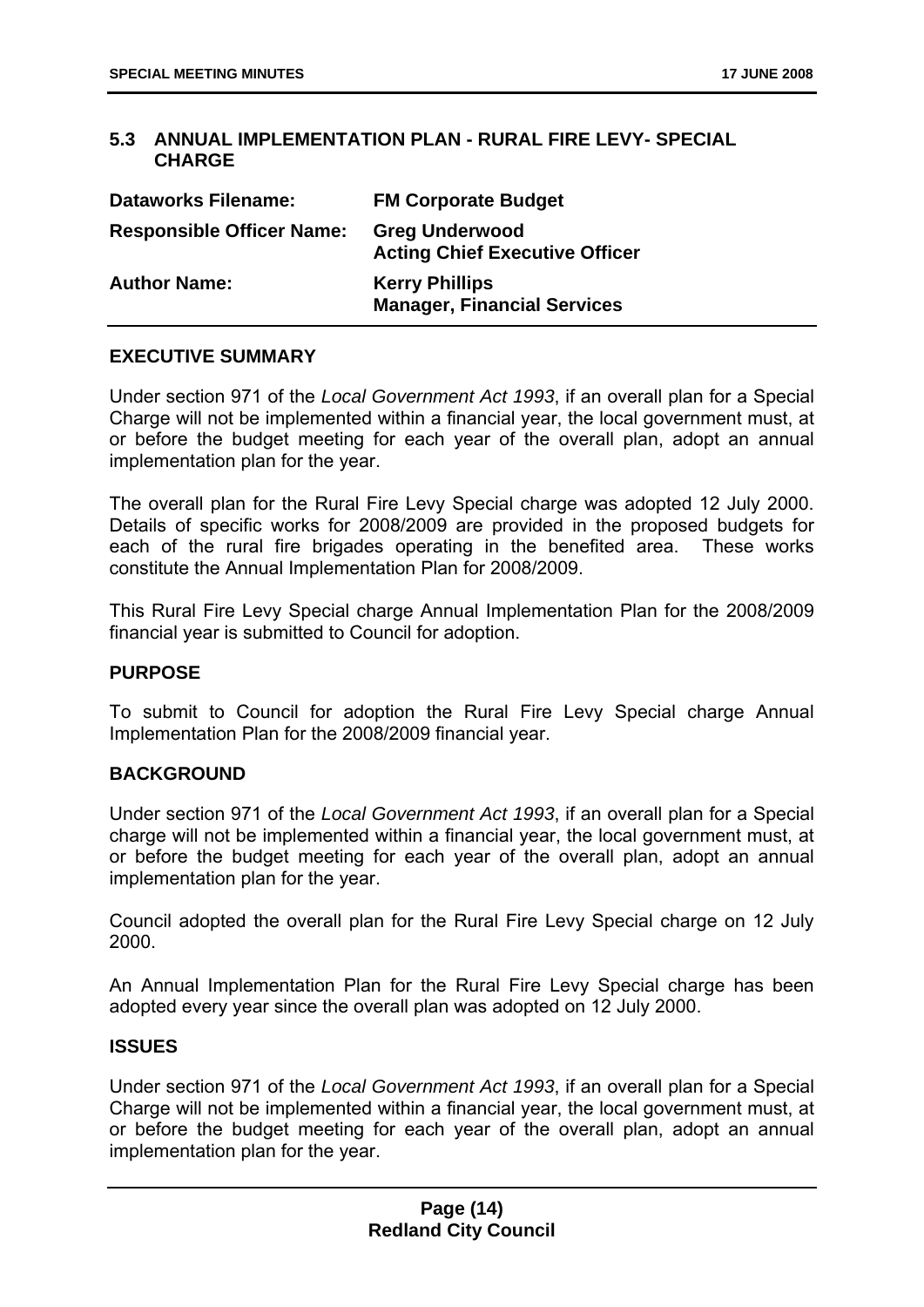## 5.3 ANNUAL IMPLEMENTATION PLAN - RURAL FIRE LEVY- SPECIAL CHARGE

| | |
|---|---|
| **Dataworks Filename:** | **FM Corporate Budget** |
| **Responsible Officer Name:** | **Greg Underwood**<br>**Acting Chief Executive Officer** |
| **Author Name:** | **Kerry Phillips**<br>**Manager, Financial Services** |

### EXECUTIVE SUMMARY

Under section 971 of the *Local Government Act 1993*, if an overall plan for a Special Charge will not be implemented within a financial year, the local government must, at or before the budget meeting for each year of the overall plan, adopt an annual implementation plan for the year.

The overall plan for the Rural Fire Levy Special charge was adopted 12 July 2000. Details of specific works for 2008/2009 are provided in the proposed budgets for each of the rural fire brigades operating in the benefited area. These works constitute the Annual Implementation Plan for 2008/2009.

This Rural Fire Levy Special charge Annual Implementation Plan for the 2008/2009 financial year is submitted to Council for adoption.

### PURPOSE

To submit to Council for adoption the Rural Fire Levy Special charge Annual Implementation Plan for the 2008/2009 financial year.

### BACKGROUND

Under section 971 of the *Local Government Act 1993*, if an overall plan for a Special charge will not be implemented within a financial year, the local government must, at or before the budget meeting for each year of the overall plan, adopt an annual implementation plan for the year.

Council adopted the overall plan for the Rural Fire Levy Special charge on 12 July 2000.

An Annual Implementation Plan for the Rural Fire Levy Special charge has been adopted every year since the overall plan was adopted on 12 July 2000.

### ISSUES

Under section 971 of the *Local Government Act 1993*, if an overall plan for a Special Charge will not be implemented within a financial year, the local government must, at or before the budget meeting for each year of the overall plan, adopt an annual implementation plan for the year.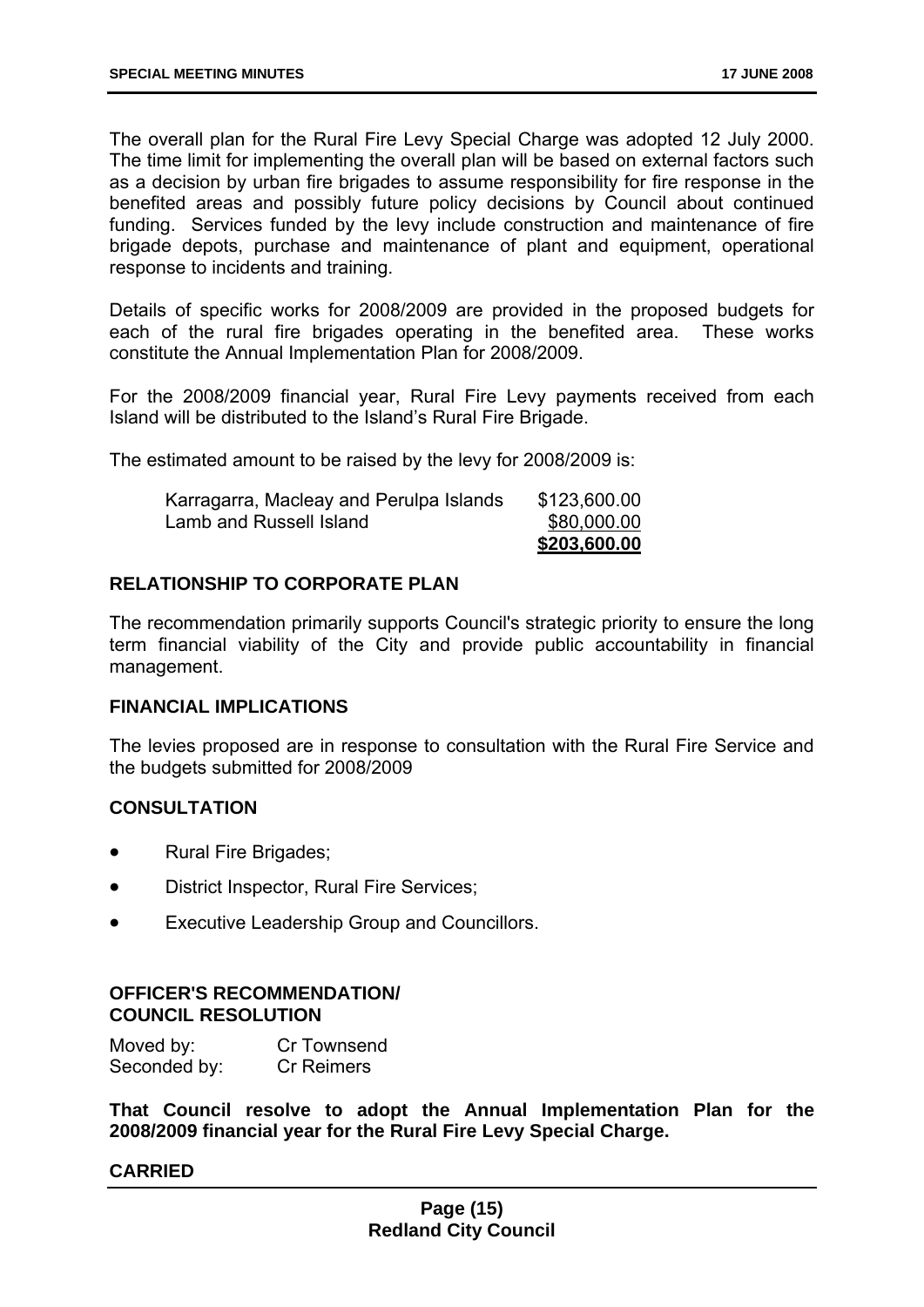The overall plan for the Rural Fire Levy Special Charge was adopted 12 July 2000. The time limit for implementing the overall plan will be based on external factors such as a decision by urban fire brigades to assume responsibility for fire response in the benefited areas and possibly future policy decisions by Council about continued funding. Services funded by the levy include construction and maintenance of fire brigade depots, purchase and maintenance of plant and equipment, operational response to incidents and training.

Details of specific works for 2008/2009 are provided in the proposed budgets for each of the rural fire brigades operating in the benefited area. These works constitute the Annual Implementation Plan for 2008/2009.

For the 2008/2009 financial year, Rural Fire Levy payments received from each Island will be distributed to the Island's Rural Fire Brigade.

The estimated amount to be raised by the levy for 2008/2009 is:

| | |
|---|---|
| Karragarra, Macleay and Perulpa Islands | \$123,600.00 |
| Lamb and Russell Island | \$80,000.00 |
| | **\$203,600.00** |

## RELATIONSHIP TO CORPORATE PLAN

The recommendation primarily supports Council's strategic priority to ensure the long term financial viability of the City and provide public accountability in financial management.

## FINANCIAL IMPLICATIONS

The levies proposed are in response to consultation with the Rural Fire Service and the budgets submitted for 2008/2009

## CONSULTATION

- Rural Fire Brigades;
- District Inspector, Rural Fire Services;
- Executive Leadership Group and Councillors.

## OFFICER'S RECOMMENDATION/ COUNCIL RESOLUTION

Moved by: Cr Townsend
Seconded by: Cr Reimers

**That Council resolve to adopt the Annual Implementation Plan for the 2008/2009 financial year for the Rural Fire Levy Special Charge.**

**CARRIED**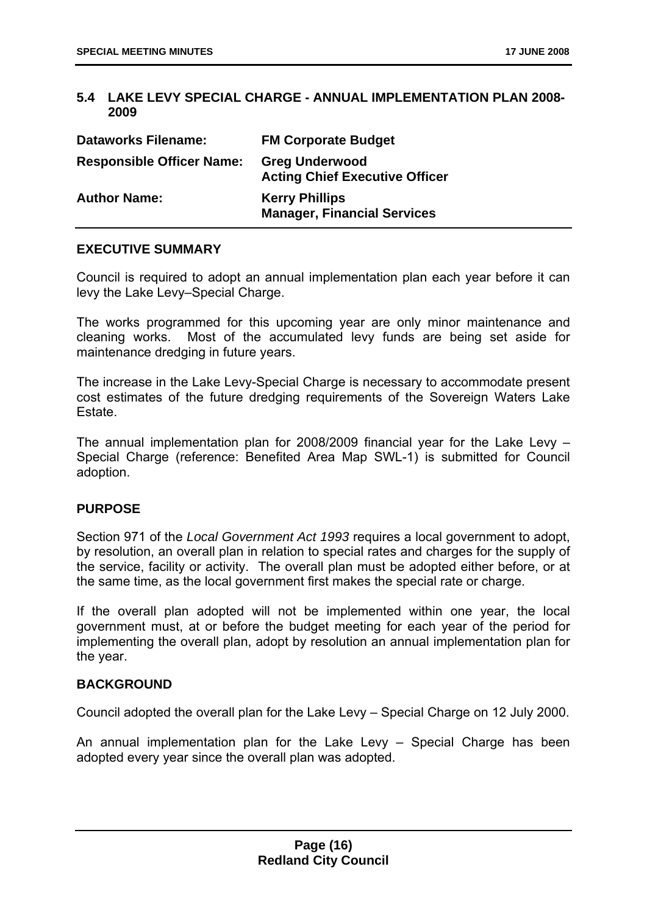## 5.4 LAKE LEVY SPECIAL CHARGE - ANNUAL IMPLEMENTATION PLAN 2008-2009

| | |
|---|---|
| **Dataworks Filename:** | **FM Corporate Budget** |
| **Responsible Officer Name:** | **Greg Underwood**<br>**Acting Chief Executive Officer** |
| **Author Name:** | **Kerry Phillips**<br>**Manager, Financial Services** |

### EXECUTIVE SUMMARY

Council is required to adopt an annual implementation plan each year before it can levy the Lake Levy–Special Charge.

The works programmed for this upcoming year are only minor maintenance and cleaning works. Most of the accumulated levy funds are being set aside for maintenance dredging in future years.

The increase in the Lake Levy-Special Charge is necessary to accommodate present cost estimates of the future dredging requirements of the Sovereign Waters Lake Estate.

The annual implementation plan for 2008/2009 financial year for the Lake Levy – Special Charge (reference: Benefited Area Map SWL-1) is submitted for Council adoption.

### PURPOSE

Section 971 of the *Local Government Act 1993* requires a local government to adopt, by resolution, an overall plan in relation to special rates and charges for the supply of the service, facility or activity. The overall plan must be adopted either before, or at the same time, as the local government first makes the special rate or charge.

If the overall plan adopted will not be implemented within one year, the local government must, at or before the budget meeting for each year of the period for implementing the overall plan, adopt by resolution an annual implementation plan for the year.

### BACKGROUND

Council adopted the overall plan for the Lake Levy – Special Charge on 12 July 2000.

An annual implementation plan for the Lake Levy – Special Charge has been adopted every year since the overall plan was adopted.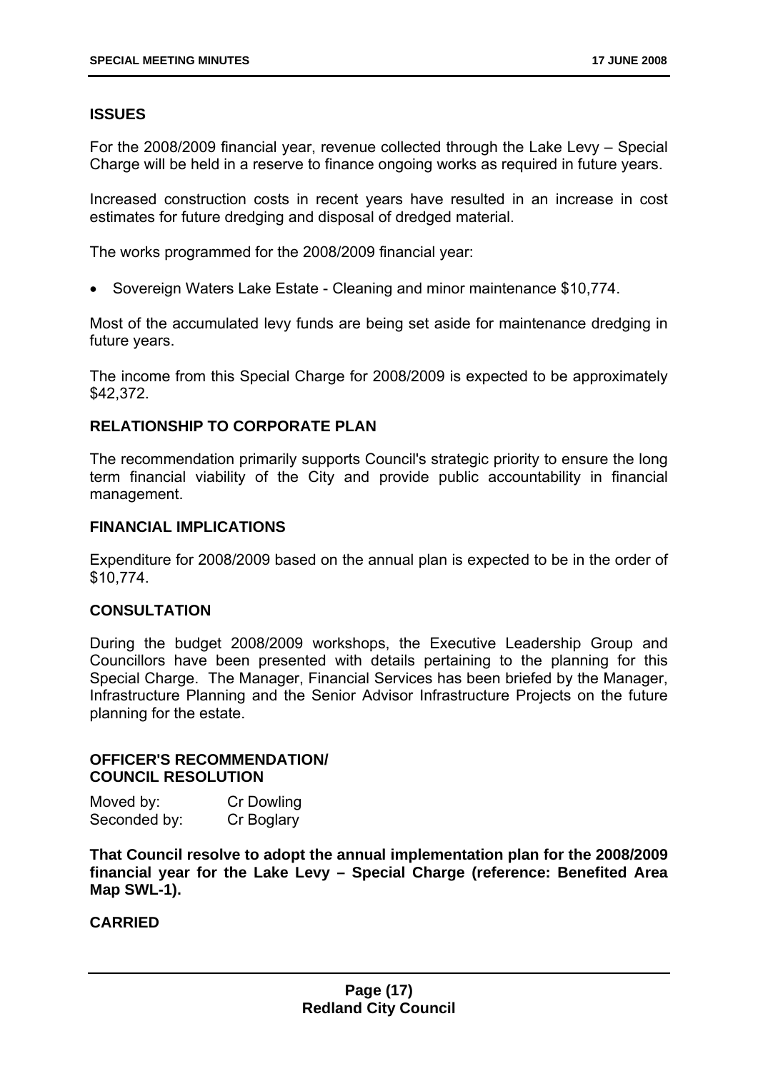## ISSUES

For the 2008/2009 financial year, revenue collected through the Lake Levy – Special Charge will be held in a reserve to finance ongoing works as required in future years.

Increased construction costs in recent years have resulted in an increase in cost estimates for future dredging and disposal of dredged material.

The works programmed for the 2008/2009 financial year:

- Sovereign Waters Lake Estate - Cleaning and minor maintenance $10,774.

Most of the accumulated levy funds are being set aside for maintenance dredging in future years.

The income from this Special Charge for 2008/2009 is expected to be approximately $42,372.

## RELATIONSHIP TO CORPORATE PLAN

The recommendation primarily supports Council's strategic priority to ensure the long term financial viability of the City and provide public accountability in financial management.

## FINANCIAL IMPLICATIONS

Expenditure for 2008/2009 based on the annual plan is expected to be in the order of $10,774.

## CONSULTATION

During the budget 2008/2009 workshops, the Executive Leadership Group and Councillors have been presented with details pertaining to the planning for this Special Charge. The Manager, Financial Services has been briefed by the Manager, Infrastructure Planning and the Senior Advisor Infrastructure Projects on the future planning for the estate.

## OFFICER'S RECOMMENDATION/ COUNCIL RESOLUTION

Moved by: Cr Dowling
Seconded by: Cr Boglary

**That Council resolve to adopt the annual implementation plan for the 2008/2009 financial year for the Lake Levy – Special Charge (reference: Benefited Area Map SWL-1).**

**CARRIED**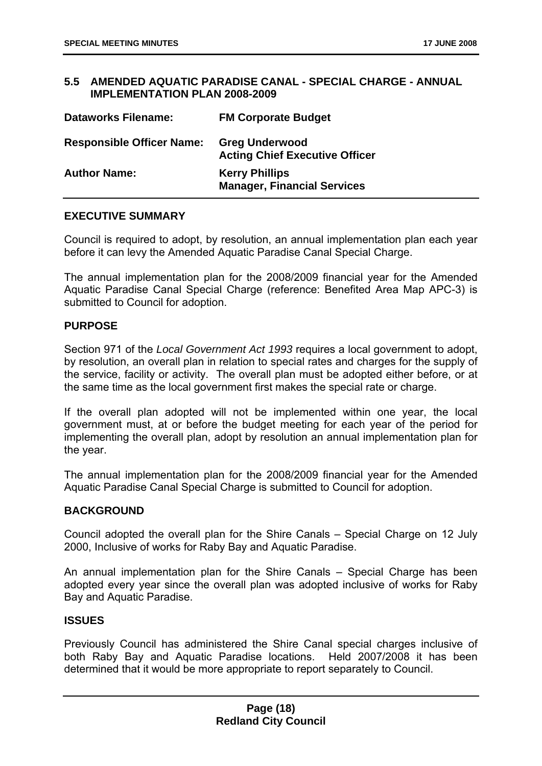## 5.5 AMENDED AQUATIC PARADISE CANAL - SPECIAL CHARGE - ANNUAL IMPLEMENTATION PLAN 2008-2009

| | |
|---|---|
| **Dataworks Filename:** | **FM Corporate Budget** |
| **Responsible Officer Name:** | **Greg Underwood**<br>**Acting Chief Executive Officer** |
| **Author Name:** | **Kerry Phillips**<br>**Manager, Financial Services** |

### EXECUTIVE SUMMARY

Council is required to adopt, by resolution, an annual implementation plan each year before it can levy the Amended Aquatic Paradise Canal Special Charge.

The annual implementation plan for the 2008/2009 financial year for the Amended Aquatic Paradise Canal Special Charge (reference: Benefited Area Map APC-3) is submitted to Council for adoption.

### PURPOSE

Section 971 of the *Local Government Act 1993* requires a local government to adopt, by resolution, an overall plan in relation to special rates and charges for the supply of the service, facility or activity. The overall plan must be adopted either before, or at the same time as the local government first makes the special rate or charge.

If the overall plan adopted will not be implemented within one year, the local government must, at or before the budget meeting for each year of the period for implementing the overall plan, adopt by resolution an annual implementation plan for the year.

The annual implementation plan for the 2008/2009 financial year for the Amended Aquatic Paradise Canal Special Charge is submitted to Council for adoption.

### BACKGROUND

Council adopted the overall plan for the Shire Canals – Special Charge on 12 July 2000, Inclusive of works for Raby Bay and Aquatic Paradise.

An annual implementation plan for the Shire Canals – Special Charge has been adopted every year since the overall plan was adopted inclusive of works for Raby Bay and Aquatic Paradise.

### ISSUES

Previously Council has administered the Shire Canal special charges inclusive of both Raby Bay and Aquatic Paradise locations. Held 2007/2008 it has been determined that it would be more appropriate to report separately to Council.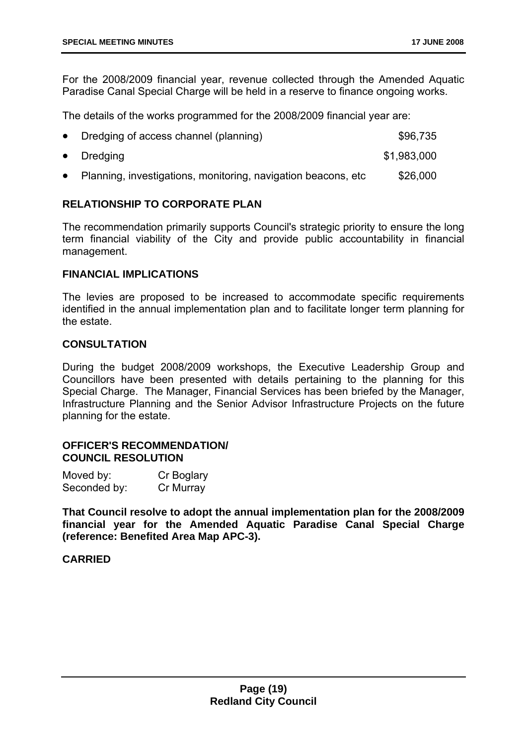For the 2008/2009 financial year, revenue collected through the Amended Aquatic Paradise Canal Special Charge will be held in a reserve to finance ongoing works.

The details of the works programmed for the 2008/2009 financial year are:

- Dredging of access channel (planning) $96,735
- Dredging $1,983,000
- Planning, investigations, monitoring, navigation beacons, etc $26,000

**RELATIONSHIP TO CORPORATE PLAN**

The recommendation primarily supports Council's strategic priority to ensure the long term financial viability of the City and provide public accountability in financial management.

**FINANCIAL IMPLICATIONS**

The levies are proposed to be increased to accommodate specific requirements identified in the annual implementation plan and to facilitate longer term planning for the estate.

**CONSULTATION**

During the budget 2008/2009 workshops, the Executive Leadership Group and Councillors have been presented with details pertaining to the planning for this Special Charge. The Manager, Financial Services has been briefed by the Manager, Infrastructure Planning and the Senior Advisor Infrastructure Projects on the future planning for the estate.

**OFFICER'S RECOMMENDATION/**
**COUNCIL RESOLUTION**

Moved by: Cr Boglary
Seconded by: Cr Murray

**That Council resolve to adopt the annual implementation plan for the 2008/2009 financial year for the Amended Aquatic Paradise Canal Special Charge (reference: Benefited Area Map APC-3).**

**CARRIED**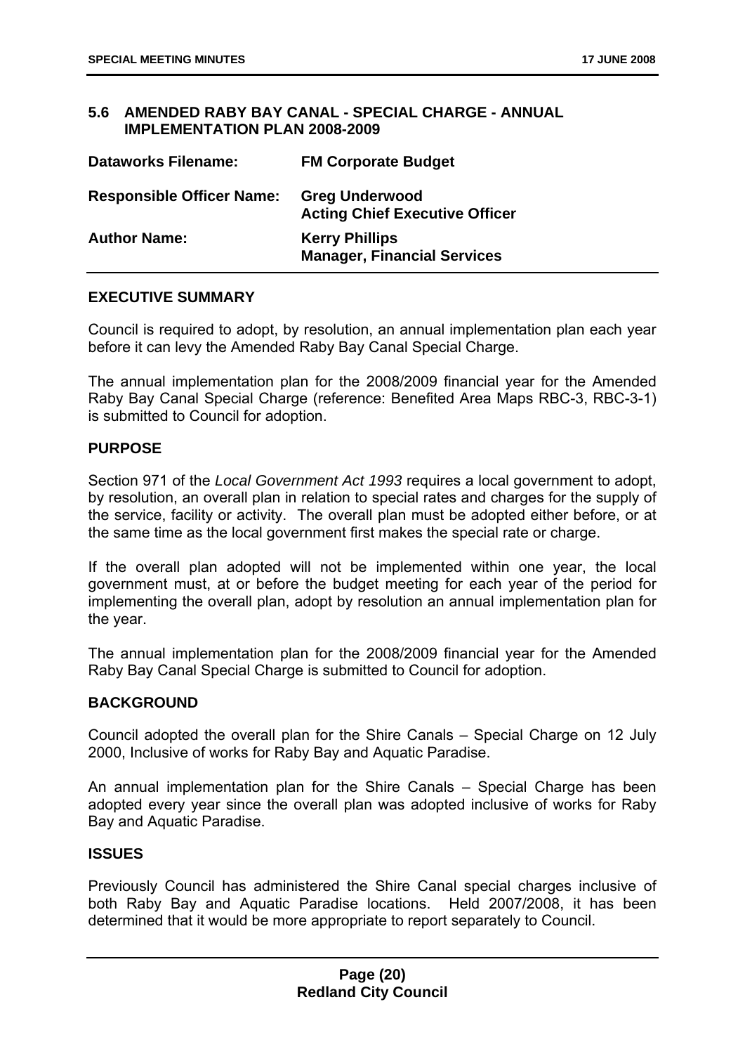## 5.6 AMENDED RABY BAY CANAL - SPECIAL CHARGE - ANNUAL IMPLEMENTATION PLAN 2008-2009

| | |
|---|---|
| **Dataworks Filename:** | **FM Corporate Budget** |
| **Responsible Officer Name:** | **Greg Underwood**<br>**Acting Chief Executive Officer** |
| **Author Name:** | **Kerry Phillips**<br>**Manager, Financial Services** |

### EXECUTIVE SUMMARY

Council is required to adopt, by resolution, an annual implementation plan each year before it can levy the Amended Raby Bay Canal Special Charge.

The annual implementation plan for the 2008/2009 financial year for the Amended Raby Bay Canal Special Charge (reference: Benefited Area Maps RBC-3, RBC-3-1) is submitted to Council for adoption.

### PURPOSE

Section 971 of the *Local Government Act 1993* requires a local government to adopt, by resolution, an overall plan in relation to special rates and charges for the supply of the service, facility or activity. The overall plan must be adopted either before, or at the same time as the local government first makes the special rate or charge.

If the overall plan adopted will not be implemented within one year, the local government must, at or before the budget meeting for each year of the period for implementing the overall plan, adopt by resolution an annual implementation plan for the year.

The annual implementation plan for the 2008/2009 financial year for the Amended Raby Bay Canal Special Charge is submitted to Council for adoption.

### BACKGROUND

Council adopted the overall plan for the Shire Canals – Special Charge on 12 July 2000, Inclusive of works for Raby Bay and Aquatic Paradise.

An annual implementation plan for the Shire Canals – Special Charge has been adopted every year since the overall plan was adopted inclusive of works for Raby Bay and Aquatic Paradise.

### ISSUES

Previously Council has administered the Shire Canal special charges inclusive of both Raby Bay and Aquatic Paradise locations. Held 2007/2008, it has been determined that it would be more appropriate to report separately to Council.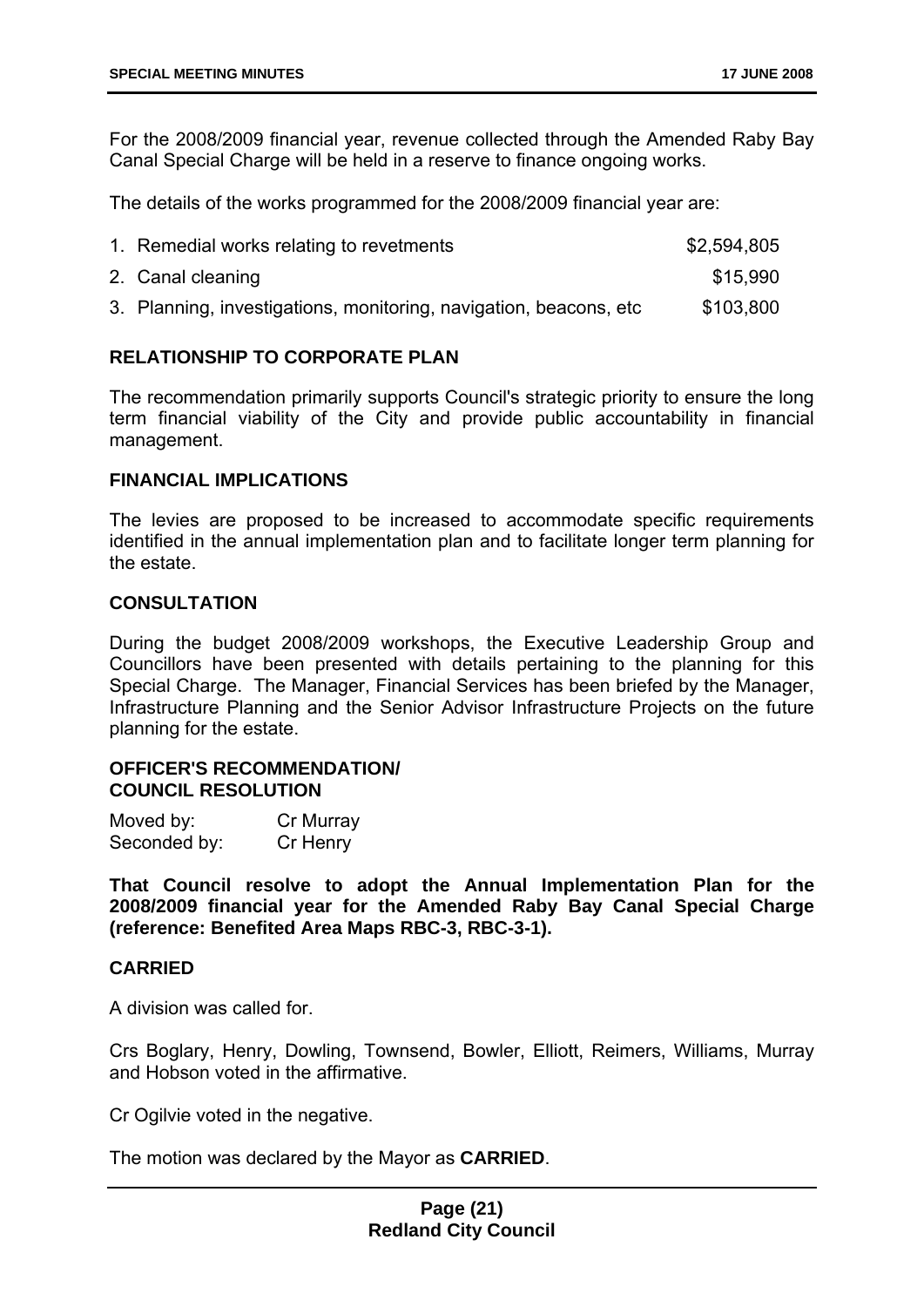For the 2008/2009 financial year, revenue collected through the Amended Raby Bay Canal Special Charge will be held in a reserve to finance ongoing works.

The details of the works programmed for the 2008/2009 financial year are:

| | |
|---|---|
| 1. Remedial works relating to revetments | $2,594,805 |
| 2. Canal cleaning | $15,990 |
| 3. Planning, investigations, monitoring, navigation, beacons, etc | $103,800 |

### RELATIONSHIP TO CORPORATE PLAN

The recommendation primarily supports Council's strategic priority to ensure the long term financial viability of the City and provide public accountability in financial management.

### FINANCIAL IMPLICATIONS

The levies are proposed to be increased to accommodate specific requirements identified in the annual implementation plan and to facilitate longer term planning for the estate.

### CONSULTATION

During the budget 2008/2009 workshops, the Executive Leadership Group and Councillors have been presented with details pertaining to the planning for this Special Charge. The Manager, Financial Services has been briefed by the Manager, Infrastructure Planning and the Senior Advisor Infrastructure Projects on the future planning for the estate.

### OFFICER'S RECOMMENDATION/ COUNCIL RESOLUTION

Moved by: Cr Murray
Seconded by: Cr Henry

**That Council resolve to adopt the Annual Implementation Plan for the 2008/2009 financial year for the Amended Raby Bay Canal Special Charge (reference: Benefited Area Maps RBC-3, RBC-3-1).**

**CARRIED**

A division was called for.

Crs Boglary, Henry, Dowling, Townsend, Bowler, Elliott, Reimers, Williams, Murray and Hobson voted in the affirmative.

Cr Ogilvie voted in the negative.

The motion was declared by the Mayor as **CARRIED**.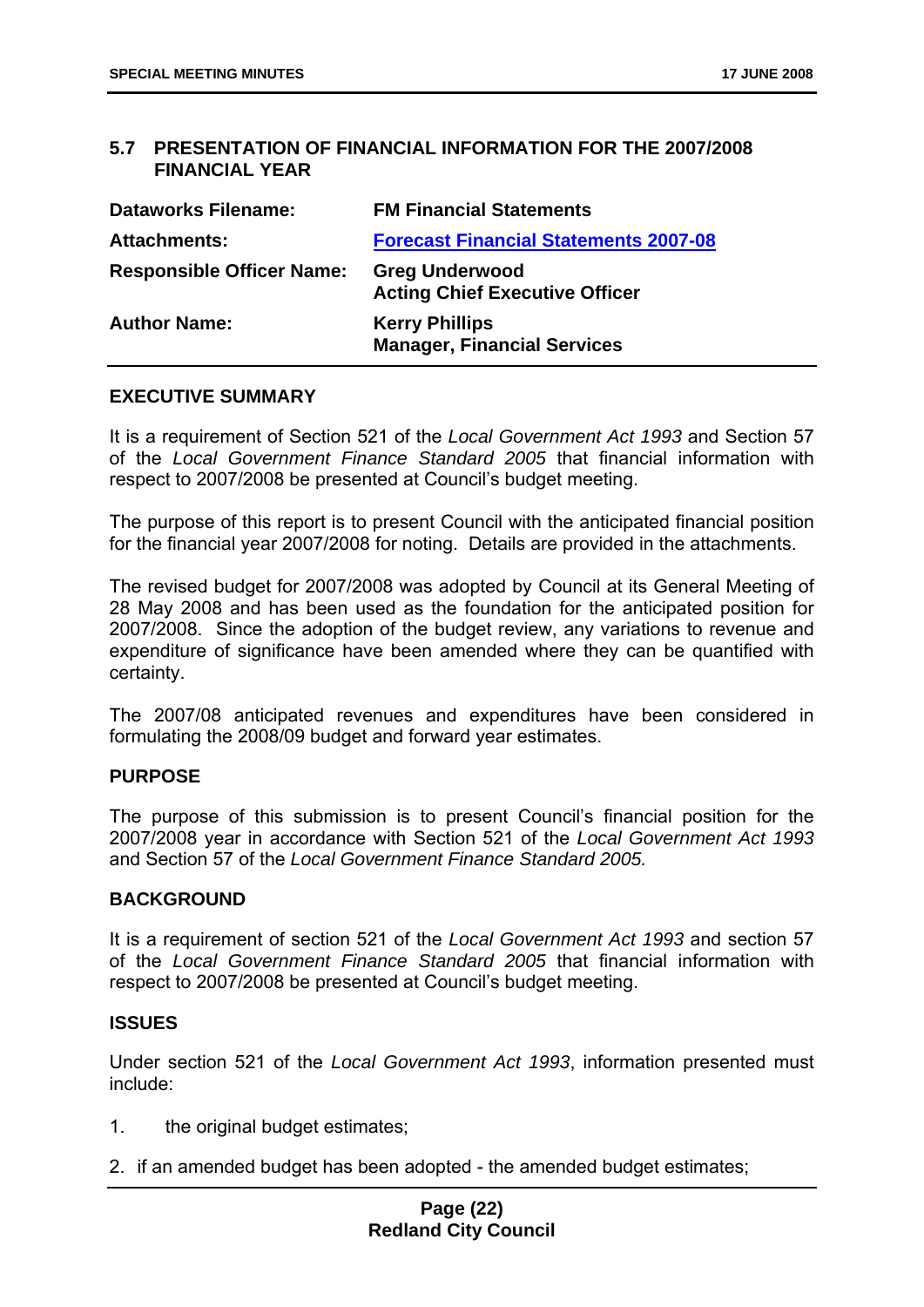## 5.7 PRESENTATION OF FINANCIAL INFORMATION FOR THE 2007/2008 FINANCIAL YEAR

| | |
|---|---|
| **Dataworks Filename:** | **FM Financial Statements** |
| **Attachments:** | **Forecast Financial Statements 2007-08** |
| **Responsible Officer Name:** | **Greg Underwood**<br>**Acting Chief Executive Officer** |
| **Author Name:** | **Kerry Phillips**<br>**Manager, Financial Services** |

### EXECUTIVE SUMMARY

It is a requirement of Section 521 of the *Local Government Act 1993* and Section 57 of the *Local Government Finance Standard 2005* that financial information with respect to 2007/2008 be presented at Council's budget meeting.

The purpose of this report is to present Council with the anticipated financial position for the financial year 2007/2008 for noting. Details are provided in the attachments.

The revised budget for 2007/2008 was adopted by Council at its General Meeting of 28 May 2008 and has been used as the foundation for the anticipated position for 2007/2008. Since the adoption of the budget review, any variations to revenue and expenditure of significance have been amended where they can be quantified with certainty.

The 2007/08 anticipated revenues and expenditures have been considered in formulating the 2008/09 budget and forward year estimates.

### PURPOSE

The purpose of this submission is to present Council's financial position for the 2007/2008 year in accordance with Section 521 of the *Local Government Act 1993* and Section 57 of the *Local Government Finance Standard 2005.*

### BACKGROUND

It is a requirement of section 521 of the *Local Government Act 1993* and section 57 of the *Local Government Finance Standard 2005* that financial information with respect to 2007/2008 be presented at Council's budget meeting.

### ISSUES

Under section 521 of the *Local Government Act 1993*, information presented must include:

1. the original budget estimates;
2. if an amended budget has been adopted - the amended budget estimates;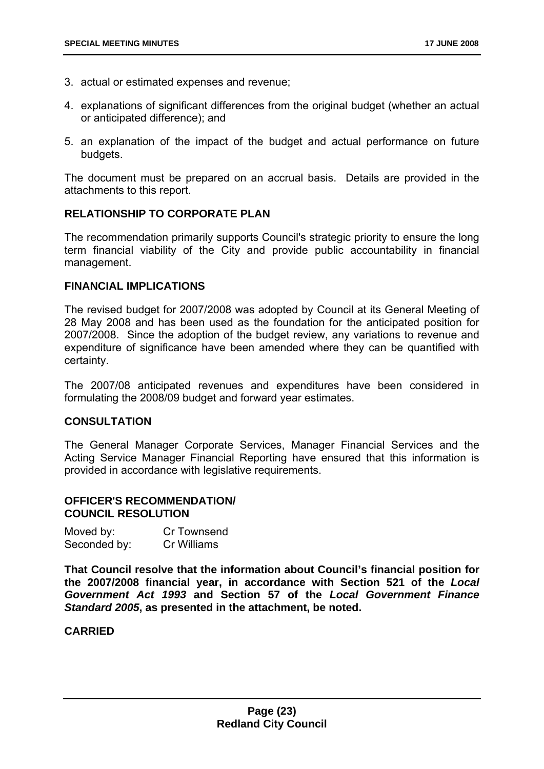3. actual or estimated expenses and revenue;
4. explanations of significant differences from the original budget (whether an actual or anticipated difference); and
5. an explanation of the impact of the budget and actual performance on future budgets.

The document must be prepared on an accrual basis. Details are provided in the attachments to this report.

### RELATIONSHIP TO CORPORATE PLAN

The recommendation primarily supports Council's strategic priority to ensure the long term financial viability of the City and provide public accountability in financial management.

### FINANCIAL IMPLICATIONS

The revised budget for 2007/2008 was adopted by Council at its General Meeting of 28 May 2008 and has been used as the foundation for the anticipated position for 2007/2008. Since the adoption of the budget review, any variations to revenue and expenditure of significance have been amended where they can be quantified with certainty.

The 2007/08 anticipated revenues and expenditures have been considered in formulating the 2008/09 budget and forward year estimates.

### CONSULTATION

The General Manager Corporate Services, Manager Financial Services and the Acting Service Manager Financial Reporting have ensured that this information is provided in accordance with legislative requirements.

### OFFICER'S RECOMMENDATION/ COUNCIL RESOLUTION

Moved by: Cr Townsend
Seconded by: Cr Williams

**That Council resolve that the information about Council's financial position for the 2007/2008 financial year, in accordance with Section 521 of the *Local Government Act 1993* and Section 57 of the *Local Government Finance Standard 2005*, as presented in the attachment, be noted.**

**CARRIED**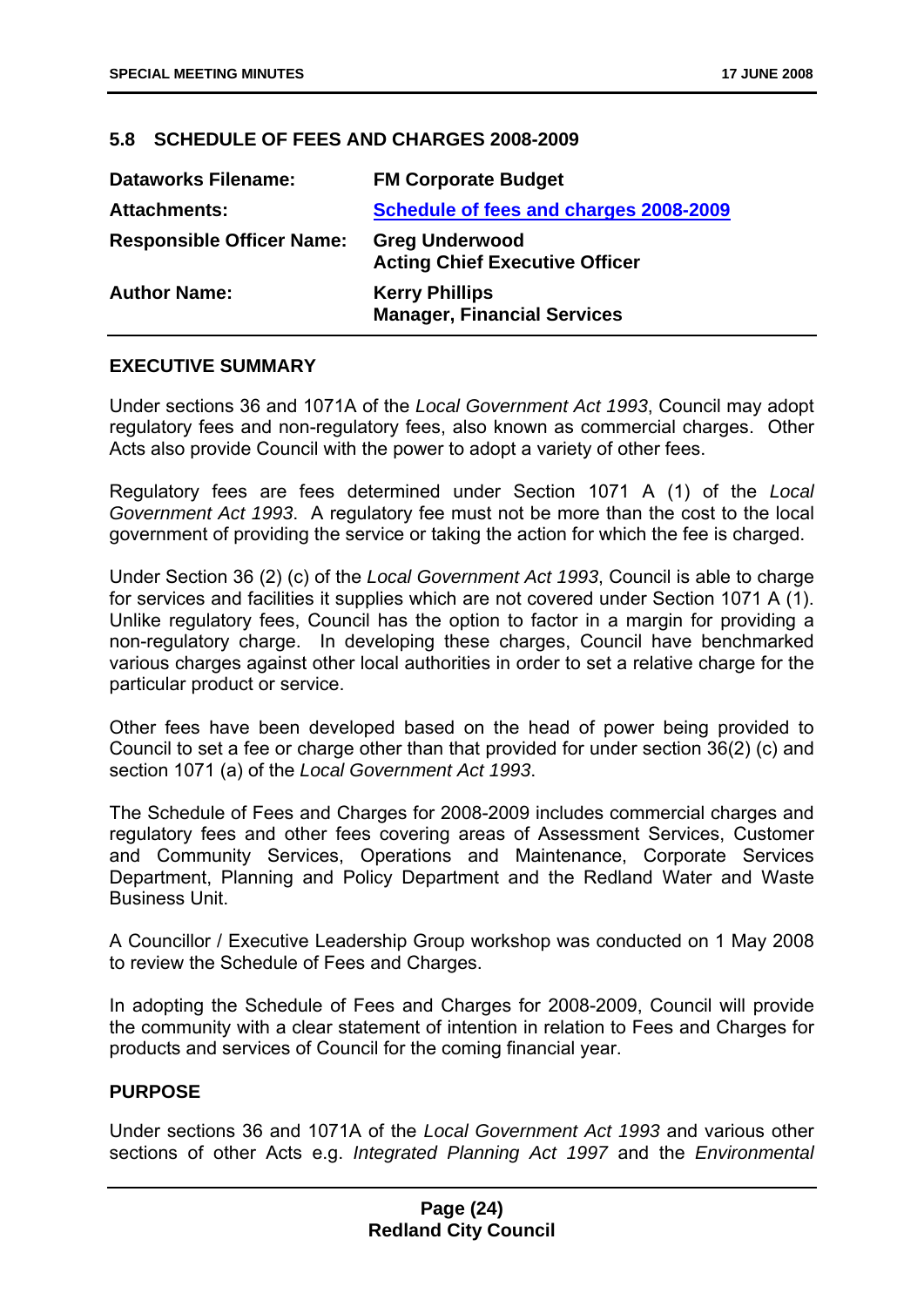## 5.8 SCHEDULE OF FEES AND CHARGES 2008-2009

| | |
|---|---|
| **Dataworks Filename:** | **FM Corporate Budget** |
| **Attachments:** | **Schedule of fees and charges 2008-2009** |
| **Responsible Officer Name:** | **Greg Underwood**<br>**Acting Chief Executive Officer** |
| **Author Name:** | **Kerry Phillips**<br>**Manager, Financial Services** |

### EXECUTIVE SUMMARY

Under sections 36 and 1071A of the *Local Government Act 1993*, Council may adopt regulatory fees and non-regulatory fees, also known as commercial charges. Other Acts also provide Council with the power to adopt a variety of other fees.

Regulatory fees are fees determined under Section 1071 A (1) of the *Local Government Act 1993*. A regulatory fee must not be more than the cost to the local government of providing the service or taking the action for which the fee is charged.

Under Section 36 (2) (c) of the *Local Government Act 1993*, Council is able to charge for services and facilities it supplies which are not covered under Section 1071 A (1). Unlike regulatory fees, Council has the option to factor in a margin for providing a non-regulatory charge. In developing these charges, Council have benchmarked various charges against other local authorities in order to set a relative charge for the particular product or service.

Other fees have been developed based on the head of power being provided to Council to set a fee or charge other than that provided for under section 36(2) (c) and section 1071 (a) of the *Local Government Act 1993*.

The Schedule of Fees and Charges for 2008-2009 includes commercial charges and regulatory fees and other fees covering areas of Assessment Services, Customer and Community Services, Operations and Maintenance, Corporate Services Department, Planning and Policy Department and the Redland Water and Waste Business Unit.

A Councillor / Executive Leadership Group workshop was conducted on 1 May 2008 to review the Schedule of Fees and Charges.

In adopting the Schedule of Fees and Charges for 2008-2009, Council will provide the community with a clear statement of intention in relation to Fees and Charges for products and services of Council for the coming financial year.

### PURPOSE

Under sections 36 and 1071A of the *Local Government Act 1993* and various other sections of other Acts e.g. *Integrated Planning Act 1997* and the *Environmental*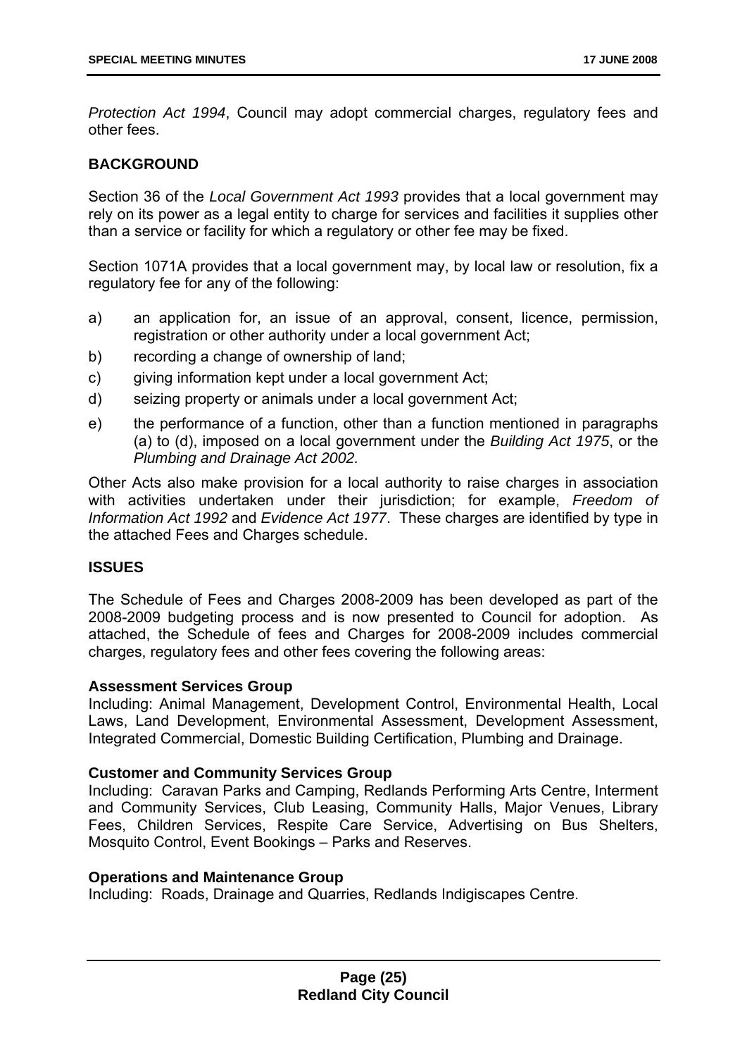*Protection Act 1994*, Council may adopt commercial charges, regulatory fees and other fees.

**BACKGROUND**

Section 36 of the *Local Government Act 1993* provides that a local government may rely on its power as a legal entity to charge for services and facilities it supplies other than a service or facility for which a regulatory or other fee may be fixed.

Section 1071A provides that a local government may, by local law or resolution, fix a regulatory fee for any of the following:

a) an application for, an issue of an approval, consent, licence, permission, registration or other authority under a local government Act;
b) recording a change of ownership of land;
c) giving information kept under a local government Act;
d) seizing property or animals under a local government Act;
e) the performance of a function, other than a function mentioned in paragraphs (a) to (d), imposed on a local government under the *Building Act 1975*, or the *Plumbing and Drainage Act 2002.*

Other Acts also make provision for a local authority to raise charges in association with activities undertaken under their jurisdiction; for example, *Freedom of Information Act 1992* and *Evidence Act 1977*. These charges are identified by type in the attached Fees and Charges schedule.

**ISSUES**

The Schedule of Fees and Charges 2008-2009 has been developed as part of the 2008-2009 budgeting process and is now presented to Council for adoption. As attached, the Schedule of fees and Charges for 2008-2009 includes commercial charges, regulatory fees and other fees covering the following areas:

**Assessment Services Group**
Including: Animal Management, Development Control, Environmental Health, Local Laws, Land Development, Environmental Assessment, Development Assessment, Integrated Commercial, Domestic Building Certification, Plumbing and Drainage.

**Customer and Community Services Group**
Including: Caravan Parks and Camping, Redlands Performing Arts Centre, Interment and Community Services, Club Leasing, Community Halls, Major Venues, Library Fees, Children Services, Respite Care Service, Advertising on Bus Shelters, Mosquito Control, Event Bookings – Parks and Reserves.

**Operations and Maintenance Group**
Including: Roads, Drainage and Quarries, Redlands Indigiscapes Centre.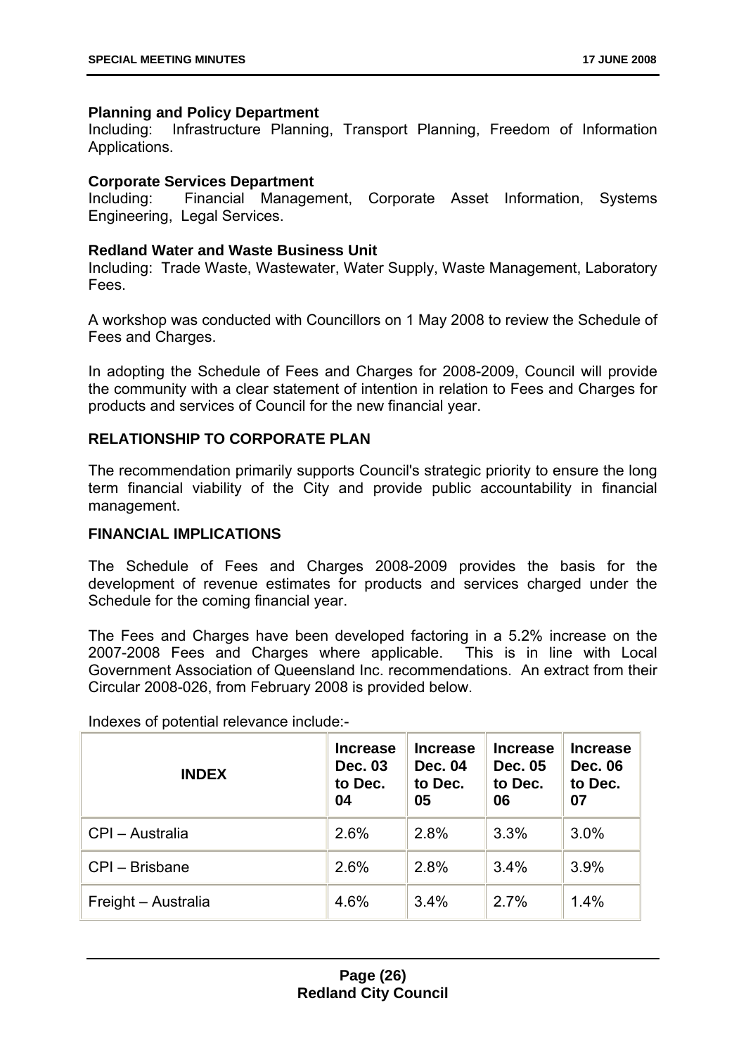**Planning and Policy Department**
Including: Infrastructure Planning, Transport Planning, Freedom of Information Applications.

**Corporate Services Department**
Including: Financial Management, Corporate Asset Information, Systems Engineering, Legal Services.

**Redland Water and Waste Business Unit**
Including: Trade Waste, Wastewater, Water Supply, Waste Management, Laboratory Fees.

A workshop was conducted with Councillors on 1 May 2008 to review the Schedule of Fees and Charges.

In adopting the Schedule of Fees and Charges for 2008-2009, Council will provide the community with a clear statement of intention in relation to Fees and Charges for products and services of Council for the new financial year.

**RELATIONSHIP TO CORPORATE PLAN**

The recommendation primarily supports Council's strategic priority to ensure the long term financial viability of the City and provide public accountability in financial management.

**FINANCIAL IMPLICATIONS**

The Schedule of Fees and Charges 2008-2009 provides the basis for the development of revenue estimates for products and services charged under the Schedule for the coming financial year.

The Fees and Charges have been developed factoring in a 5.2% increase on the 2007-2008 Fees and Charges where applicable. This is in line with Local Government Association of Queensland Inc. recommendations. An extract from their Circular 2008-026, from February 2008 is provided below.

Indexes of potential relevance include:-

| INDEX | Increase Dec. 03 to Dec. 04 | Increase Dec. 04 to Dec. 05 | Increase Dec. 05 to Dec. 06 | Increase Dec. 06 to Dec. 07 |
|---|---|---|---|---|
| CPI – Australia | 2.6% | 2.8% | 3.3% | 3.0% |
| CPI – Brisbane | 2.6% | 2.8% | 3.4% | 3.9% |
| Freight – Australia | 4.6% | 3.4% | 2.7% | 1.4% |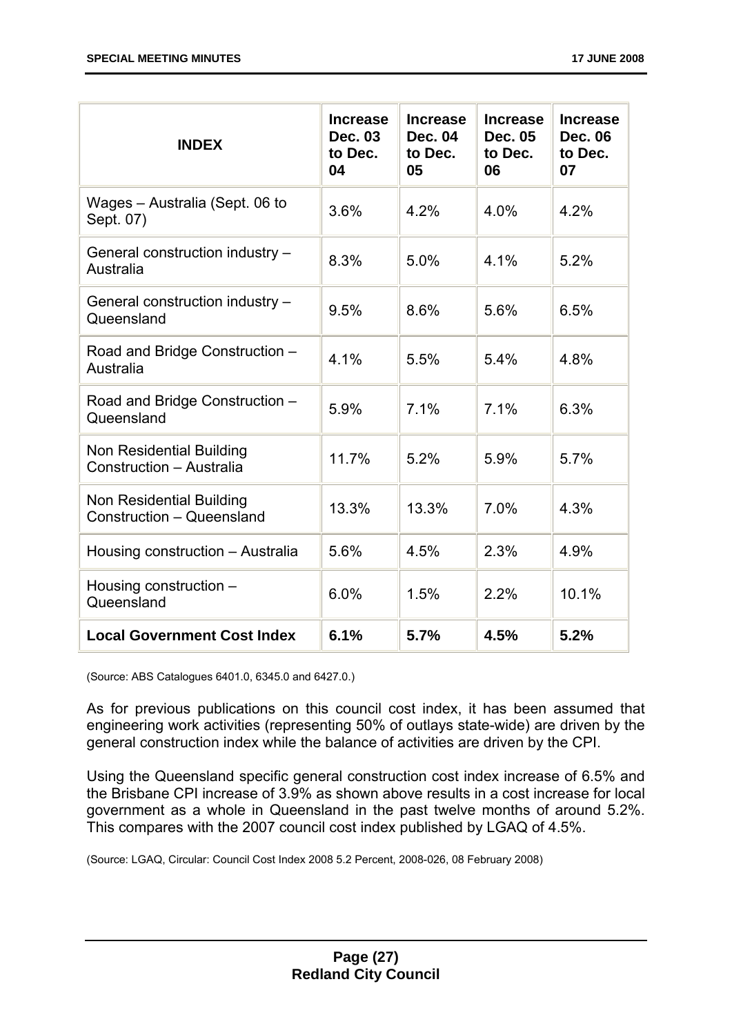| INDEX | Increase Dec. 03 to Dec. 04 | Increase Dec. 04 to Dec. 05 | Increase Dec. 05 to Dec. 06 | Increase Dec. 06 to Dec. 07 |
|---|---|---|---|---|
| Wages – Australia (Sept. 06 to Sept. 07) | 3.6% | 4.2% | 4.0% | 4.2% |
| General construction industry – Australia | 8.3% | 5.0% | 4.1% | 5.2% |
| General construction industry – Queensland | 9.5% | 8.6% | 5.6% | 6.5% |
| Road and Bridge Construction – Australia | 4.1% | 5.5% | 5.4% | 4.8% |
| Road and Bridge Construction – Queensland | 5.9% | 7.1% | 7.1% | 6.3% |
| Non Residential Building Construction – Australia | 11.7% | 5.2% | 5.9% | 5.7% |
| Non Residential Building Construction – Queensland | 13.3% | 13.3% | 7.0% | 4.3% |
| Housing construction – Australia | 5.6% | 4.5% | 2.3% | 4.9% |
| Housing construction – Queensland | 6.0% | 1.5% | 2.2% | 10.1% |
| **Local Government Cost Index** | **6.1%** | **5.7%** | **4.5%** | **5.2%** |

(Source: ABS Catalogues 6401.0, 6345.0 and 6427.0.)

As for previous publications on this council cost index, it has been assumed that engineering work activities (representing 50% of outlays state-wide) are driven by the general construction index while the balance of activities are driven by the CPI.

Using the Queensland specific general construction cost index increase of 6.5% and the Brisbane CPI increase of 3.9% as shown above results in a cost increase for local government as a whole in Queensland in the past twelve months of around 5.2%. This compares with the 2007 council cost index published by LGAQ of 4.5%.

(Source: LGAQ, Circular: Council Cost Index 2008 5.2 Percent, 2008-026, 08 February 2008)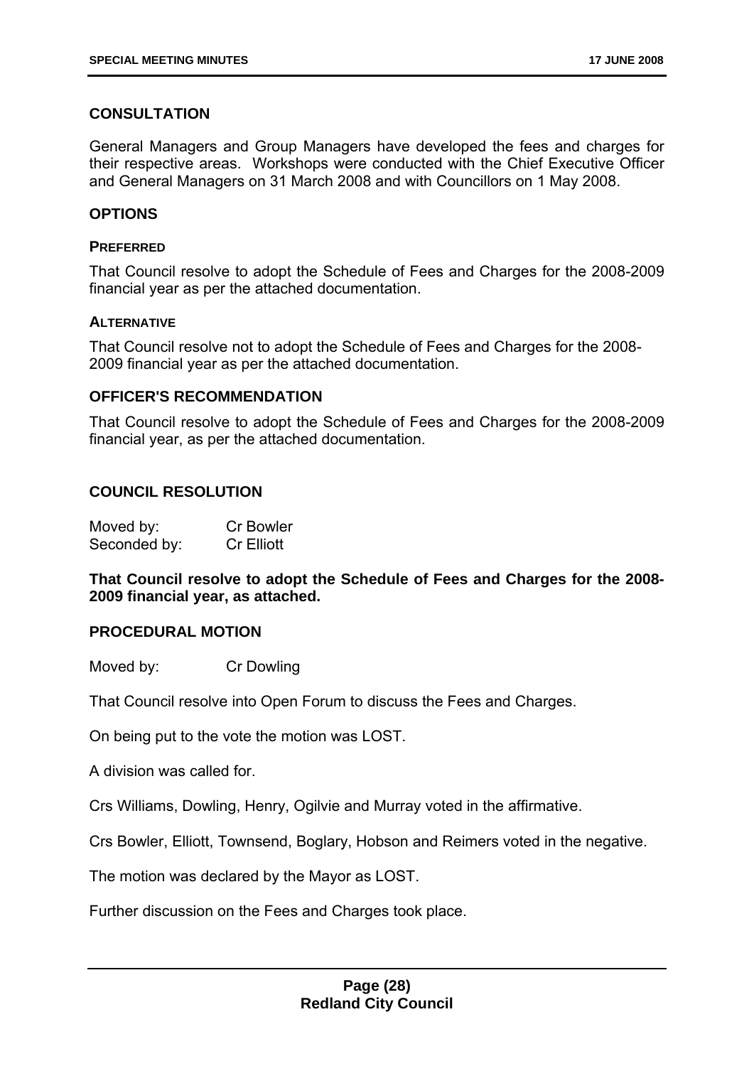## CONSULTATION

General Managers and Group Managers have developed the fees and charges for their respective areas. Workshops were conducted with the Chief Executive Officer and General Managers on 31 March 2008 and with Councillors on 1 May 2008.

## OPTIONS

### PREFERRED

That Council resolve to adopt the Schedule of Fees and Charges for the 2008-2009 financial year as per the attached documentation.

### ALTERNATIVE

That Council resolve not to adopt the Schedule of Fees and Charges for the 2008-2009 financial year as per the attached documentation.

## OFFICER'S RECOMMENDATION

That Council resolve to adopt the Schedule of Fees and Charges for the 2008-2009 financial year, as per the attached documentation.

## COUNCIL RESOLUTION

Moved by: Cr Bowler
Seconded by: Cr Elliott

**That Council resolve to adopt the Schedule of Fees and Charges for the 2008-2009 financial year, as attached.**

## PROCEDURAL MOTION

Moved by: Cr Dowling

That Council resolve into Open Forum to discuss the Fees and Charges.

On being put to the vote the motion was LOST.

A division was called for.

Crs Williams, Dowling, Henry, Ogilvie and Murray voted in the affirmative.

Crs Bowler, Elliott, Townsend, Boglary, Hobson and Reimers voted in the negative.

The motion was declared by the Mayor as LOST.

Further discussion on the Fees and Charges took place.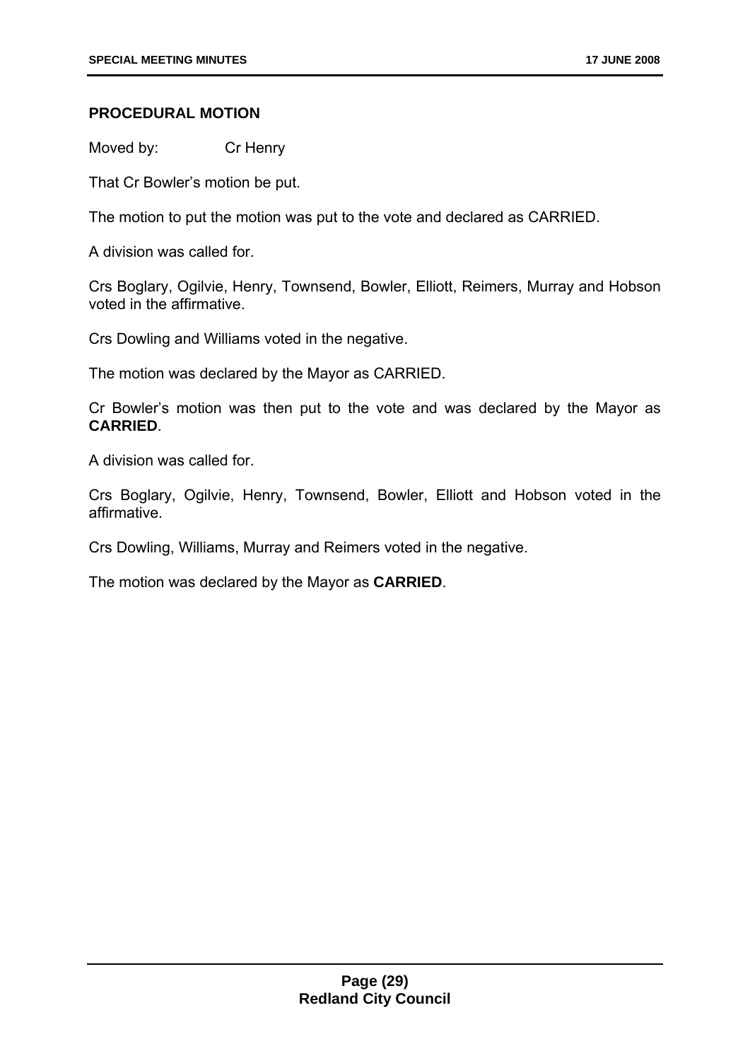**PROCEDURAL MOTION**

Moved by: Cr Henry

That Cr Bowler's motion be put.

The motion to put the motion was put to the vote and declared as CARRIED.

A division was called for.

Crs Boglary, Ogilvie, Henry, Townsend, Bowler, Elliott, Reimers, Murray and Hobson voted in the affirmative.

Crs Dowling and Williams voted in the negative.

The motion was declared by the Mayor as CARRIED.

Cr Bowler's motion was then put to the vote and was declared by the Mayor as **CARRIED**.

A division was called for.

Crs Boglary, Ogilvie, Henry, Townsend, Bowler, Elliott and Hobson voted in the affirmative.

Crs Dowling, Williams, Murray and Reimers voted in the negative.

The motion was declared by the Mayor as **CARRIED**.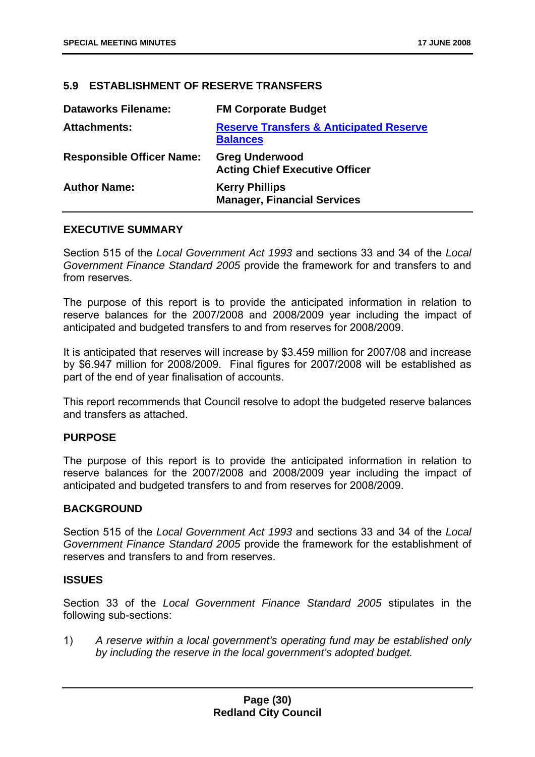## 5.9 ESTABLISHMENT OF RESERVE TRANSFERS

| | |
|---|---|
| **Dataworks Filename:** | **FM Corporate Budget** |
| **Attachments:** | **Reserve Transfers & Anticipated Reserve Balances** |
| **Responsible Officer Name:** | **Greg Underwood**<br>**Acting Chief Executive Officer** |
| **Author Name:** | **Kerry Phillips**<br>**Manager, Financial Services** |

### EXECUTIVE SUMMARY

Section 515 of the *Local Government Act 1993* and sections 33 and 34 of the *Local Government Finance Standard 2005* provide the framework for and transfers to and from reserves.

The purpose of this report is to provide the anticipated information in relation to reserve balances for the 2007/2008 and 2008/2009 year including the impact of anticipated and budgeted transfers to and from reserves for 2008/2009.

It is anticipated that reserves will increase by $3.459 million for 2007/08 and increase by $6.947 million for 2008/2009. Final figures for 2007/2008 will be established as part of the end of year finalisation of accounts.

This report recommends that Council resolve to adopt the budgeted reserve balances and transfers as attached.

### PURPOSE

The purpose of this report is to provide the anticipated information in relation to reserve balances for the 2007/2008 and 2008/2009 year including the impact of anticipated and budgeted transfers to and from reserves for 2008/2009.

### BACKGROUND

Section 515 of the *Local Government Act 1993* and sections 33 and 34 of the *Local Government Finance Standard 2005* provide the framework for the establishment of reserves and transfers to and from reserves.

### ISSUES

Section 33 of the *Local Government Finance Standard 2005* stipulates in the following sub-sections:

1) *A reserve within a local government's operating fund may be established only by including the reserve in the local government's adopted budget.*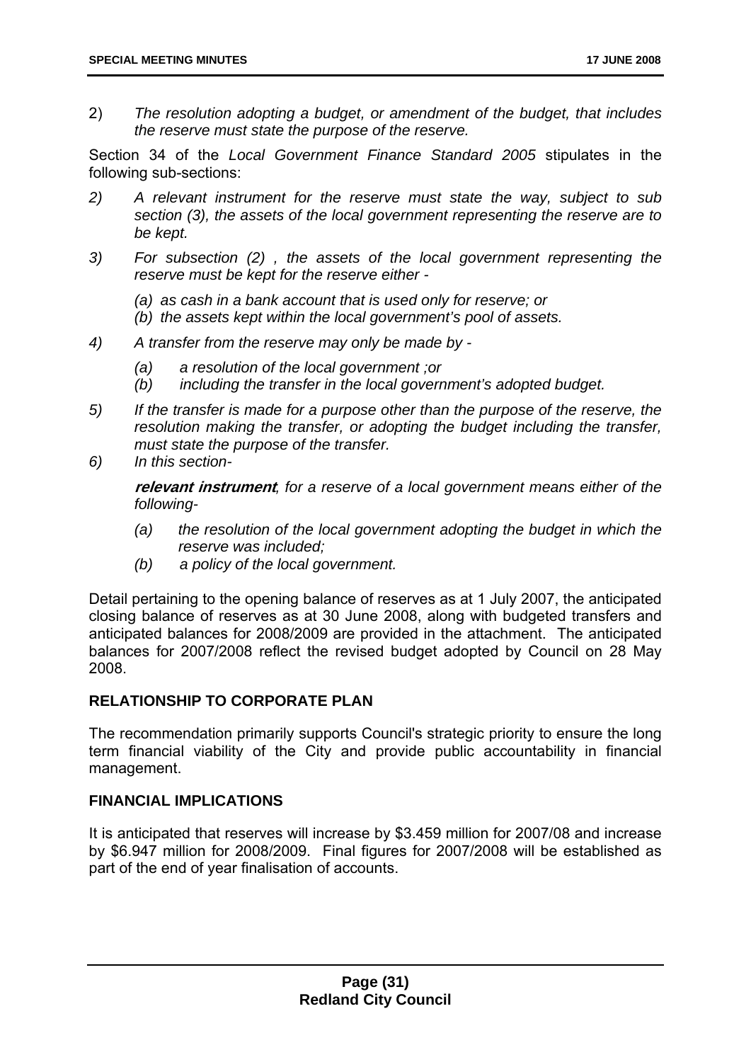2) *The resolution adopting a budget, or amendment of the budget, that includes the reserve must state the purpose of the reserve.*

Section 34 of the *Local Government Finance Standard 2005* stipulates in the following sub-sections:

2) *A relevant instrument for the reserve must state the way, subject to sub section (3), the assets of the local government representing the reserve are to be kept.*

3) *For subsection (2) , the assets of the local government representing the reserve must be kept for the reserve either -*

   *(a) as cash in a bank account that is used only for reserve; or*
   *(b) the assets kept within the local government's pool of assets.*

4) *A transfer from the reserve may only be made by -*

   *(a) a resolution of the local government ;or*
   *(b) including the transfer in the local government's adopted budget.*

5) *If the transfer is made for a purpose other than the purpose of the reserve, the resolution making the transfer, or adopting the budget including the transfer, must state the purpose of the transfer.*

6) *In this section-*

   ***relevant instrument**, for a reserve of a local government means either of the following-*

   *(a) the resolution of the local government adopting the budget in which the reserve was included;*
   *(b) a policy of the local government.*

Detail pertaining to the opening balance of reserves as at 1 July 2007, the anticipated closing balance of reserves as at 30 June 2008, along with budgeted transfers and anticipated balances for 2008/2009 are provided in the attachment. The anticipated balances for 2007/2008 reflect the revised budget adopted by Council on 28 May 2008.

**RELATIONSHIP TO CORPORATE PLAN**

The recommendation primarily supports Council's strategic priority to ensure the long term financial viability of the City and provide public accountability in financial management.

**FINANCIAL IMPLICATIONS**

It is anticipated that reserves will increase by $3.459 million for 2007/08 and increase by $6.947 million for 2008/2009. Final figures for 2007/2008 will be established as part of the end of year finalisation of accounts.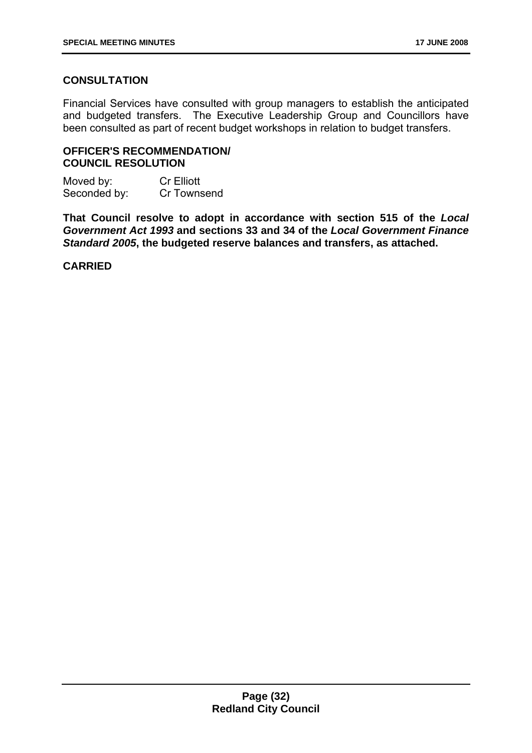### CONSULTATION

Financial Services have consulted with group managers to establish the anticipated and budgeted transfers. The Executive Leadership Group and Councillors have been consulted as part of recent budget workshops in relation to budget transfers.

### OFFICER'S RECOMMENDATION/ COUNCIL RESOLUTION

Moved by: Cr Elliott
Seconded by: Cr Townsend

**That Council resolve to adopt in accordance with section 515 of the *Local Government Act 1993* and sections 33 and 34 of the *Local Government Finance Standard 2005*, the budgeted reserve balances and transfers, as attached.**

**CARRIED**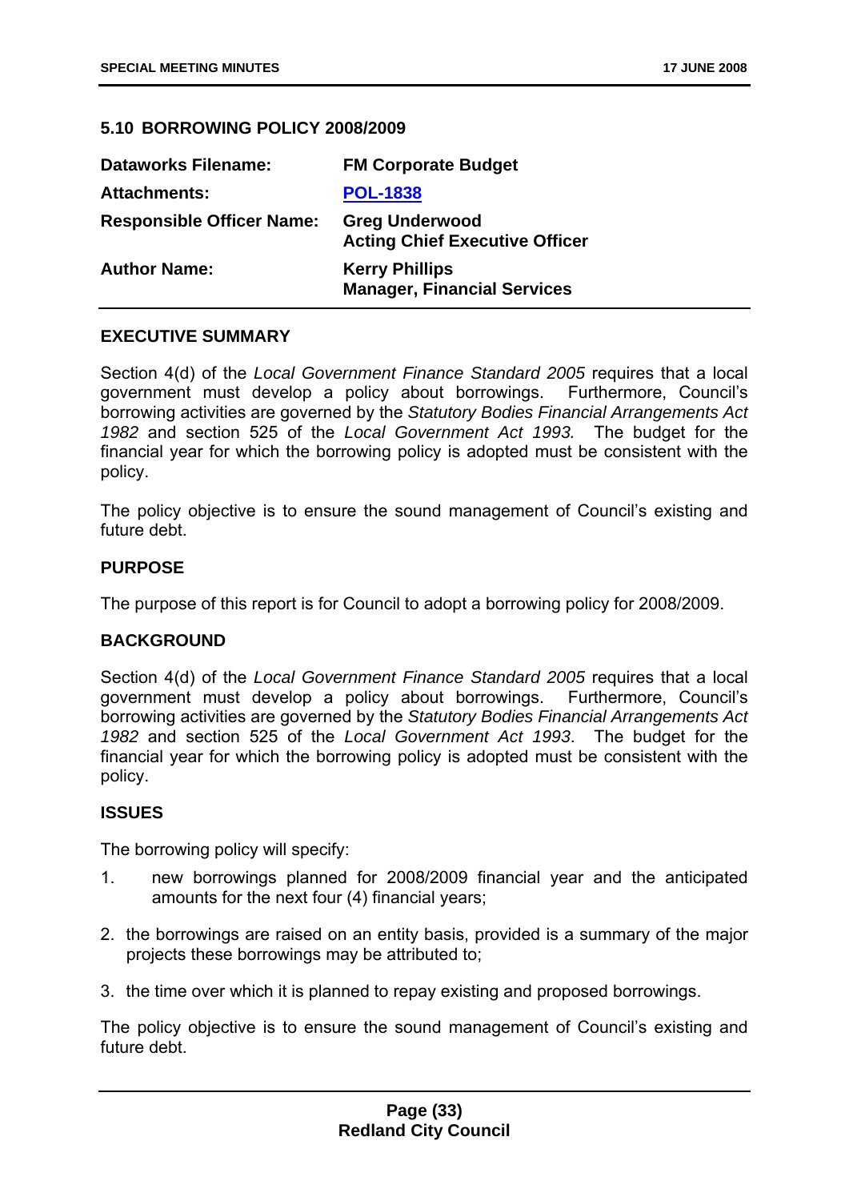## 5.10 BORROWING POLICY 2008/2009

| | |
|---|---|
| **Dataworks Filename:** | **FM Corporate Budget** |
| **Attachments:** | **POL-1838** |
| **Responsible Officer Name:** | **Greg Underwood**<br>**Acting Chief Executive Officer** |
| **Author Name:** | **Kerry Phillips**<br>**Manager, Financial Services** |

### EXECUTIVE SUMMARY

Section 4(d) of the *Local Government Finance Standard 2005* requires that a local government must develop a policy about borrowings. Furthermore, Council's borrowing activities are governed by the *Statutory Bodies Financial Arrangements Act 1982* and section 525 of the *Local Government Act 1993.* The budget for the financial year for which the borrowing policy is adopted must be consistent with the policy.

The policy objective is to ensure the sound management of Council's existing and future debt.

### PURPOSE

The purpose of this report is for Council to adopt a borrowing policy for 2008/2009.

### BACKGROUND

Section 4(d) of the *Local Government Finance Standard 2005* requires that a local government must develop a policy about borrowings. Furthermore, Council's borrowing activities are governed by the *Statutory Bodies Financial Arrangements Act 1982* and section 525 of the *Local Government Act 1993*. The budget for the financial year for which the borrowing policy is adopted must be consistent with the policy.

### ISSUES

The borrowing policy will specify:

1. new borrowings planned for 2008/2009 financial year and the anticipated amounts for the next four (4) financial years;
2. the borrowings are raised on an entity basis, provided is a summary of the major projects these borrowings may be attributed to;
3. the time over which it is planned to repay existing and proposed borrowings.

The policy objective is to ensure the sound management of Council's existing and future debt.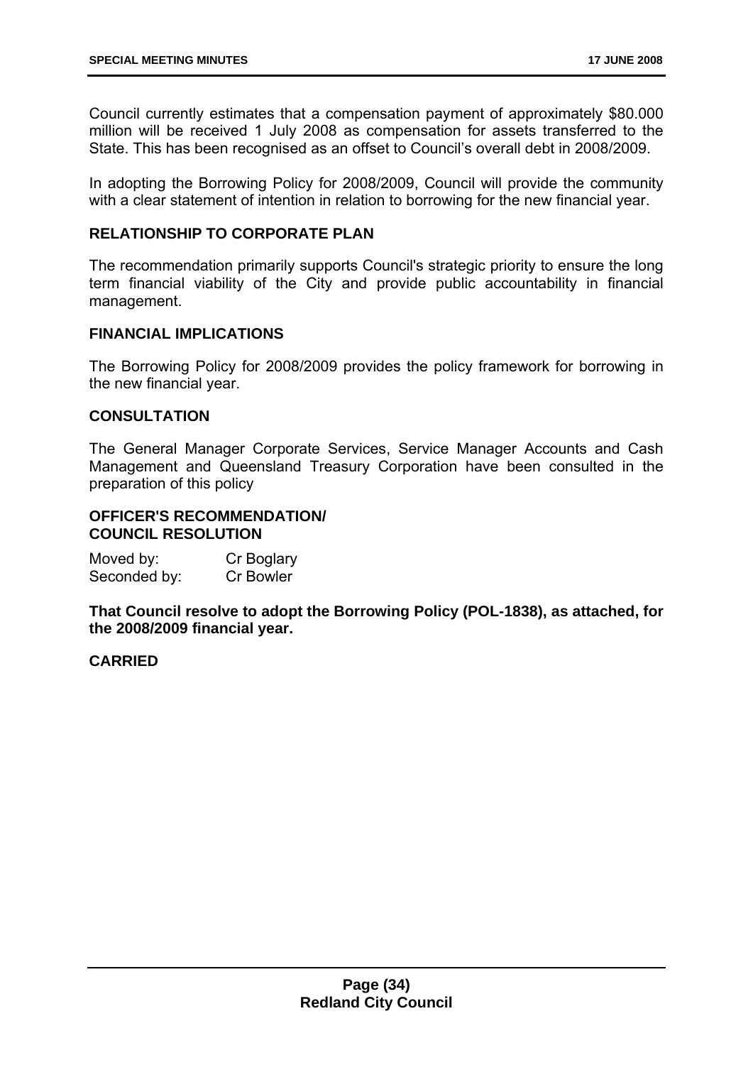Council currently estimates that a compensation payment of approximately $80.000 million will be received 1 July 2008 as compensation for assets transferred to the State. This has been recognised as an offset to Council's overall debt in 2008/2009.

In adopting the Borrowing Policy for 2008/2009, Council will provide the community with a clear statement of intention in relation to borrowing for the new financial year.

## RELATIONSHIP TO CORPORATE PLAN

The recommendation primarily supports Council's strategic priority to ensure the long term financial viability of the City and provide public accountability in financial management.

## FINANCIAL IMPLICATIONS

The Borrowing Policy for 2008/2009 provides the policy framework for borrowing in the new financial year.

## CONSULTATION

The General Manager Corporate Services, Service Manager Accounts and Cash Management and Queensland Treasury Corporation have been consulted in the preparation of this policy

## OFFICER'S RECOMMENDATION/ COUNCIL RESOLUTION

Moved by: Cr Boglary
Seconded by: Cr Bowler

**That Council resolve to adopt the Borrowing Policy (POL-1838), as attached, for the 2008/2009 financial year.**

**CARRIED**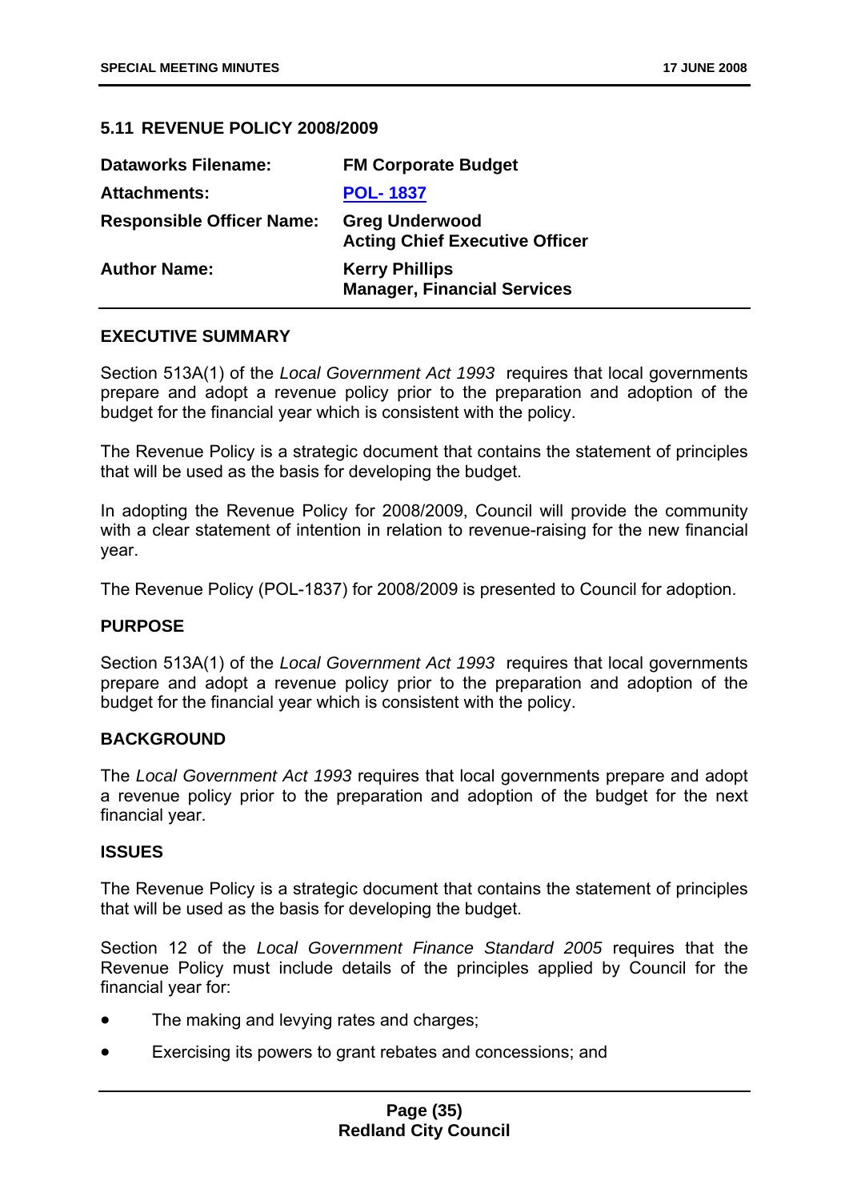## 5.11 REVENUE POLICY 2008/2009

| | |
|---|---|
| **Dataworks Filename:** | **FM Corporate Budget** |
| **Attachments:** | **POL- 1837** |
| **Responsible Officer Name:** | **Greg Underwood**<br>**Acting Chief Executive Officer** |
| **Author Name:** | **Kerry Phillips**<br>**Manager, Financial Services** |

### EXECUTIVE SUMMARY

Section 513A(1) of the *Local Government Act 1993* requires that local governments prepare and adopt a revenue policy prior to the preparation and adoption of the budget for the financial year which is consistent with the policy.

The Revenue Policy is a strategic document that contains the statement of principles that will be used as the basis for developing the budget.

In adopting the Revenue Policy for 2008/2009, Council will provide the community with a clear statement of intention in relation to revenue-raising for the new financial year.

The Revenue Policy (POL-1837) for 2008/2009 is presented to Council for adoption.

### PURPOSE

Section 513A(1) of the *Local Government Act 1993* requires that local governments prepare and adopt a revenue policy prior to the preparation and adoption of the budget for the financial year which is consistent with the policy.

### BACKGROUND

The *Local Government Act 1993* requires that local governments prepare and adopt a revenue policy prior to the preparation and adoption of the budget for the next financial year.

### ISSUES

The Revenue Policy is a strategic document that contains the statement of principles that will be used as the basis for developing the budget.

Section 12 of the *Local Government Finance Standard 2005* requires that the Revenue Policy must include details of the principles applied by Council for the financial year for:

- The making and levying rates and charges;
- Exercising its powers to grant rebates and concessions; and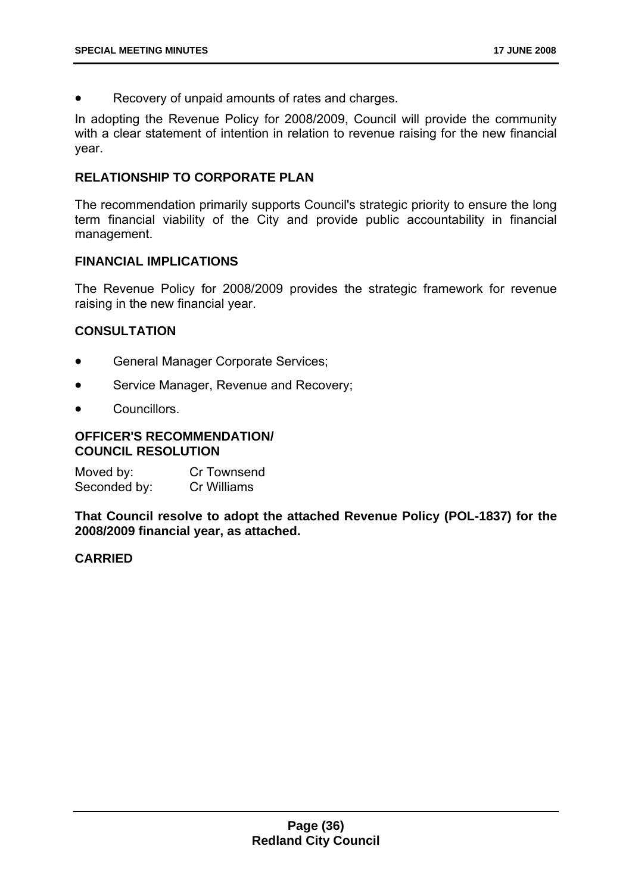- Recovery of unpaid amounts of rates and charges.

In adopting the Revenue Policy for 2008/2009, Council will provide the community with a clear statement of intention in relation to revenue raising for the new financial year.

**RELATIONSHIP TO CORPORATE PLAN**

The recommendation primarily supports Council's strategic priority to ensure the long term financial viability of the City and provide public accountability in financial management.

**FINANCIAL IMPLICATIONS**

The Revenue Policy for 2008/2009 provides the strategic framework for revenue raising in the new financial year.

**CONSULTATION**

- General Manager Corporate Services;
- Service Manager, Revenue and Recovery;
- Councillors.

**OFFICER'S RECOMMENDATION/**
**COUNCIL RESOLUTION**

Moved by: Cr Townsend
Seconded by: Cr Williams

**That Council resolve to adopt the attached Revenue Policy (POL-1837) for the 2008/2009 financial year, as attached.**

**CARRIED**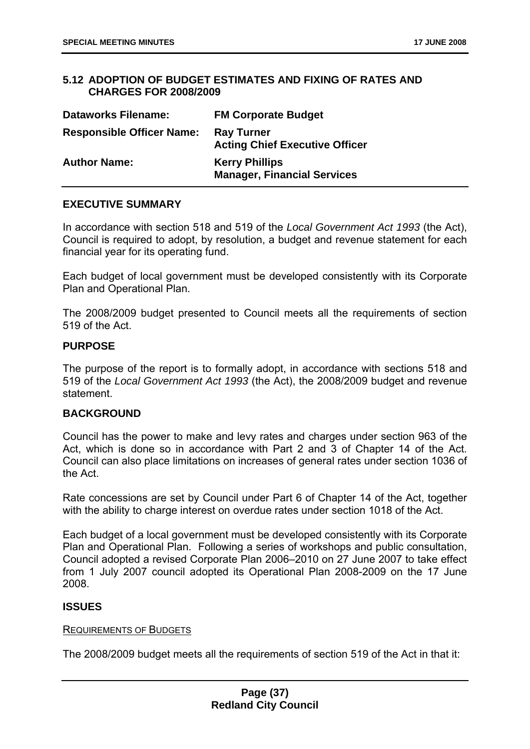## 5.12 ADOPTION OF BUDGET ESTIMATES AND FIXING OF RATES AND CHARGES FOR 2008/2009

| | |
|---|---|
| **Dataworks Filename:** | **FM Corporate Budget** |
| **Responsible Officer Name:** | **Ray Turner**<br>**Acting Chief Executive Officer** |
| **Author Name:** | **Kerry Phillips**<br>**Manager, Financial Services** |

### EXECUTIVE SUMMARY

In accordance with section 518 and 519 of the *Local Government Act 1993* (the Act), Council is required to adopt, by resolution, a budget and revenue statement for each financial year for its operating fund.

Each budget of local government must be developed consistently with its Corporate Plan and Operational Plan.

The 2008/2009 budget presented to Council meets all the requirements of section 519 of the Act.

### PURPOSE

The purpose of the report is to formally adopt, in accordance with sections 518 and 519 of the *Local Government Act 1993* (the Act), the 2008/2009 budget and revenue statement.

### BACKGROUND

Council has the power to make and levy rates and charges under section 963 of the Act, which is done so in accordance with Part 2 and 3 of Chapter 14 of the Act. Council can also place limitations on increases of general rates under section 1036 of the Act.

Rate concessions are set by Council under Part 6 of Chapter 14 of the Act, together with the ability to charge interest on overdue rates under section 1018 of the Act.

Each budget of a local government must be developed consistently with its Corporate Plan and Operational Plan. Following a series of workshops and public consultation, Council adopted a revised Corporate Plan 2006–2010 on 27 June 2007 to take effect from 1 July 2007 council adopted its Operational Plan 2008-2009 on the 17 June 2008.

### ISSUES

REQUIREMENTS OF BUDGETS

The 2008/2009 budget meets all the requirements of section 519 of the Act in that it: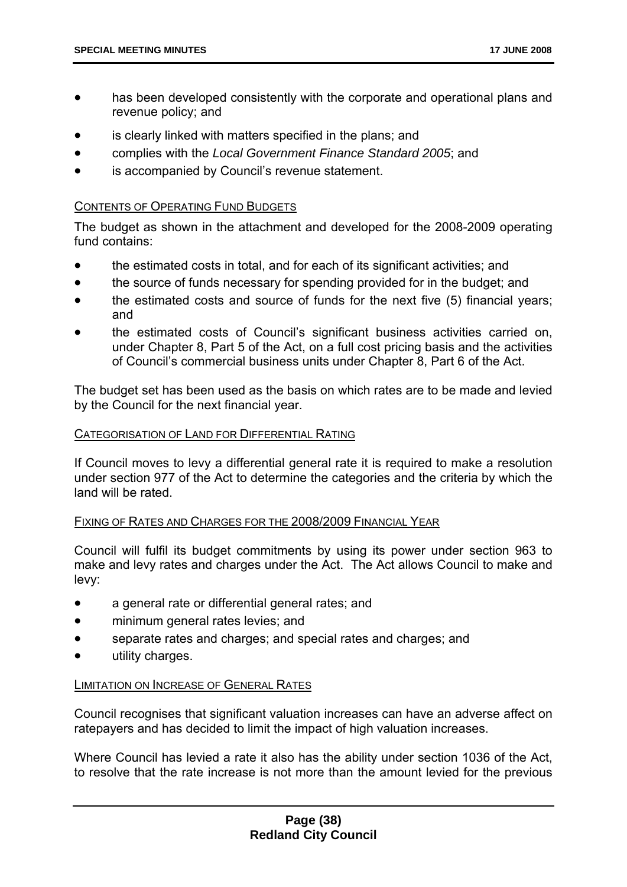- has been developed consistently with the corporate and operational plans and revenue policy; and
- is clearly linked with matters specified in the plans; and
- complies with the *Local Government Finance Standard 2005*; and
- is accompanied by Council's revenue statement.

CONTENTS OF OPERATING FUND BUDGETS

The budget as shown in the attachment and developed for the 2008-2009 operating fund contains:

- the estimated costs in total, and for each of its significant activities; and
- the source of funds necessary for spending provided for in the budget; and
- the estimated costs and source of funds for the next five (5) financial years; and
- the estimated costs of Council's significant business activities carried on, under Chapter 8, Part 5 of the Act, on a full cost pricing basis and the activities of Council's commercial business units under Chapter 8, Part 6 of the Act.

The budget set has been used as the basis on which rates are to be made and levied by the Council for the next financial year.

CATEGORISATION OF LAND FOR DIFFERENTIAL RATING

If Council moves to levy a differential general rate it is required to make a resolution under section 977 of the Act to determine the categories and the criteria by which the land will be rated.

FIXING OF RATES AND CHARGES FOR THE 2008/2009 FINANCIAL YEAR

Council will fulfil its budget commitments by using its power under section 963 to make and levy rates and charges under the Act. The Act allows Council to make and levy:

- a general rate or differential general rates; and
- minimum general rates levies; and
- separate rates and charges; and special rates and charges; and
- utility charges.

LIMITATION ON INCREASE OF GENERAL RATES

Council recognises that significant valuation increases can have an adverse affect on ratepayers and has decided to limit the impact of high valuation increases.

Where Council has levied a rate it also has the ability under section 1036 of the Act, to resolve that the rate increase is not more than the amount levied for the previous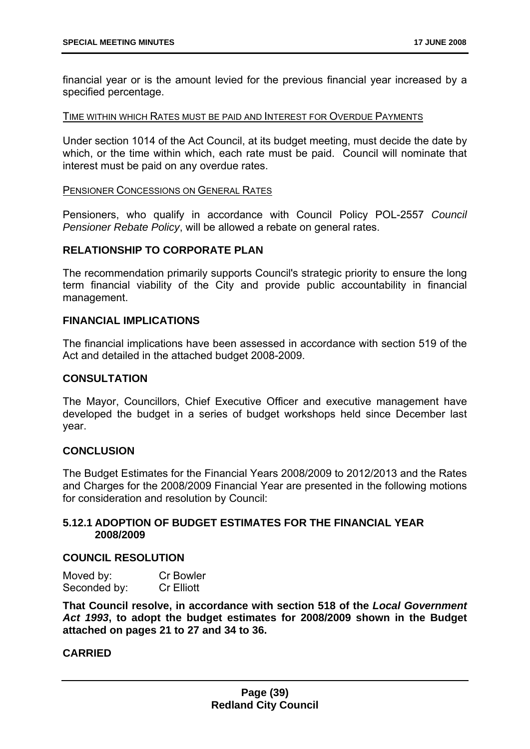financial year or is the amount levied for the previous financial year increased by a specified percentage.

TIME WITHIN WHICH RATES MUST BE PAID AND INTEREST FOR OVERDUE PAYMENTS

Under section 1014 of the Act Council, at its budget meeting, must decide the date by which, or the time within which, each rate must be paid. Council will nominate that interest must be paid on any overdue rates.

PENSIONER CONCESSIONS ON GENERAL RATES

Pensioners, who qualify in accordance with Council Policy POL-2557 *Council Pensioner Rebate Policy*, will be allowed a rebate on general rates.

## RELATIONSHIP TO CORPORATE PLAN

The recommendation primarily supports Council's strategic priority to ensure the long term financial viability of the City and provide public accountability in financial management.

## FINANCIAL IMPLICATIONS

The financial implications have been assessed in accordance with section 519 of the Act and detailed in the attached budget 2008-2009.

## CONSULTATION

The Mayor, Councillors, Chief Executive Officer and executive management have developed the budget in a series of budget workshops held since December last year.

## CONCLUSION

The Budget Estimates for the Financial Years 2008/2009 to 2012/2013 and the Rates and Charges for the 2008/2009 Financial Year are presented in the following motions for consideration and resolution by Council:

## 5.12.1 ADOPTION OF BUDGET ESTIMATES FOR THE FINANCIAL YEAR 2008/2009

## COUNCIL RESOLUTION

Moved by: Cr Bowler
Seconded by: Cr Elliott

**That Council resolve, in accordance with section 518 of the *Local Government Act 1993*, to adopt the budget estimates for 2008/2009 shown in the Budget attached on pages 21 to 27 and 34 to 36.**

**CARRIED**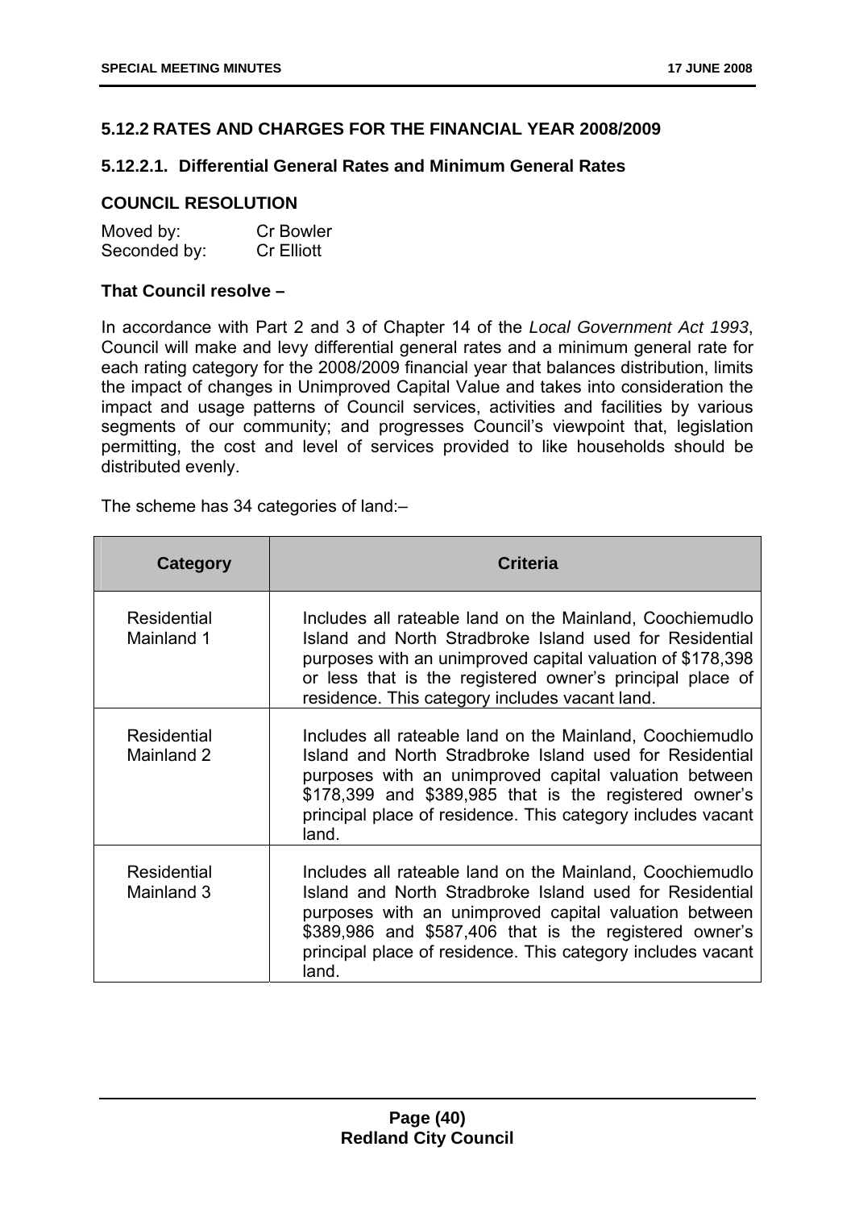## 5.12.2 RATES AND CHARGES FOR THE FINANCIAL YEAR 2008/2009

### 5.12.2.1. Differential General Rates and Minimum General Rates

### COUNCIL RESOLUTION

Moved by: Cr Bowler
Seconded by: Cr Elliott

**That Council resolve –**

In accordance with Part 2 and 3 of Chapter 14 of the *Local Government Act 1993*, Council will make and levy differential general rates and a minimum general rate for each rating category for the 2008/2009 financial year that balances distribution, limits the impact of changes in Unimproved Capital Value and takes into consideration the impact and usage patterns of Council services, activities and facilities by various segments of our community; and progresses Council's viewpoint that, legislation permitting, the cost and level of services provided to like households should be distributed evenly.

The scheme has 34 categories of land:–

| Category | Criteria |
|---|---|
| Residential Mainland 1 | Includes all rateable land on the Mainland, Coochiemudlo Island and North Stradbroke Island used for Residential purposes with an unimproved capital valuation of $178,398 or less that is the registered owner's principal place of residence. This category includes vacant land. |
| Residential Mainland 2 | Includes all rateable land on the Mainland, Coochiemudlo Island and North Stradbroke Island used for Residential purposes with an unimproved capital valuation between $178,399 and $389,985 that is the registered owner's principal place of residence. This category includes vacant land. |
| Residential Mainland 3 | Includes all rateable land on the Mainland, Coochiemudlo Island and North Stradbroke Island used for Residential purposes with an unimproved capital valuation between $389,986 and $587,406 that is the registered owner's principal place of residence. This category includes vacant land. |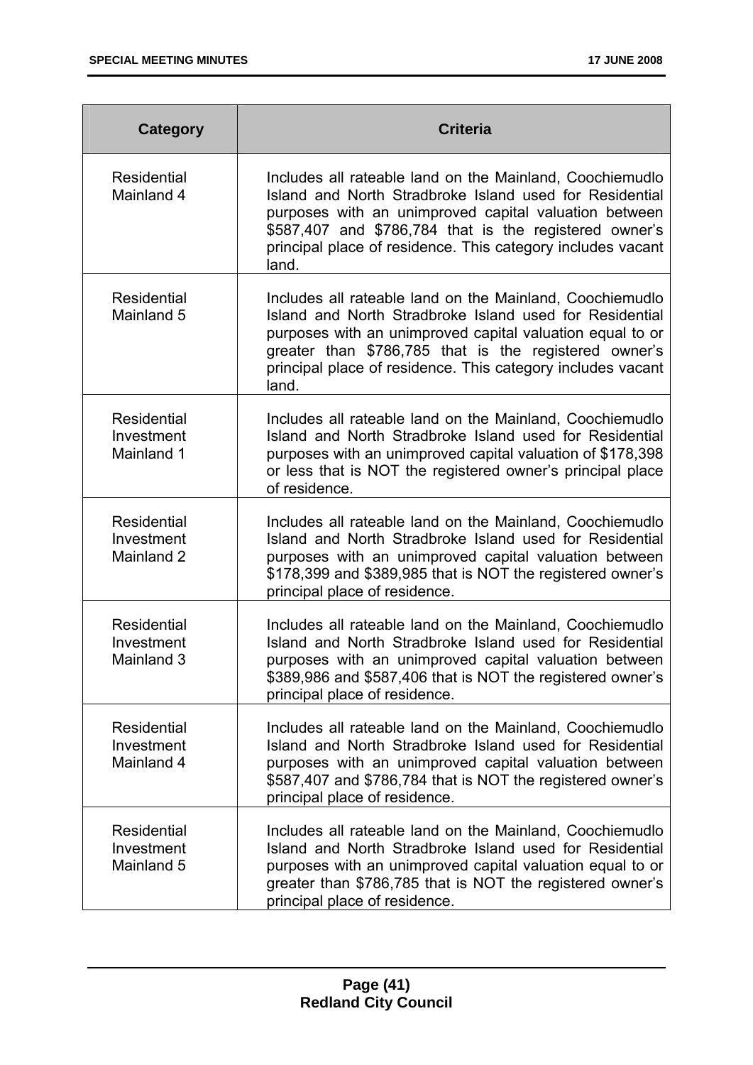| Category | Criteria |
|---|---|
| Residential Mainland 4 | Includes all rateable land on the Mainland, Coochiemudlo Island and North Stradbroke Island used for Residential purposes with an unimproved capital valuation between \$587,407 and \$786,784 that is the registered owner's principal place of residence. This category includes vacant land. |
| Residential Mainland 5 | Includes all rateable land on the Mainland, Coochiemudlo Island and North Stradbroke Island used for Residential purposes with an unimproved capital valuation equal to or greater than \$786,785 that is the registered owner's principal place of residence. This category includes vacant land. |
| Residential Investment Mainland 1 | Includes all rateable land on the Mainland, Coochiemudlo Island and North Stradbroke Island used for Residential purposes with an unimproved capital valuation of \$178,398 or less that is NOT the registered owner's principal place of residence. |
| Residential Investment Mainland 2 | Includes all rateable land on the Mainland, Coochiemudlo Island and North Stradbroke Island used for Residential purposes with an unimproved capital valuation between \$178,399 and \$389,985 that is NOT the registered owner's principal place of residence. |
| Residential Investment Mainland 3 | Includes all rateable land on the Mainland, Coochiemudlo Island and North Stradbroke Island used for Residential purposes with an unimproved capital valuation between \$389,986 and \$587,406 that is NOT the registered owner's principal place of residence. |
| Residential Investment Mainland 4 | Includes all rateable land on the Mainland, Coochiemudlo Island and North Stradbroke Island used for Residential purposes with an unimproved capital valuation between \$587,407 and \$786,784 that is NOT the registered owner's principal place of residence. |
| Residential Investment Mainland 5 | Includes all rateable land on the Mainland, Coochiemudlo Island and North Stradbroke Island used for Residential purposes with an unimproved capital valuation equal to or greater than \$786,785 that is NOT the registered owner's principal place of residence. |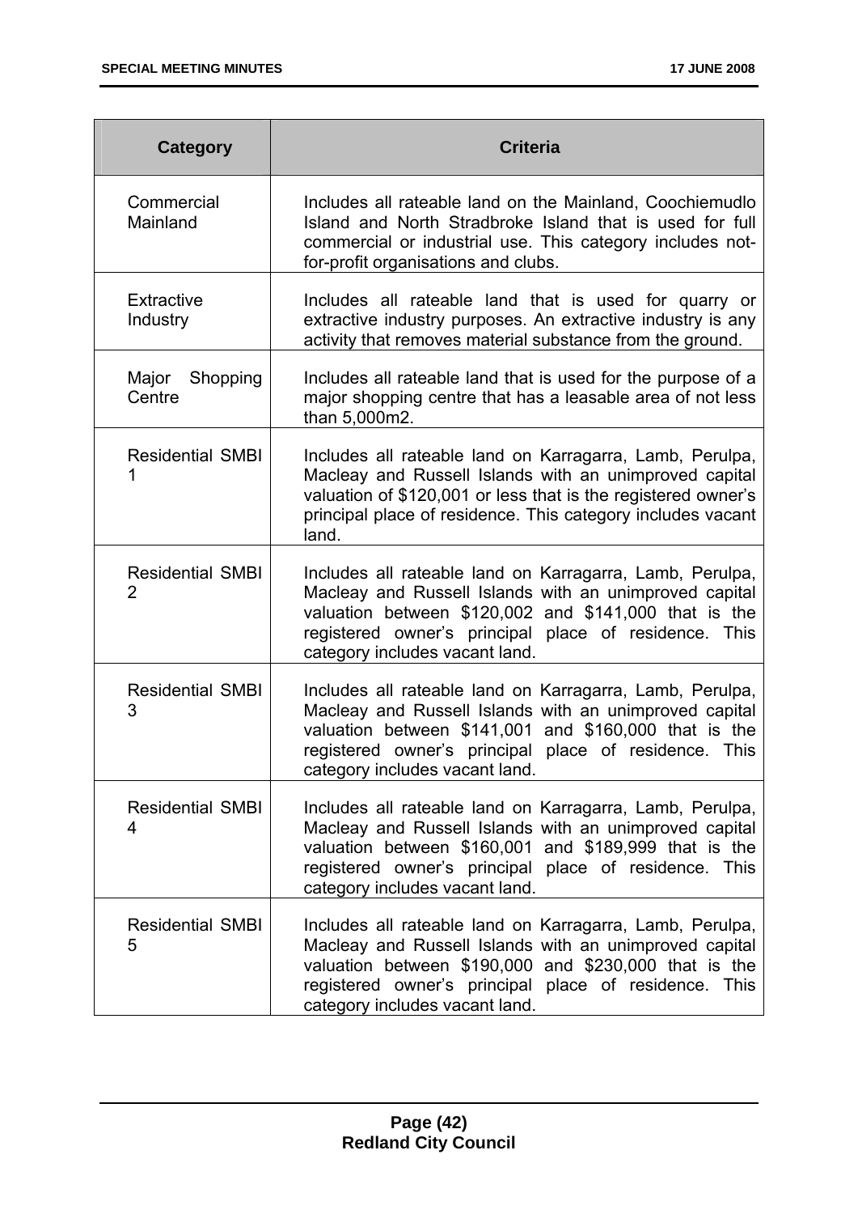| Category | Criteria |
|---|---|
| Commercial Mainland | Includes all rateable land on the Mainland, Coochiemudlo Island and North Stradbroke Island that is used for full commercial or industrial use. This category includes not-for-profit organisations and clubs. |
| Extractive Industry | Includes all rateable land that is used for quarry or extractive industry purposes. An extractive industry is any activity that removes material substance from the ground. |
| Major Shopping Centre | Includes all rateable land that is used for the purpose of a major shopping centre that has a leasable area of not less than 5,000m2. |
| Residential SMBI 1 | Includes all rateable land on Karragarra, Lamb, Perulpa, Macleay and Russell Islands with an unimproved capital valuation of $120,001 or less that is the registered owner's principal place of residence. This category includes vacant land. |
| Residential SMBI 2 | Includes all rateable land on Karragarra, Lamb, Perulpa, Macleay and Russell Islands with an unimproved capital valuation between $120,002 and $141,000 that is the registered owner's principal place of residence. This category includes vacant land. |
| Residential SMBI 3 | Includes all rateable land on Karragarra, Lamb, Perulpa, Macleay and Russell Islands with an unimproved capital valuation between $141,001 and $160,000 that is the registered owner's principal place of residence. This category includes vacant land. |
| Residential SMBI 4 | Includes all rateable land on Karragarra, Lamb, Perulpa, Macleay and Russell Islands with an unimproved capital valuation between $160,001 and $189,999 that is the registered owner's principal place of residence. This category includes vacant land. |
| Residential SMBI 5 | Includes all rateable land on Karragarra, Lamb, Perulpa, Macleay and Russell Islands with an unimproved capital valuation between $190,000 and $230,000 that is the registered owner's principal place of residence. This category includes vacant land. |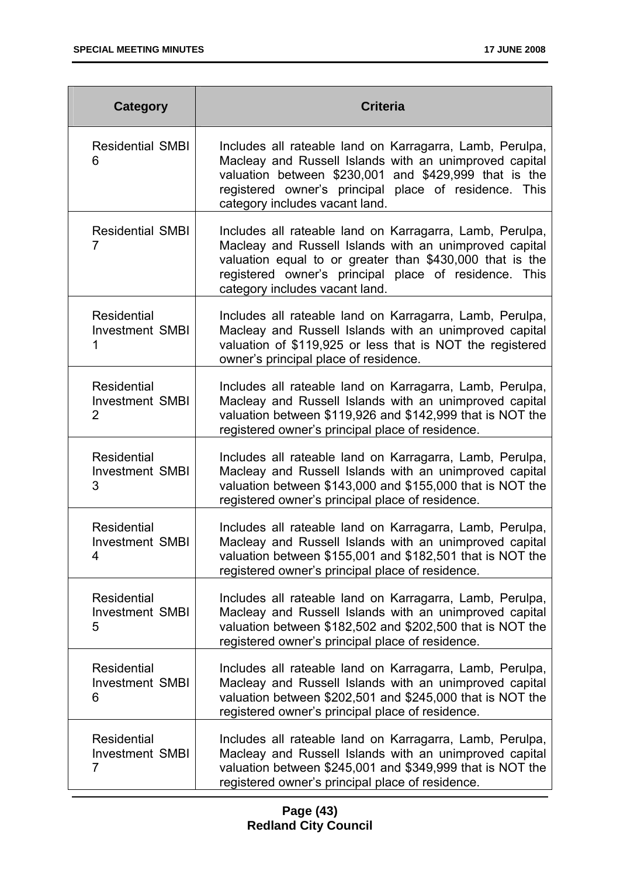| Category | Criteria |
| --- | --- |
| Residential SMBI 6 | Includes all rateable land on Karragarra, Lamb, Perulpa, Macleay and Russell Islands with an unimproved capital valuation between $230,001 and $429,999 that is the registered owner's principal place of residence. This category includes vacant land. |
| Residential SMBI 7 | Includes all rateable land on Karragarra, Lamb, Perulpa, Macleay and Russell Islands with an unimproved capital valuation equal to or greater than $430,000 that is the registered owner's principal place of residence. This category includes vacant land. |
| Residential Investment SMBI 1 | Includes all rateable land on Karragarra, Lamb, Perulpa, Macleay and Russell Islands with an unimproved capital valuation of $119,925 or less that is NOT the registered owner's principal place of residence. |
| Residential Investment SMBI 2 | Includes all rateable land on Karragarra, Lamb, Perulpa, Macleay and Russell Islands with an unimproved capital valuation between $119,926 and $142,999 that is NOT the registered owner's principal place of residence. |
| Residential Investment SMBI 3 | Includes all rateable land on Karragarra, Lamb, Perulpa, Macleay and Russell Islands with an unimproved capital valuation between $143,000 and $155,000 that is NOT the registered owner's principal place of residence. |
| Residential Investment SMBI 4 | Includes all rateable land on Karragarra, Lamb, Perulpa, Macleay and Russell Islands with an unimproved capital valuation between $155,001 and $182,501 that is NOT the registered owner's principal place of residence. |
| Residential Investment SMBI 5 | Includes all rateable land on Karragarra, Lamb, Perulpa, Macleay and Russell Islands with an unimproved capital valuation between $182,502 and $202,500 that is NOT the registered owner's principal place of residence. |
| Residential Investment SMBI 6 | Includes all rateable land on Karragarra, Lamb, Perulpa, Macleay and Russell Islands with an unimproved capital valuation between $202,501 and $245,000 that is NOT the registered owner's principal place of residence. |
| Residential Investment SMBI 7 | Includes all rateable land on Karragarra, Lamb, Perulpa, Macleay and Russell Islands with an unimproved capital valuation between $245,001 and $349,999 that is NOT the registered owner's principal place of residence. |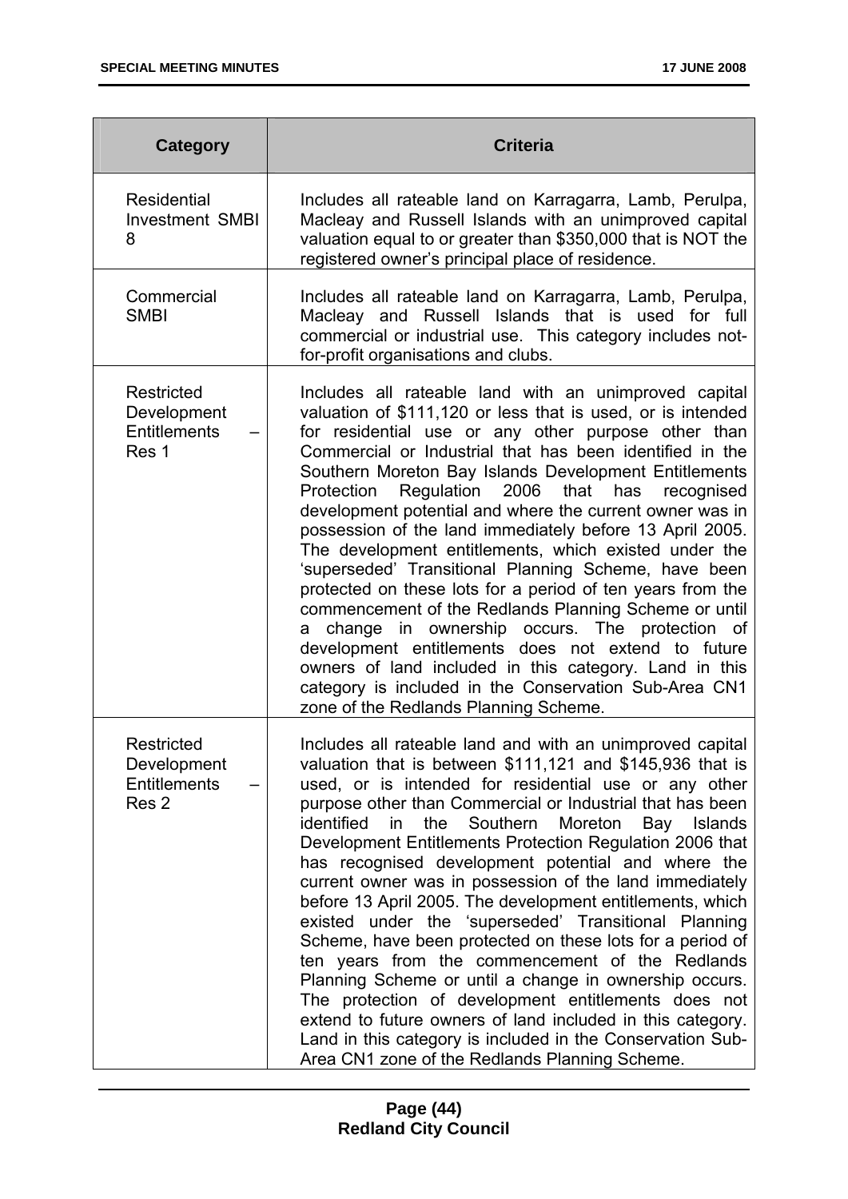| Category | Criteria |
|---|---|
| Residential Investment SMBI 8 | Includes all rateable land on Karragarra, Lamb, Perulpa, Macleay and Russell Islands with an unimproved capital valuation equal to or greater than $350,000 that is NOT the registered owner's principal place of residence. |
| Commercial SMBI | Includes all rateable land on Karragarra, Lamb, Perulpa, Macleay and Russell Islands that is used for full commercial or industrial use. This category includes not-for-profit organisations and clubs. |
| Restricted Development Entitlements – Res 1 | Includes all rateable land with an unimproved capital valuation of $111,120 or less that is used, or is intended for residential use or any other purpose other than Commercial or Industrial that has been identified in the Southern Moreton Bay Islands Development Entitlements Protection Regulation 2006 that has recognised development potential and where the current owner was in possession of the land immediately before 13 April 2005. The development entitlements, which existed under the 'superseded' Transitional Planning Scheme, have been protected on these lots for a period of ten years from the commencement of the Redlands Planning Scheme or until a change in ownership occurs. The protection of development entitlements does not extend to future owners of land included in this category. Land in this category is included in the Conservation Sub-Area CN1 zone of the Redlands Planning Scheme. |
| Restricted Development Entitlements – Res 2 | Includes all rateable land and with an unimproved capital valuation that is between $111,121 and $145,936 that is used, or is intended for residential use or any other purpose other than Commercial or Industrial that has been identified in the Southern Moreton Bay Islands Development Entitlements Protection Regulation 2006 that has recognised development potential and where the current owner was in possession of the land immediately before 13 April 2005. The development entitlements, which existed under the 'superseded' Transitional Planning Scheme, have been protected on these lots for a period of ten years from the commencement of the Redlands Planning Scheme or until a change in ownership occurs. The protection of development entitlements does not extend to future owners of land included in this category. Land in this category is included in the Conservation Sub-Area CN1 zone of the Redlands Planning Scheme. |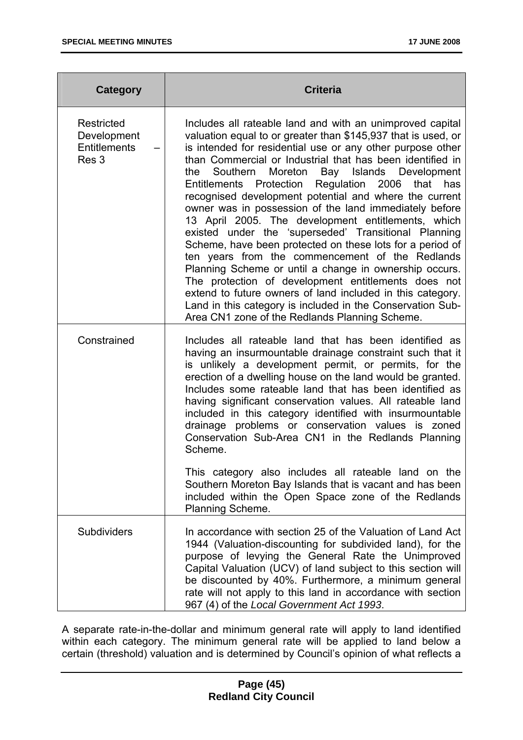| Category | Criteria |
|---|---|
| Restricted Development Entitlements – Res 3 | Includes all rateable land and with an unimproved capital valuation equal to or greater than $145,937 that is used, or is intended for residential use or any other purpose other than Commercial or Industrial that has been identified in the Southern Moreton Bay Islands Development Entitlements Protection Regulation 2006 that has recognised development potential and where the current owner was in possession of the land immediately before 13 April 2005. The development entitlements, which existed under the 'superseded' Transitional Planning Scheme, have been protected on these lots for a period of ten years from the commencement of the Redlands Planning Scheme or until a change in ownership occurs. The protection of development entitlements does not extend to future owners of land included in this category. Land in this category is included in the Conservation Sub-Area CN1 zone of the Redlands Planning Scheme. |
| Constrained | Includes all rateable land that has been identified as having an insurmountable drainage constraint such that it is unlikely a development permit, or permits, for the erection of a dwelling house on the land would be granted. Includes some rateable land that has been identified as having significant conservation values. All rateable land included in this category identified with insurmountable drainage problems or conservation values is zoned Conservation Sub-Area CN1 in the Redlands Planning Scheme.<br><br>This category also includes all rateable land on the Southern Moreton Bay Islands that is vacant and has been included within the Open Space zone of the Redlands Planning Scheme. |
| Subdividers | In accordance with section 25 of the Valuation of Land Act 1944 (Valuation-discounting for subdivided land), for the purpose of levying the General Rate the Unimproved Capital Valuation (UCV) of land subject to this section will be discounted by 40%. Furthermore, a minimum general rate will not apply to this land in accordance with section 967 (4) of the *Local Government Act 1993*. |

A separate rate-in-the-dollar and minimum general rate will apply to land identified within each category. The minimum general rate will be applied to land below a certain (threshold) valuation and is determined by Council's opinion of what reflects a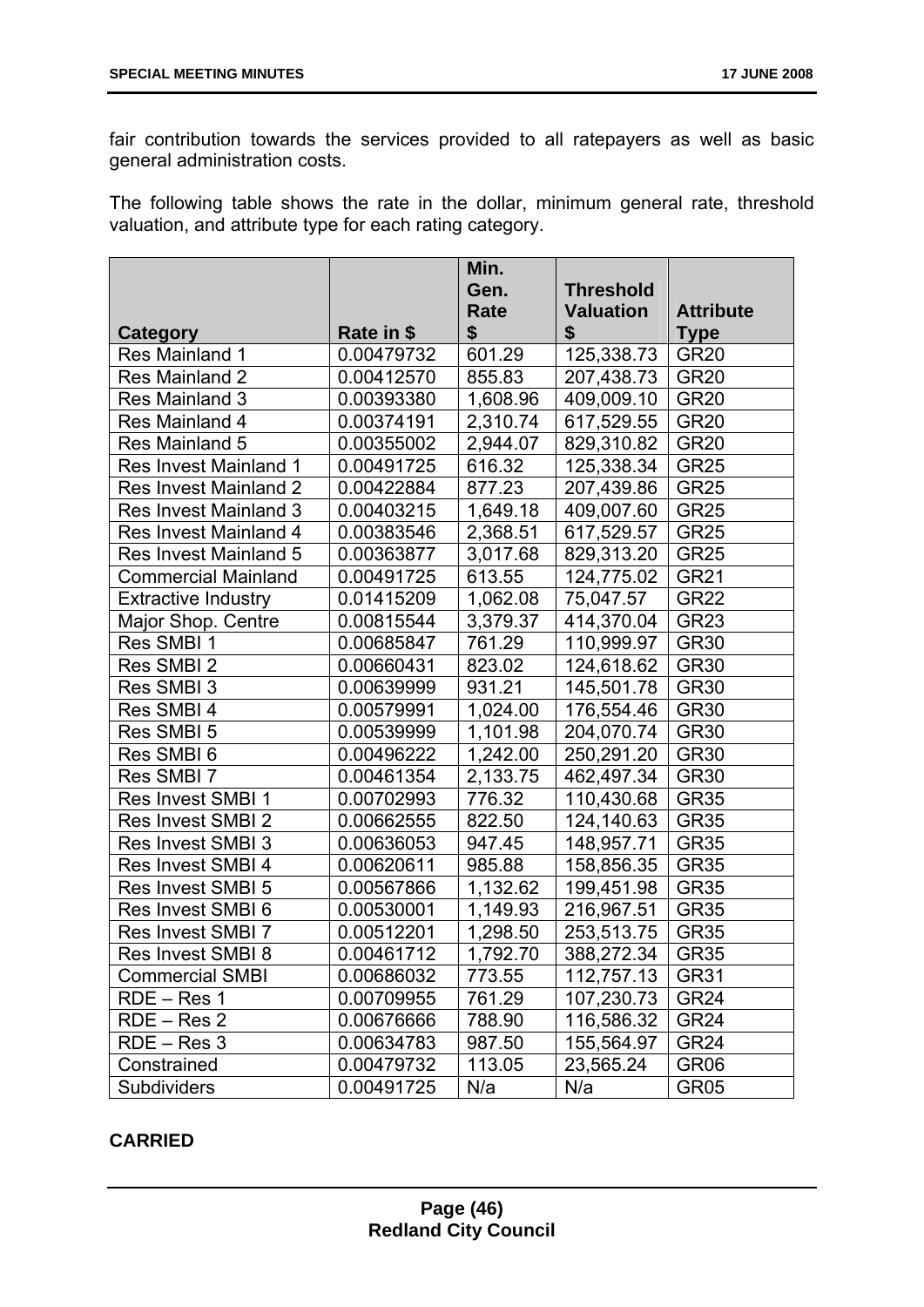fair contribution towards the services provided to all ratepayers as well as basic general administration costs.

The following table shows the rate in the dollar, minimum general rate, threshold valuation, and attribute type for each rating category.

| Category | Rate in $ | Min. Gen. Rate $ | Threshold Valuation $ | Attribute Type |
|---|---|---|---|---|
| Res Mainland 1 | 0.00479732 | 601.29 | 125,338.73 | GR20 |
| Res Mainland 2 | 0.00412570 | 855.83 | 207,438.73 | GR20 |
| Res Mainland 3 | 0.00393380 | 1,608.96 | 409,009.10 | GR20 |
| Res Mainland 4 | 0.00374191 | 2,310.74 | 617,529.55 | GR20 |
| Res Mainland 5 | 0.00355002 | 2,944.07 | 829,310.82 | GR20 |
| Res Invest Mainland 1 | 0.00491725 | 616.32 | 125,338.34 | GR25 |
| Res Invest Mainland 2 | 0.00422884 | 877.23 | 207,439.86 | GR25 |
| Res Invest Mainland 3 | 0.00403215 | 1,649.18 | 409,007.60 | GR25 |
| Res Invest Mainland 4 | 0.00383546 | 2,368.51 | 617,529.57 | GR25 |
| Res Invest Mainland 5 | 0.00363877 | 3,017.68 | 829,313.20 | GR25 |
| Commercial Mainland | 0.00491725 | 613.55 | 124,775.02 | GR21 |
| Extractive Industry | 0.01415209 | 1,062.08 | 75,047.57 | GR22 |
| Major Shop. Centre | 0.00815544 | 3,379.37 | 414,370.04 | GR23 |
| Res SMBI 1 | 0.00685847 | 761.29 | 110,999.97 | GR30 |
| Res SMBI 2 | 0.00660431 | 823.02 | 124,618.62 | GR30 |
| Res SMBI 3 | 0.00639999 | 931.21 | 145,501.78 | GR30 |
| Res SMBI 4 | 0.00579991 | 1,024.00 | 176,554.46 | GR30 |
| Res SMBI 5 | 0.00539999 | 1,101.98 | 204,070.74 | GR30 |
| Res SMBI 6 | 0.00496222 | 1,242.00 | 250,291.20 | GR30 |
| Res SMBI 7 | 0.00461354 | 2,133.75 | 462,497.34 | GR30 |
| Res Invest SMBI 1 | 0.00702993 | 776.32 | 110,430.68 | GR35 |
| Res Invest SMBI 2 | 0.00662555 | 822.50 | 124,140.63 | GR35 |
| Res Invest SMBI 3 | 0.00636053 | 947.45 | 148,957.71 | GR35 |
| Res Invest SMBI 4 | 0.00620611 | 985.88 | 158,856.35 | GR35 |
| Res Invest SMBI 5 | 0.00567866 | 1,132.62 | 199,451.98 | GR35 |
| Res Invest SMBI 6 | 0.00530001 | 1,149.93 | 216,967.51 | GR35 |
| Res Invest SMBI 7 | 0.00512201 | 1,298.50 | 253,513.75 | GR35 |
| Res Invest SMBI 8 | 0.00461712 | 1,792.70 | 388,272.34 | GR35 |
| Commercial SMBI | 0.00686032 | 773.55 | 112,757.13 | GR31 |
| RDE – Res 1 | 0.00709955 | 761.29 | 107,230.73 | GR24 |
| RDE – Res 2 | 0.00676666 | 788.90 | 116,586.32 | GR24 |
| RDE – Res 3 | 0.00634783 | 987.50 | 155,564.97 | GR24 |
| Constrained | 0.00479732 | 113.05 | 23,565.24 | GR06 |
| Subdividers | 0.00491725 | N/a | N/a | GR05 |

**CARRIED**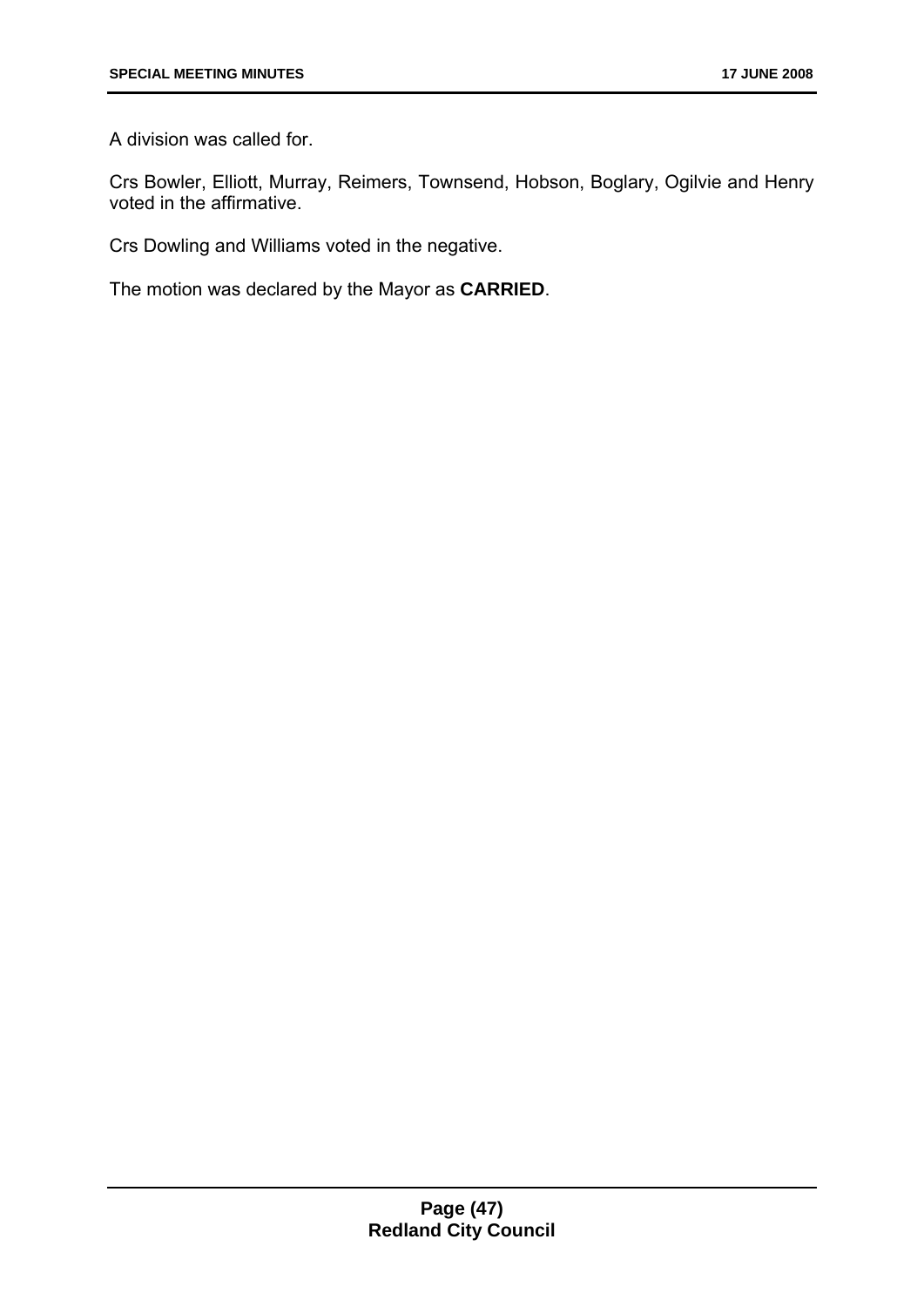A division was called for.

Crs Bowler, Elliott, Murray, Reimers, Townsend, Hobson, Boglary, Ogilvie and Henry voted in the affirmative.

Crs Dowling and Williams voted in the negative.

The motion was declared by the Mayor as **CARRIED**.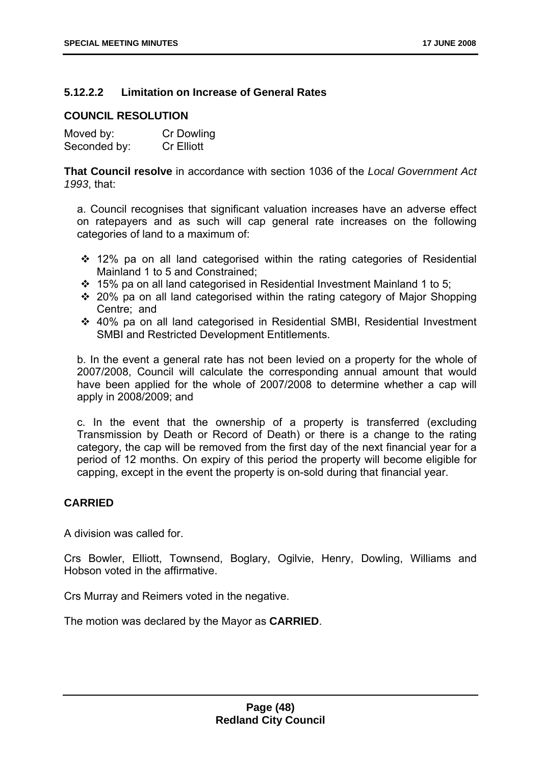### 5.12.2.2 Limitation on Increase of General Rates

**COUNCIL RESOLUTION**

Moved by: Cr Dowling
Seconded by: Cr Elliott

**That Council resolve** in accordance with section 1036 of the *Local Government Act 1993*, that:

a. Council recognises that significant valuation increases have an adverse effect on ratepayers and as such will cap general rate increases on the following categories of land to a maximum of:

- 12% pa on all land categorised within the rating categories of Residential Mainland 1 to 5 and Constrained;
- 15% pa on all land categorised in Residential Investment Mainland 1 to 5;
- 20% pa on all land categorised within the rating category of Major Shopping Centre; and
- 40% pa on all land categorised in Residential SMBI, Residential Investment SMBI and Restricted Development Entitlements.

b. In the event a general rate has not been levied on a property for the whole of 2007/2008, Council will calculate the corresponding annual amount that would have been applied for the whole of 2007/2008 to determine whether a cap will apply in 2008/2009; and

c. In the event that the ownership of a property is transferred (excluding Transmission by Death or Record of Death) or there is a change to the rating category, the cap will be removed from the first day of the next financial year for a period of 12 months. On expiry of this period the property will become eligible for capping, except in the event the property is on-sold during that financial year.

**CARRIED**

A division was called for.

Crs Bowler, Elliott, Townsend, Boglary, Ogilvie, Henry, Dowling, Williams and Hobson voted in the affirmative.

Crs Murray and Reimers voted in the negative.

The motion was declared by the Mayor as **CARRIED**.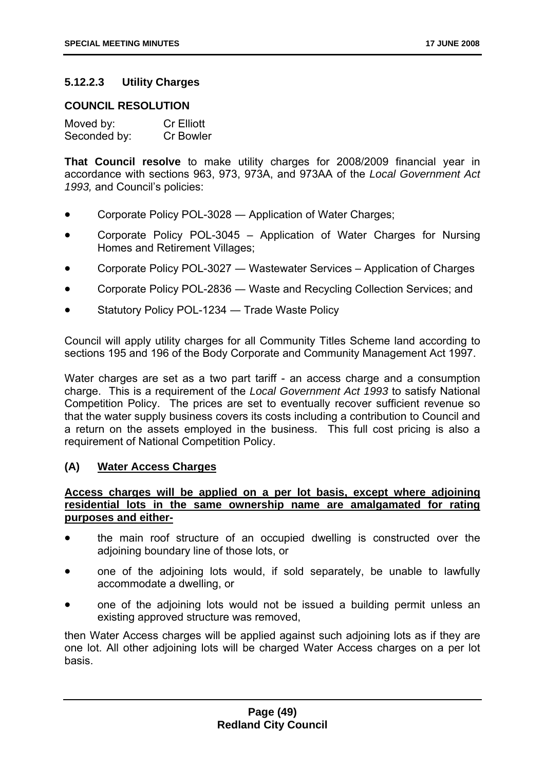### 5.12.2.3 Utility Charges

**COUNCIL RESOLUTION**

Moved by: Cr Elliott
Seconded by: Cr Bowler

**That Council resolve** to make utility charges for 2008/2009 financial year in accordance with sections 963, 973, 973A, and 973AA of the *Local Government Act 1993,* and Council's policies:

- Corporate Policy POL-3028 — Application of Water Charges;
- Corporate Policy POL-3045 – Application of Water Charges for Nursing Homes and Retirement Villages;
- Corporate Policy POL-3027 — Wastewater Services – Application of Charges
- Corporate Policy POL-2836 — Waste and Recycling Collection Services; and
- Statutory Policy POL-1234 — Trade Waste Policy

Council will apply utility charges for all Community Titles Scheme land according to sections 195 and 196 of the Body Corporate and Community Management Act 1997.

Water charges are set as a two part tariff - an access charge and a consumption charge. This is a requirement of the *Local Government Act 1993* to satisfy National Competition Policy. The prices are set to eventually recover sufficient revenue so that the water supply business covers its costs including a contribution to Council and a return on the assets employed in the business. This full cost pricing is also a requirement of National Competition Policy.

**(A) Water Access Charges**

**Access charges will be applied on a per lot basis, except where adjoining residential lots in the same ownership name are amalgamated for rating purposes and either-**

- the main roof structure of an occupied dwelling is constructed over the adjoining boundary line of those lots, or
- one of the adjoining lots would, if sold separately, be unable to lawfully accommodate a dwelling, or
- one of the adjoining lots would not be issued a building permit unless an existing approved structure was removed,

then Water Access charges will be applied against such adjoining lots as if they are one lot. All other adjoining lots will be charged Water Access charges on a per lot basis.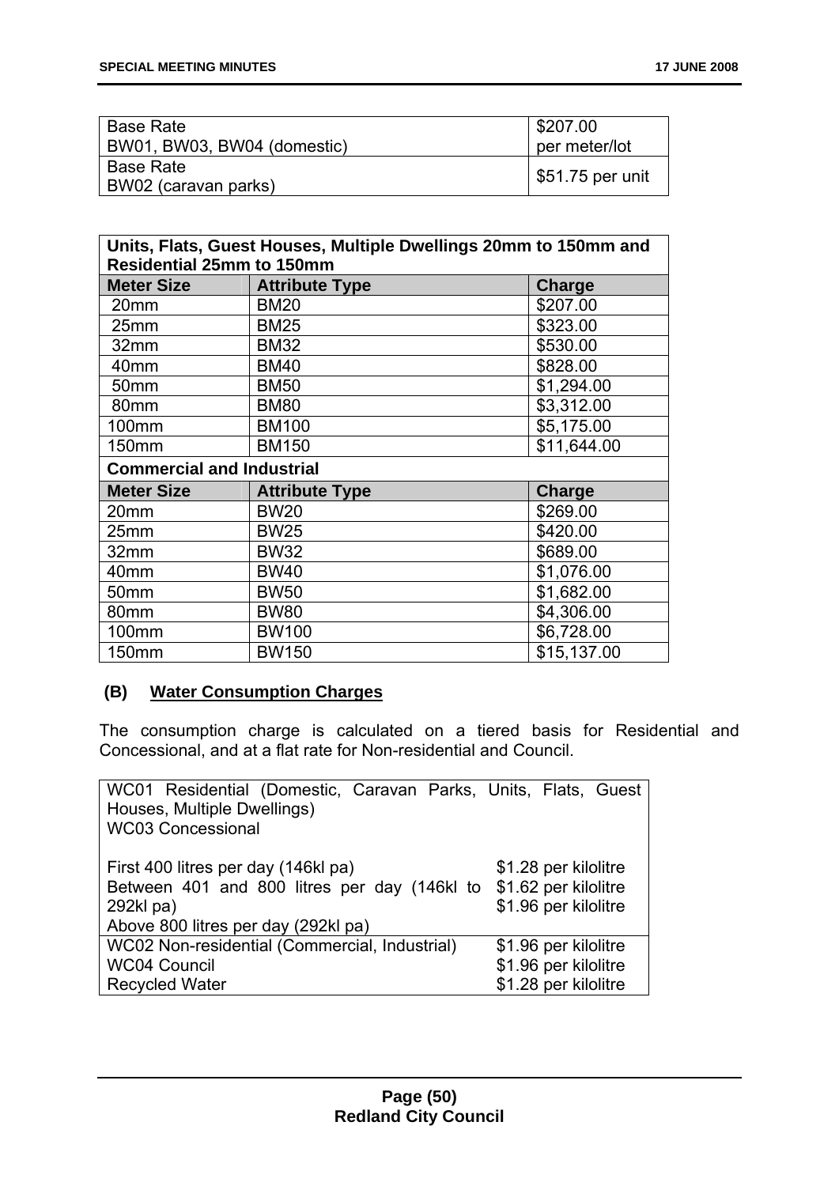| | |
|---|---|
| Base Rate<br>BW01, BW03, BW04 (domestic) | $207.00<br>per meter/lot |
| Base Rate<br>BW02 (caravan parks) | $51.75 per unit |

| **Units, Flats, Guest Houses, Multiple Dwellings 20mm to 150mm and Residential 25mm to 150mm** | | |
|---|---|---|
| **Meter Size** | **Attribute Type** | **Charge** |
| 20mm | BM20 | $207.00 |
| 25mm | BM25 | $323.00 |
| 32mm | BM32 | $530.00 |
| 40mm | BM40 | $828.00 |
| 50mm | BM50 | $1,294.00 |
| 80mm | BM80 | $3,312.00 |
| 100mm | BM100 | $5,175.00 |
| 150mm | BM150 | $11,644.00 |
| **Commercial and Industrial** | | |
| **Meter Size** | **Attribute Type** | **Charge** |
| 20mm | BW20 | $269.00 |
| 25mm | BW25 | $420.00 |
| 32mm | BW32 | $689.00 |
| 40mm | BW40 | $1,076.00 |
| 50mm | BW50 | $1,682.00 |
| 80mm | BW80 | $4,306.00 |
| 100mm | BW100 | $6,728.00 |
| 150mm | BW150 | $15,137.00 |

**(B) <u>Water Consumption Charges</u>**

The consumption charge is calculated on a tiered basis for Residential and Concessional, and at a flat rate for Non-residential and Council.

| WC01 Residential (Domestic, Caravan Parks, Units, Flats, Guest Houses, Multiple Dwellings)<br>WC03 Concessional | |
|---|---|
| First 400 litres per day (146kl pa)<br>Between 401 and 800 litres per day (146kl to 292kl pa)<br>Above 800 litres per day (292kl pa) | $1.28 per kilolitre<br>$1.62 per kilolitre<br>$1.96 per kilolitre |
| WC02 Non-residential (Commercial, Industrial)<br>WC04 Council<br>Recycled Water | $1.96 per kilolitre<br>$1.96 per kilolitre<br>$1.28 per kilolitre |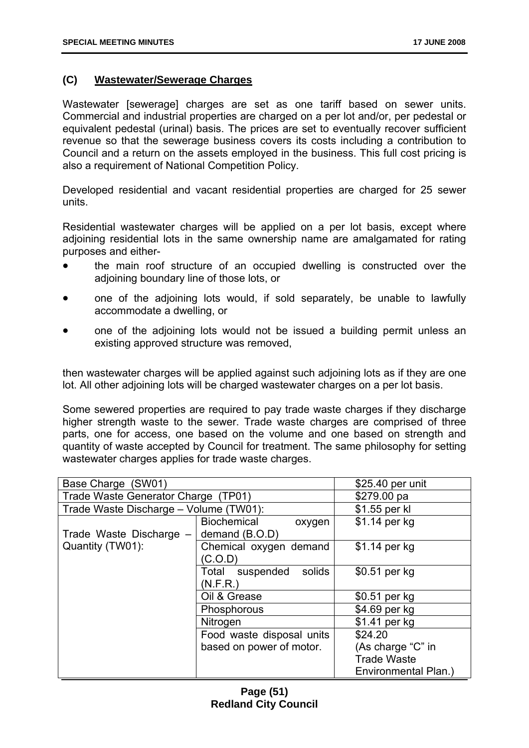### (C) **Wastewater/Sewerage Charges**

Wastewater [sewerage] charges are set as one tariff based on sewer units. Commercial and industrial properties are charged on a per lot and/or, per pedestal or equivalent pedestal (urinal) basis. The prices are set to eventually recover sufficient revenue so that the sewerage business covers its costs including a contribution to Council and a return on the assets employed in the business. This full cost pricing is also a requirement of National Competition Policy.

Developed residential and vacant residential properties are charged for 25 sewer units.

Residential wastewater charges will be applied on a per lot basis, except where adjoining residential lots in the same ownership name are amalgamated for rating purposes and either-

- the main roof structure of an occupied dwelling is constructed over the adjoining boundary line of those lots, or
- one of the adjoining lots would, if sold separately, be unable to lawfully accommodate a dwelling, or
- one of the adjoining lots would not be issued a building permit unless an existing approved structure was removed,

then wastewater charges will be applied against such adjoining lots as if they are one lot. All other adjoining lots will be charged wastewater charges on a per lot basis.

Some sewered properties are required to pay trade waste charges if they discharge higher strength waste to the sewer. Trade waste charges are comprised of three parts, one for access, one based on the volume and one based on strength and quantity of waste accepted by Council for treatment. The same philosophy for setting wastewater charges applies for trade waste charges.

| | | |
|---|---|---|
| Base Charge (SW01) | | $25.40 per unit |
| Trade Waste Generator Charge (TP01) | | $279.00 pa |
| Trade Waste Discharge – Volume (TW01): | | $1.55 per kl |
| Trade Waste Discharge – Quantity (TW01): | Biochemical oxygen demand (B.O.D) | $1.14 per kg |
| | Chemical oxygen demand (C.O.D) | $1.14 per kg |
| | Total suspended solids (N.F.R.) | $0.51 per kg |
| | Oil & Grease | $0.51 per kg |
| | Phosphorous | $4.69 per kg |
| | Nitrogen | $1.41 per kg |
| | Food waste disposal units based on power of motor. | $24.20 (As charge "C" in Trade Waste Environmental Plan.) |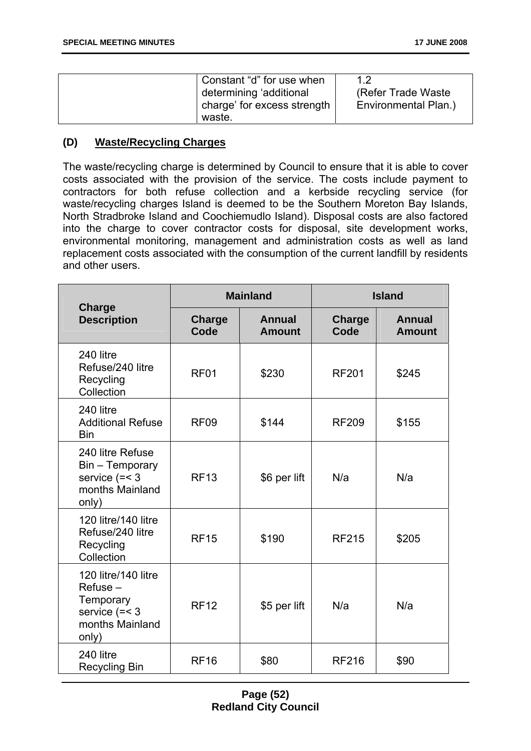| | Constant “d” for use when determining ‘additional charge’ for excess strength waste. | 1.2 (Refer Trade Waste Environmental Plan.) |
|---|---|---|

**(D) Waste/Recycling Charges**

The waste/recycling charge is determined by Council to ensure that it is able to cover costs associated with the provision of the service. The costs include payment to contractors for both refuse collection and a kerbside recycling service (for waste/recycling charges Island is deemed to be the Southern Moreton Bay Islands, North Stradbroke Island and Coochiemudlo Island). Disposal costs are also factored into the charge to cover contractor costs for disposal, site development works, environmental monitoring, management and administration costs as well as land replacement costs associated with the consumption of the current landfill by residents and other users.

| Charge Description | Mainland | | Island | |
|---|---|---|---|---|
| | Charge Code | Annual Amount | Charge Code | Annual Amount |
| 240 litre Refuse/240 litre Recycling Collection | RF01 | $230 | RF201 | $245 |
| 240 litre Additional Refuse Bin | RF09 | $144 | RF209 | $155 |
| 240 litre Refuse Bin – Temporary service (=< 3 months Mainland only) | RF13 | $6 per lift | N/a | N/a |
| 120 litre/140 litre Refuse/240 litre Recycling Collection | RF15 | $190 | RF215 | $205 |
| 120 litre/140 litre Refuse – Temporary service (=< 3 months Mainland only) | RF12 | $5 per lift | N/a | N/a |
| 240 litre Recycling Bin | RF16 | $80 | RF216 | $90 |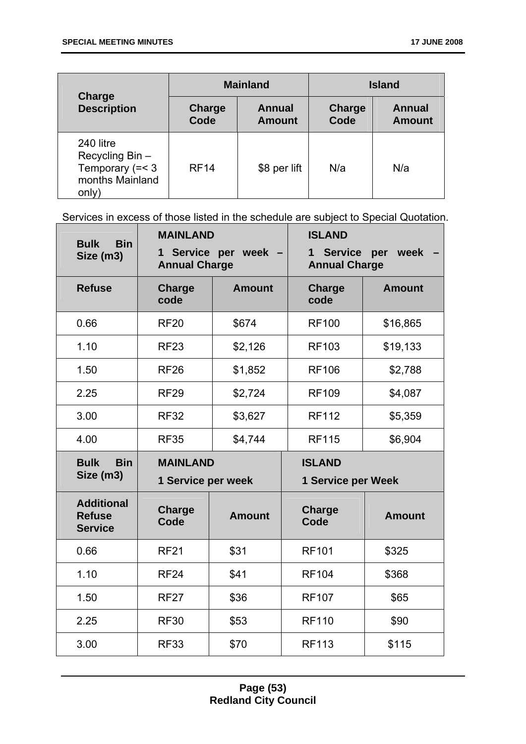| Charge Description | Mainland | | Island | |
|---|---|---|---|---|
| | Charge Code | Annual Amount | Charge Code | Annual Amount |
| 240 litre Recycling Bin – Temporary (=< 3 months Mainland only) | RF14 | $8 per lift | N/a | N/a |

Services in excess of those listed in the schedule are subject to Special Quotation.

| Bulk Bin Size (m3) | MAINLAND 1 Service per week – Annual Charge | | ISLAND 1 Service per week – Annual Charge | |
|---|---|---|---|---|
| Refuse | Charge code | Amount | Charge code | Amount |
| 0.66 | RF20 | $674 | RF100 | $16,865 |
| 1.10 | RF23 | $2,126 | RF103 | $19,133 |
| 1.50 | RF26 | $1,852 | RF106 | $2,788 |
| 2.25 | RF29 | $2,724 | RF109 | $4,087 |
| 3.00 | RF32 | $3,627 | RF112 | $5,359 |
| 4.00 | RF35 | $4,744 | RF115 | $6,904 |

| Bulk Bin Size (m3) | MAINLAND 1 Service per week | | ISLAND 1 Service per Week | |
|---|---|---|---|---|
| Additional Refuse Service | Charge Code | Amount | Charge Code | Amount |
| 0.66 | RF21 | $31 | RF101 | $325 |
| 1.10 | RF24 | $41 | RF104 | $368 |
| 1.50 | RF27 | $36 | RF107 | $65 |
| 2.25 | RF30 | $53 | RF110 | $90 |
| 3.00 | RF33 | $70 | RF113 | $115 |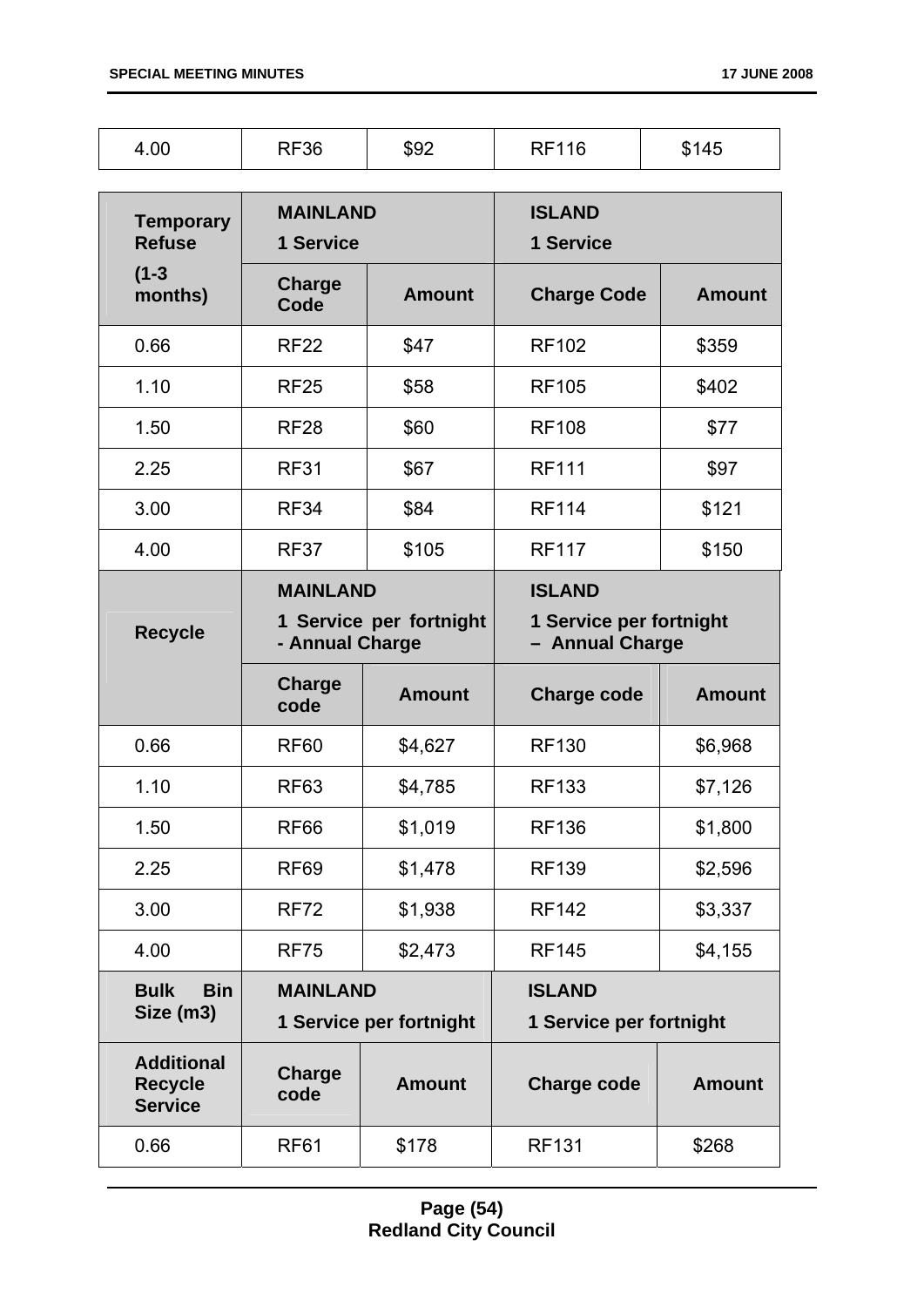| 4.00 | RF36 | $92 | RF116 | $145 |
|---|---|---|---|---|

| **Temporary Refuse (1-3 months)** | **MAINLAND 1 Service** | | **ISLAND 1 Service** | |
|---|---|---|---|---|
| | **Charge Code** | **Amount** | **Charge Code** | **Amount** |
| 0.66 | RF22 | $47 | RF102 | $359 |
| 1.10 | RF25 | $58 | RF105 | $402 |
| 1.50 | RF28 | $60 | RF108 | $77 |
| 2.25 | RF31 | $67 | RF111 | $97 |
| 3.00 | RF34 | $84 | RF114 | $121 |
| 4.00 | RF37 | $105 | RF117 | $150 |
| **Recycle** | **MAINLAND 1 Service per fortnight - Annual Charge** | | **ISLAND 1 Service per fortnight – Annual Charge** | |
| | **Charge code** | **Amount** | **Charge code** | **Amount** |
| 0.66 | RF60 | $4,627 | RF130 | $6,968 |
| 1.10 | RF63 | $4,785 | RF133 | $7,126 |
| 1.50 | RF66 | $1,019 | RF136 | $1,800 |
| 2.25 | RF69 | $1,478 | RF139 | $2,596 |
| 3.00 | RF72 | $1,938 | RF142 | $3,337 |
| 4.00 | RF75 | $2,473 | RF145 | $4,155 |
| **Bulk Bin Size (m3)** | **MAINLAND 1 Service per fortnight** | | **ISLAND 1 Service per fortnight** | |
| **Additional Recycle Service** | **Charge code** | **Amount** | **Charge code** | **Amount** |
| 0.66 | RF61 | $178 | RF131 | $268 |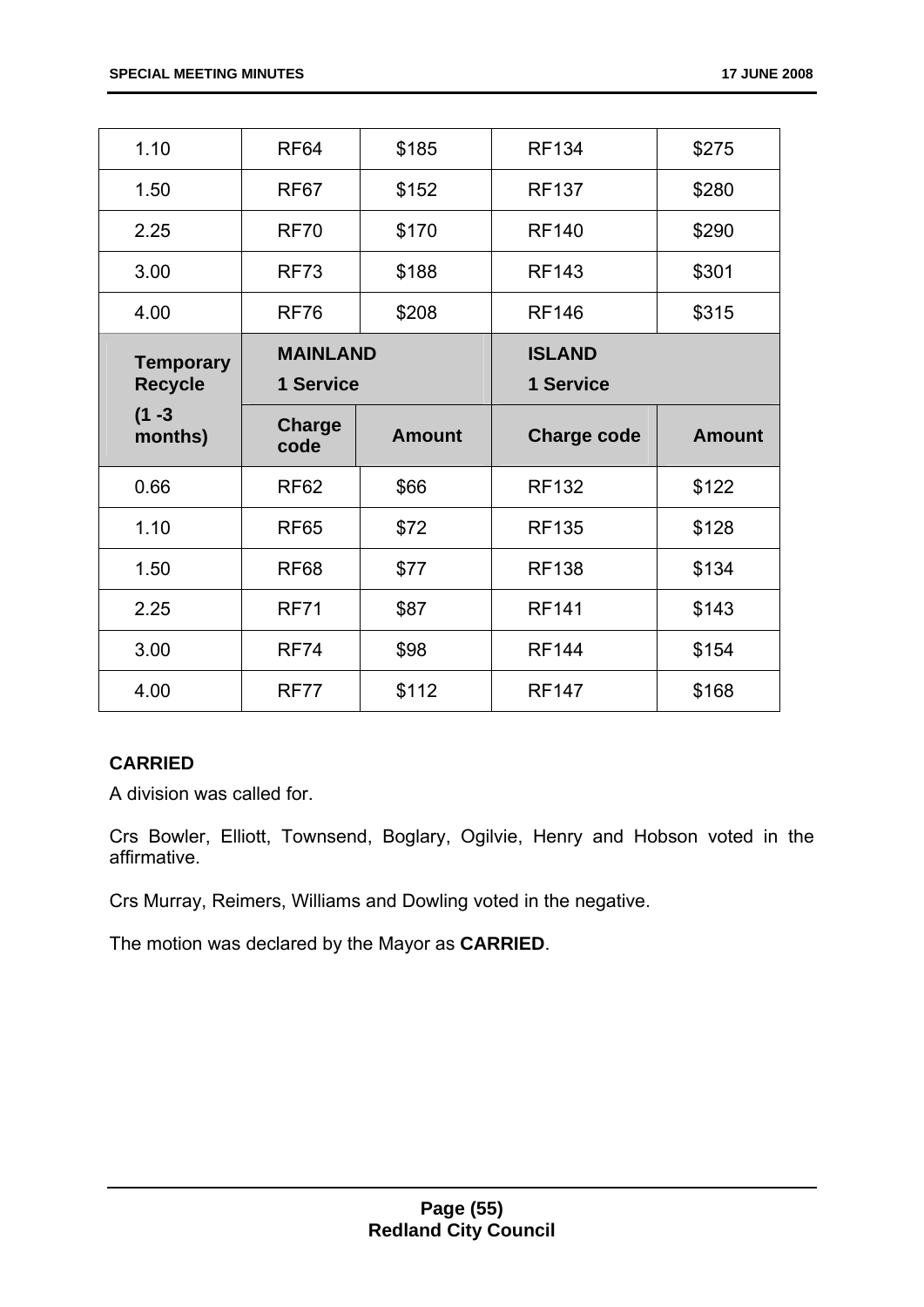| | | | | |
|---|---|---|---|---|
| 1.10 | RF64 | $185 | RF134 | $275 |
| 1.50 | RF67 | $152 | RF137 | $280 |
| 2.25 | RF70 | $170 | RF140 | $290 |
| 3.00 | RF73 | $188 | RF143 | $301 |
| 4.00 | RF76 | $208 | RF146 | $315 |
| **Temporary Recycle (1 -3 months)** | **MAINLAND 1 Service** | | **ISLAND 1 Service** | |
| | **Charge code** | **Amount** | **Charge code** | **Amount** |
| 0.66 | RF62 | $66 | RF132 | $122 |
| 1.10 | RF65 | $72 | RF135 | $128 |
| 1.50 | RF68 | $77 | RF138 | $134 |
| 2.25 | RF71 | $87 | RF141 | $143 |
| 3.00 | RF74 | $98 | RF144 | $154 |
| 4.00 | RF77 | $112 | RF147 | $168 |

**CARRIED**

A division was called for.

Crs Bowler, Elliott, Townsend, Boglary, Ogilvie, Henry and Hobson voted in the affirmative.

Crs Murray, Reimers, Williams and Dowling voted in the negative.

The motion was declared by the Mayor as **CARRIED**.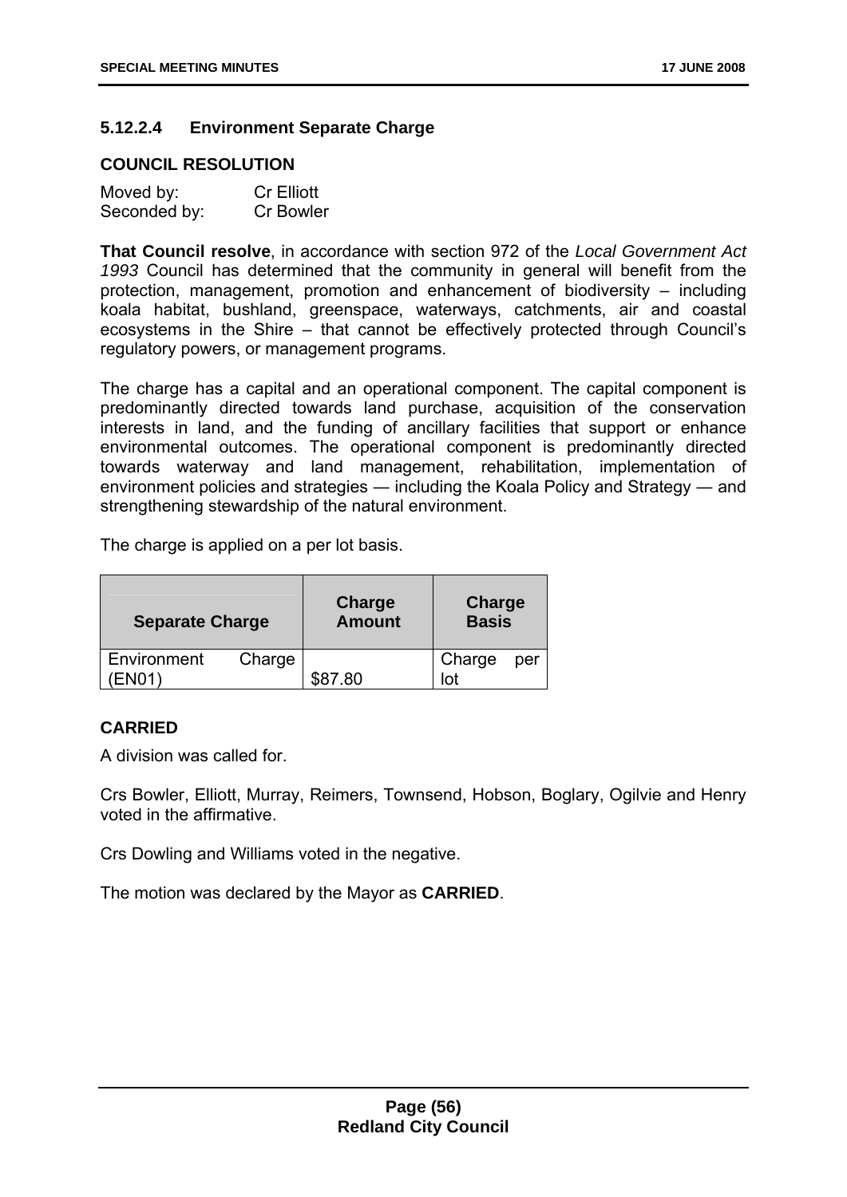### 5.12.2.4 Environment Separate Charge

**COUNCIL RESOLUTION**

Moved by: Cr Elliott
Seconded by: Cr Bowler

**That Council resolve**, in accordance with section 972 of the *Local Government Act 1993* Council has determined that the community in general will benefit from the protection, management, promotion and enhancement of biodiversity – including koala habitat, bushland, greenspace, waterways, catchments, air and coastal ecosystems in the Shire – that cannot be effectively protected through Council's regulatory powers, or management programs.

The charge has a capital and an operational component. The capital component is predominantly directed towards land purchase, acquisition of the conservation interests in land, and the funding of ancillary facilities that support or enhance environmental outcomes. The operational component is predominantly directed towards waterway and land management, rehabilitation, implementation of environment policies and strategies — including the Koala Policy and Strategy — and strengthening stewardship of the natural environment.

The charge is applied on a per lot basis.

| Separate Charge | Charge Amount | Charge Basis |
|---|---|---|
| Environment Charge (EN01) | \$87.80 | Charge per lot |

**CARRIED**

A division was called for.

Crs Bowler, Elliott, Murray, Reimers, Townsend, Hobson, Boglary, Ogilvie and Henry voted in the affirmative.

Crs Dowling and Williams voted in the negative.

The motion was declared by the Mayor as **CARRIED**.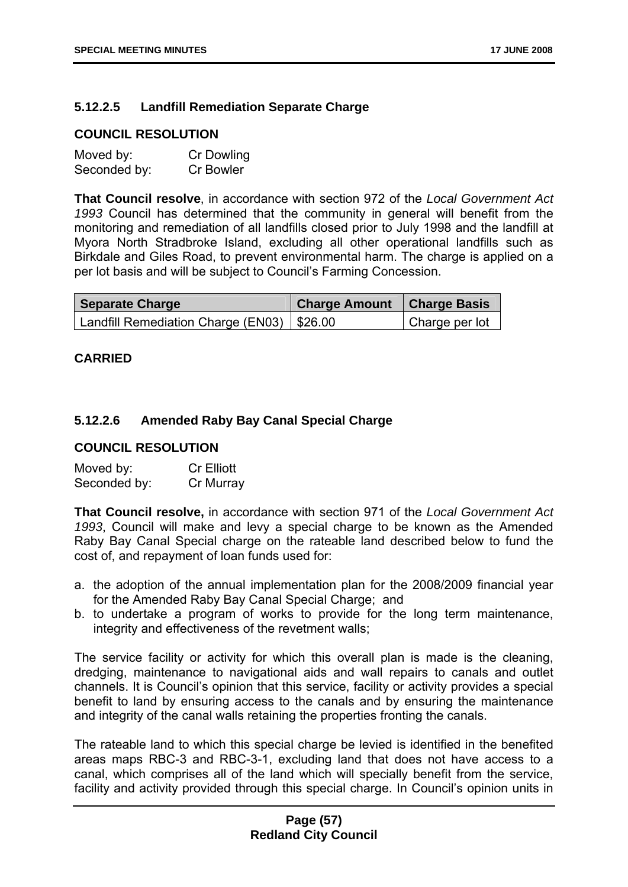### 5.12.2.5 Landfill Remediation Separate Charge

**COUNCIL RESOLUTION**

Moved by: Cr Dowling
Seconded by: Cr Bowler

**That Council resolve**, in accordance with section 972 of the *Local Government Act 1993* Council has determined that the community in general will benefit from the monitoring and remediation of all landfills closed prior to July 1998 and the landfill at Myora North Stradbroke Island, excluding all other operational landfills such as Birkdale and Giles Road, to prevent environmental harm. The charge is applied on a per lot basis and will be subject to Council's Farming Concession.

| Separate Charge | Charge Amount | Charge Basis |
|---|---|---|
| Landfill Remediation Charge (EN03) | $26.00 | Charge per lot |

**CARRIED**

### 5.12.2.6 Amended Raby Bay Canal Special Charge

**COUNCIL RESOLUTION**

Moved by: Cr Elliott
Seconded by: Cr Murray

**That Council resolve,** in accordance with section 971 of the *Local Government Act 1993*, Council will make and levy a special charge to be known as the Amended Raby Bay Canal Special charge on the rateable land described below to fund the cost of, and repayment of loan funds used for:

a. the adoption of the annual implementation plan for the 2008/2009 financial year for the Amended Raby Bay Canal Special Charge; and
b. to undertake a program of works to provide for the long term maintenance, integrity and effectiveness of the revetment walls;

The service facility or activity for which this overall plan is made is the cleaning, dredging, maintenance to navigational aids and wall repairs to canals and outlet channels. It is Council's opinion that this service, facility or activity provides a special benefit to land by ensuring access to the canals and by ensuring the maintenance and integrity of the canal walls retaining the properties fronting the canals.

The rateable land to which this special charge be levied is identified in the benefited areas maps RBC-3 and RBC-3-1, excluding land that does not have access to a canal, which comprises all of the land which will specially benefit from the service, facility and activity provided through this special charge. In Council's opinion units in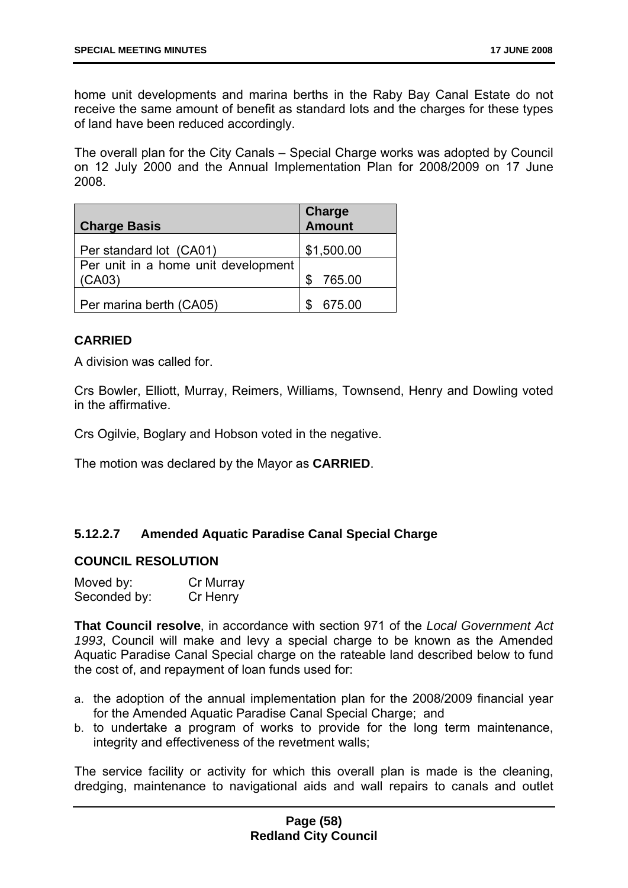home unit developments and marina berths in the Raby Bay Canal Estate do not receive the same amount of benefit as standard lots and the charges for these types of land have been reduced accordingly.

The overall plan for the City Canals – Special Charge works was adopted by Council on 12 July 2000 and the Annual Implementation Plan for 2008/2009 on 17 June 2008.

| Charge Basis | Charge Amount |
|---|---|
| Per standard lot (CA01) | $1,500.00 |
| Per unit in a home unit development (CA03) | $ 765.00 |
| Per marina berth (CA05) | $ 675.00 |

**CARRIED**

A division was called for.

Crs Bowler, Elliott, Murray, Reimers, Williams, Townsend, Henry and Dowling voted in the affirmative.

Crs Ogilvie, Boglary and Hobson voted in the negative.

The motion was declared by the Mayor as **CARRIED**.

### 5.12.2.7 Amended Aquatic Paradise Canal Special Charge

**COUNCIL RESOLUTION**

Moved by: Cr Murray
Seconded by: Cr Henry

**That Council resolve**, in accordance with section 971 of the *Local Government Act 1993*, Council will make and levy a special charge to be known as the Amended Aquatic Paradise Canal Special charge on the rateable land described below to fund the cost of, and repayment of loan funds used for:

a. the adoption of the annual implementation plan for the 2008/2009 financial year for the Amended Aquatic Paradise Canal Special Charge; and
b. to undertake a program of works to provide for the long term maintenance, integrity and effectiveness of the revetment walls;

The service facility or activity for which this overall plan is made is the cleaning, dredging, maintenance to navigational aids and wall repairs to canals and outlet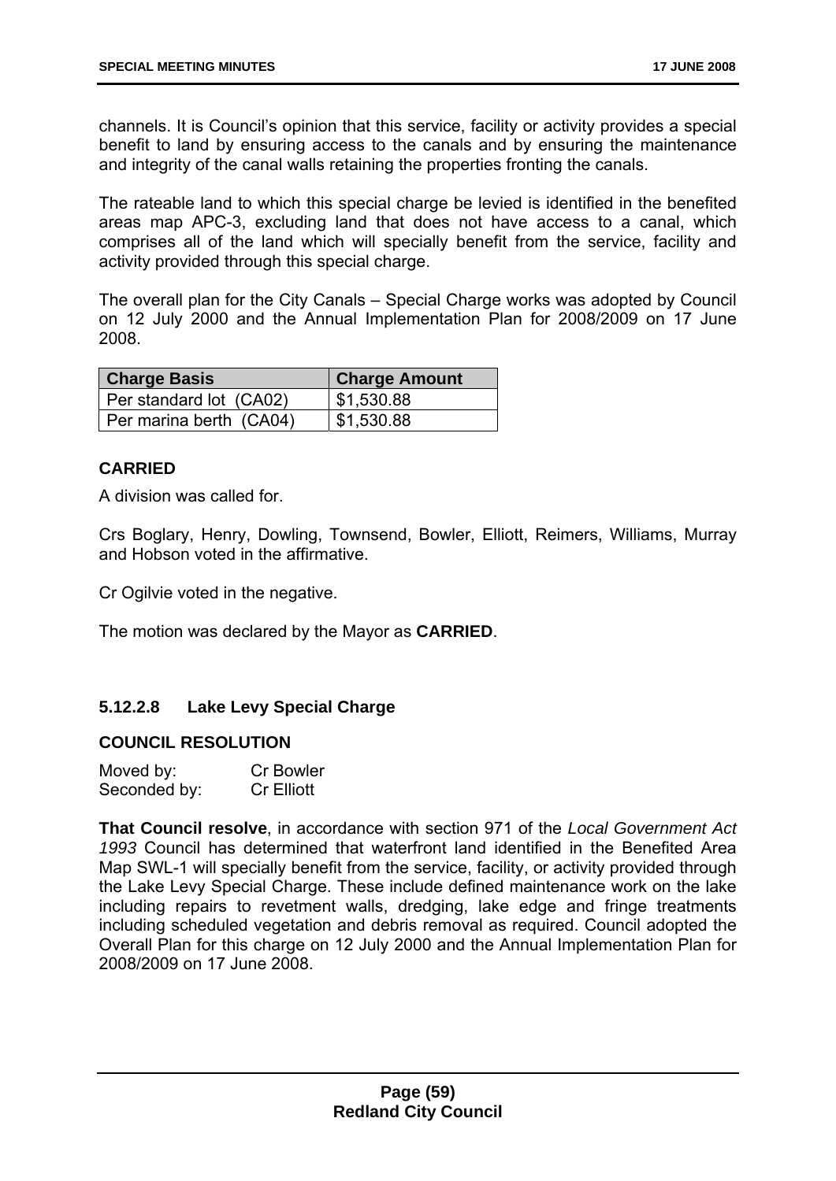channels. It is Council's opinion that this service, facility or activity provides a special benefit to land by ensuring access to the canals and by ensuring the maintenance and integrity of the canal walls retaining the properties fronting the canals.

The rateable land to which this special charge be levied is identified in the benefited areas map APC-3, excluding land that does not have access to a canal, which comprises all of the land which will specially benefit from the service, facility and activity provided through this special charge.

The overall plan for the City Canals – Special Charge works was adopted by Council on 12 July 2000 and the Annual Implementation Plan for 2008/2009 on 17 June 2008.

| Charge Basis | Charge Amount |
|---|---|
| Per standard lot (CA02) | $1,530.88 |
| Per marina berth (CA04) | $1,530.88 |

**CARRIED**

A division was called for.

Crs Boglary, Henry, Dowling, Townsend, Bowler, Elliott, Reimers, Williams, Murray and Hobson voted in the affirmative.

Cr Ogilvie voted in the negative.

The motion was declared by the Mayor as **CARRIED**.

### 5.12.2.8 Lake Levy Special Charge

**COUNCIL RESOLUTION**

Moved by: Cr Bowler
Seconded by: Cr Elliott

**That Council resolve**, in accordance with section 971 of the *Local Government Act 1993* Council has determined that waterfront land identified in the Benefited Area Map SWL-1 will specially benefit from the service, facility, or activity provided through the Lake Levy Special Charge. These include defined maintenance work on the lake including repairs to revetment walls, dredging, lake edge and fringe treatments including scheduled vegetation and debris removal as required. Council adopted the Overall Plan for this charge on 12 July 2000 and the Annual Implementation Plan for 2008/2009 on 17 June 2008.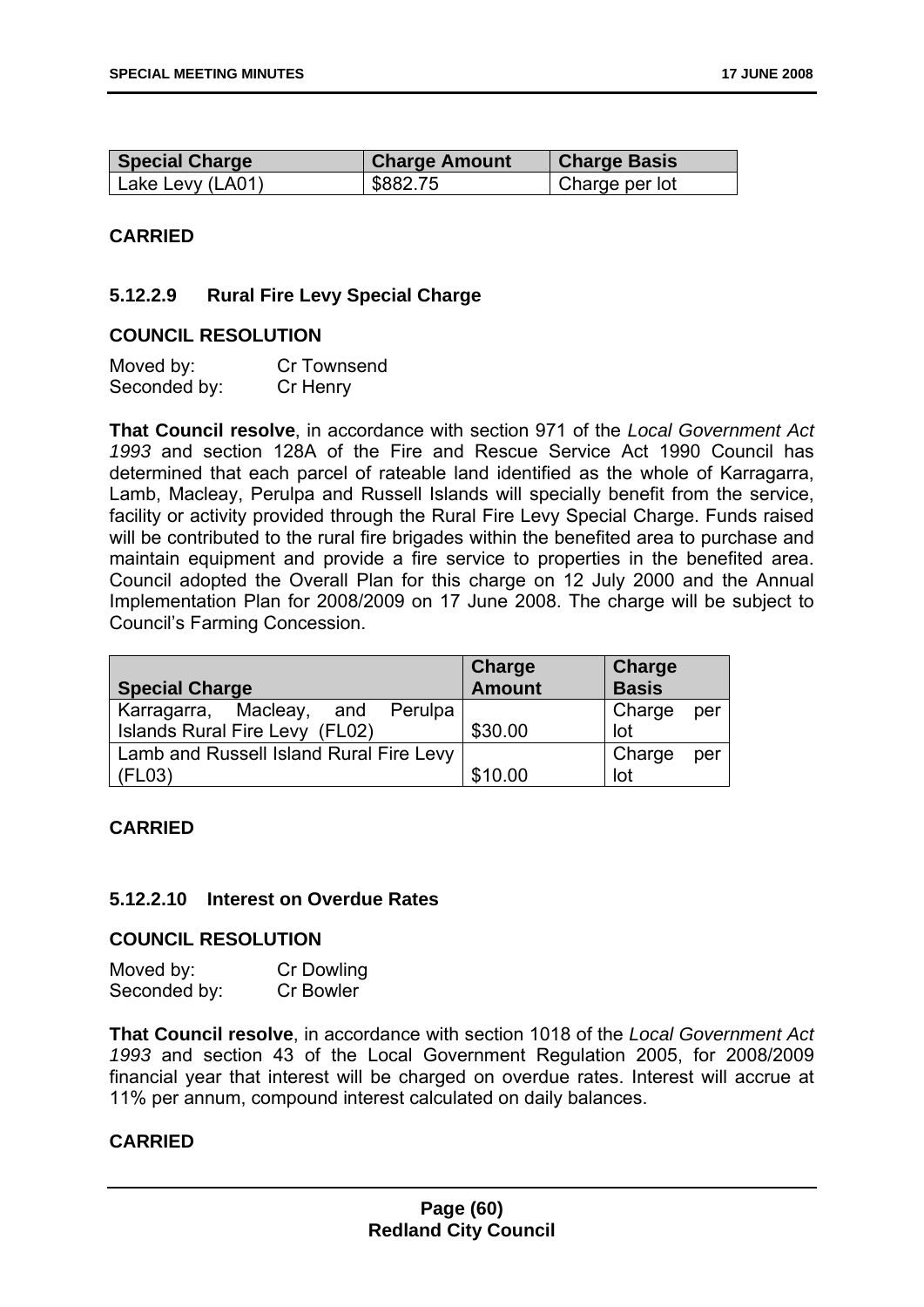| Special Charge | Charge Amount | Charge Basis |
|---|---|---|
| Lake Levy (LA01) | $882.75 | Charge per lot |

**CARRIED**

### 5.12.2.9 Rural Fire Levy Special Charge

**COUNCIL RESOLUTION**

Moved by: Cr Townsend
Seconded by: Cr Henry

**That Council resolve**, in accordance with section 971 of the *Local Government Act 1993* and section 128A of the Fire and Rescue Service Act 1990 Council has determined that each parcel of rateable land identified as the whole of Karragarra, Lamb, Macleay, Perulpa and Russell Islands will specially benefit from the service, facility or activity provided through the Rural Fire Levy Special Charge. Funds raised will be contributed to the rural fire brigades within the benefited area to purchase and maintain equipment and provide a fire service to properties in the benefited area. Council adopted the Overall Plan for this charge on 12 July 2000 and the Annual Implementation Plan for 2008/2009 on 17 June 2008. The charge will be subject to Council's Farming Concession.

| Special Charge | Charge Amount | Charge Basis |
|---|---|---|
| Karragarra, Macleay, and Perulpa Islands Rural Fire Levy (FL02) | $30.00 | Charge per lot |
| Lamb and Russell Island Rural Fire Levy (FL03) | $10.00 | Charge per lot |

**CARRIED**

### 5.12.2.10 Interest on Overdue Rates

**COUNCIL RESOLUTION**

Moved by: Cr Dowling
Seconded by: Cr Bowler

**That Council resolve**, in accordance with section 1018 of the *Local Government Act 1993* and section 43 of the Local Government Regulation 2005, for 2008/2009 financial year that interest will be charged on overdue rates. Interest will accrue at 11% per annum, compound interest calculated on daily balances.

**CARRIED**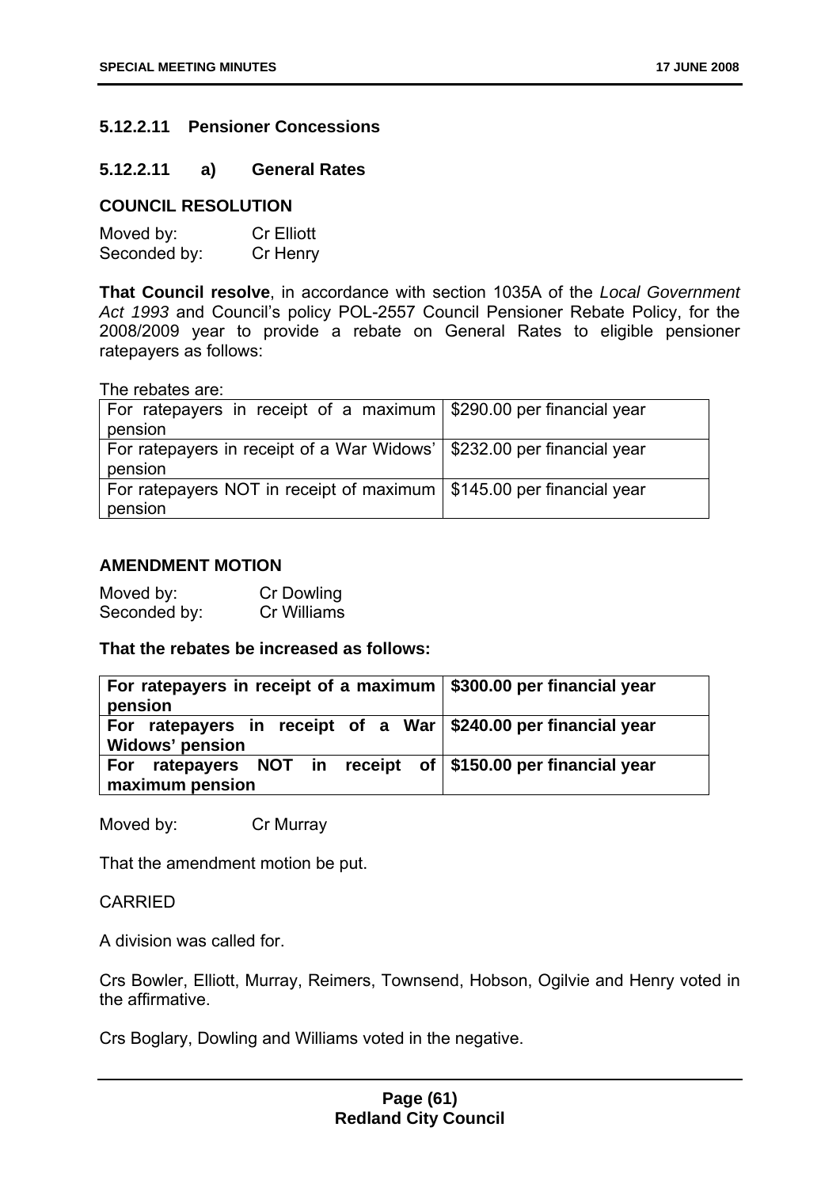### 5.12.2.11 Pensioner Concessions

### 5.12.2.11 a) General Rates

**COUNCIL RESOLUTION**

Moved by: Cr Elliott
Seconded by: Cr Henry

**That Council resolve**, in accordance with section 1035A of the *Local Government Act 1993* and Council's policy POL-2557 Council Pensioner Rebate Policy, for the 2008/2009 year to provide a rebate on General Rates to eligible pensioner ratepayers as follows:

The rebates are:

| | |
|---|---|
| For ratepayers in receipt of a maximum pension | $290.00 per financial year |
| For ratepayers in receipt of a War Widows' pension | $232.00 per financial year |
| For ratepayers NOT in receipt of maximum pension | $145.00 per financial year |

**AMENDMENT MOTION**

Moved by: Cr Dowling
Seconded by: Cr Williams

**That the rebates be increased as follows:**

| | |
|---|---|
| **For ratepayers in receipt of a maximum pension** | **$300.00 per financial year** |
| **For ratepayers in receipt of a War Widows' pension** | **$240.00 per financial year** |
| **For ratepayers NOT in receipt of maximum pension** | **$150.00 per financial year** |

Moved by: Cr Murray

That the amendment motion be put.

CARRIED

A division was called for.

Crs Bowler, Elliott, Murray, Reimers, Townsend, Hobson, Ogilvie and Henry voted in the affirmative.

Crs Boglary, Dowling and Williams voted in the negative.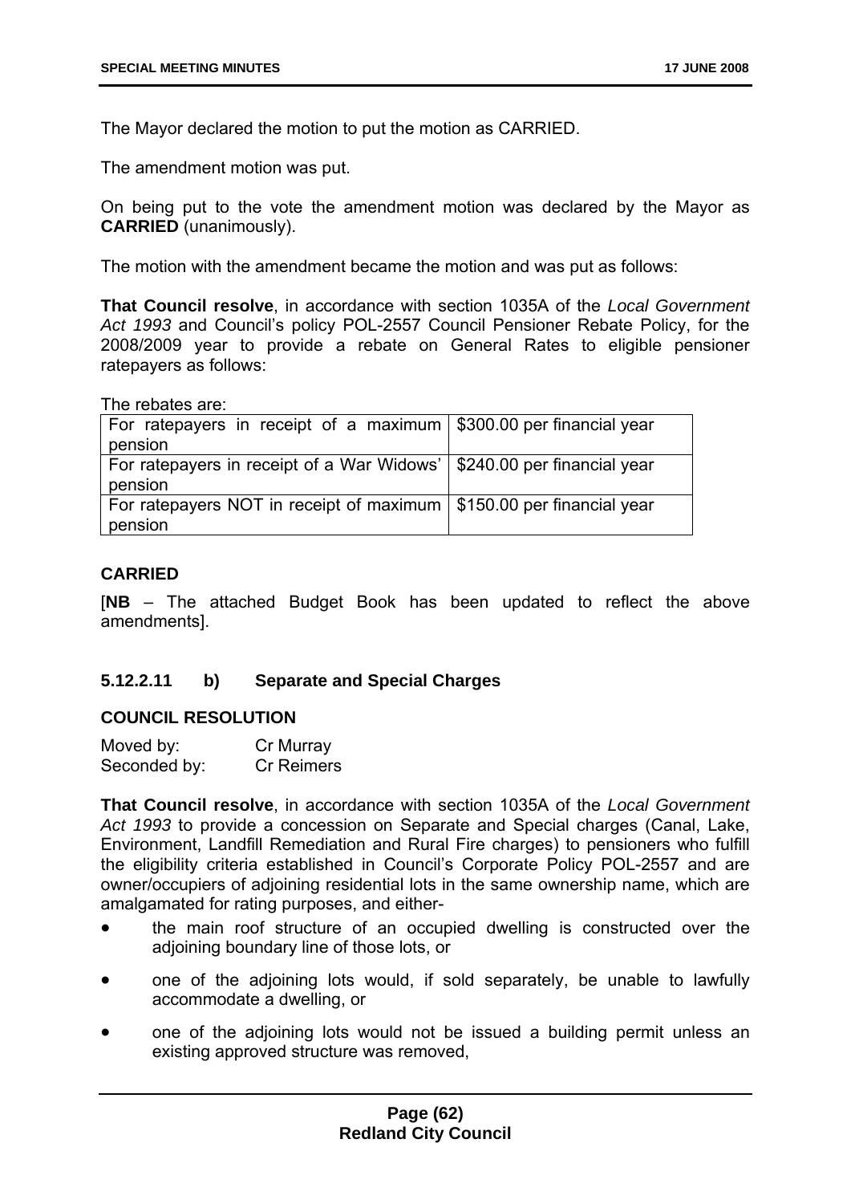The Mayor declared the motion to put the motion as CARRIED.

The amendment motion was put.

On being put to the vote the amendment motion was declared by the Mayor as **CARRIED** (unanimously).

The motion with the amendment became the motion and was put as follows:

**That Council resolve**, in accordance with section 1035A of the *Local Government Act 1993* and Council's policy POL-2557 Council Pensioner Rebate Policy, for the 2008/2009 year to provide a rebate on General Rates to eligible pensioner ratepayers as follows:

The rebates are:

| | |
|---|---|
| For ratepayers in receipt of a maximum pension | $300.00 per financial year |
| For ratepayers in receipt of a War Widows' pension | $240.00 per financial year |
| For ratepayers NOT in receipt of maximum pension | $150.00 per financial year |

**CARRIED**

[**NB** – The attached Budget Book has been updated to reflect the above amendments].

### 5.12.2.11 b) Separate and Special Charges

**COUNCIL RESOLUTION**

Moved by: Cr Murray
Seconded by: Cr Reimers

**That Council resolve**, in accordance with section 1035A of the *Local Government Act 1993* to provide a concession on Separate and Special charges (Canal, Lake, Environment, Landfill Remediation and Rural Fire charges) to pensioners who fulfill the eligibility criteria established in Council's Corporate Policy POL-2557 and are owner/occupiers of adjoining residential lots in the same ownership name, which are amalgamated for rating purposes, and either-

- the main roof structure of an occupied dwelling is constructed over the adjoining boundary line of those lots, or
- one of the adjoining lots would, if sold separately, be unable to lawfully accommodate a dwelling, or
- one of the adjoining lots would not be issued a building permit unless an existing approved structure was removed,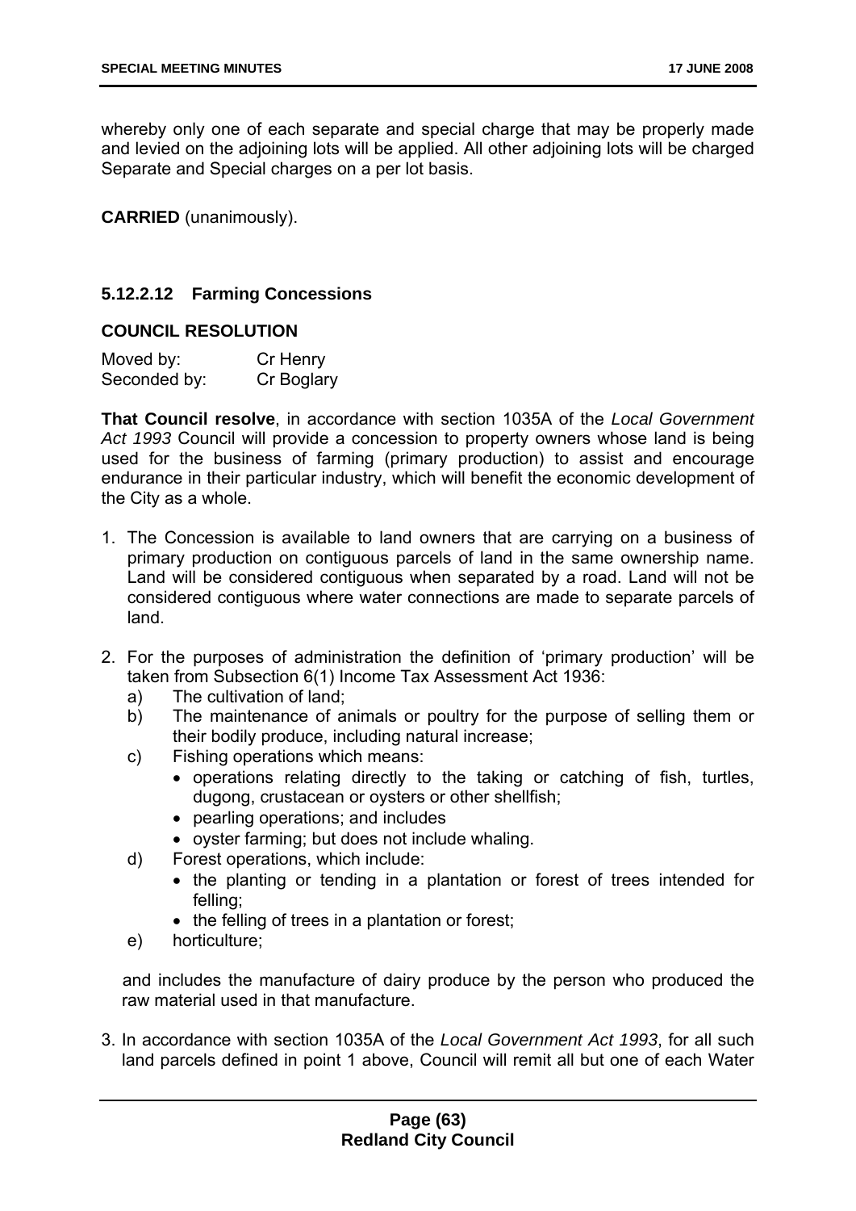whereby only one of each separate and special charge that may be properly made and levied on the adjoining lots will be applied. All other adjoining lots will be charged Separate and Special charges on a per lot basis.

**CARRIED** (unanimously).

### 5.12.2.12 Farming Concessions

**COUNCIL RESOLUTION**

| Moved by: | Cr Henry |
|---|---|
| Seconded by: | Cr Boglary |

**That Council resolve**, in accordance with section 1035A of the *Local Government Act 1993* Council will provide a concession to property owners whose land is being used for the business of farming (primary production) to assist and encourage endurance in their particular industry, which will benefit the economic development of the City as a whole.

1. The Concession is available to land owners that are carrying on a business of primary production on contiguous parcels of land in the same ownership name. Land will be considered contiguous when separated by a road. Land will not be considered contiguous where water connections are made to separate parcels of land.

2. For the purposes of administration the definition of 'primary production' will be taken from Subsection 6(1) Income Tax Assessment Act 1936:
   a) The cultivation of land;
   b) The maintenance of animals or poultry for the purpose of selling them or their bodily produce, including natural increase;
   c) Fishing operations which means:
      - operations relating directly to the taking or catching of fish, turtles, dugong, crustacean or oysters or other shellfish;
      - pearling operations; and includes
      - oyster farming; but does not include whaling.
   d) Forest operations, which include:
      - the planting or tending in a plantation or forest of trees intended for felling;
      - the felling of trees in a plantation or forest;
   e) horticulture;

   and includes the manufacture of dairy produce by the person who produced the raw material used in that manufacture.

3. In accordance with section 1035A of the *Local Government Act 1993*, for all such land parcels defined in point 1 above, Council will remit all but one of each Water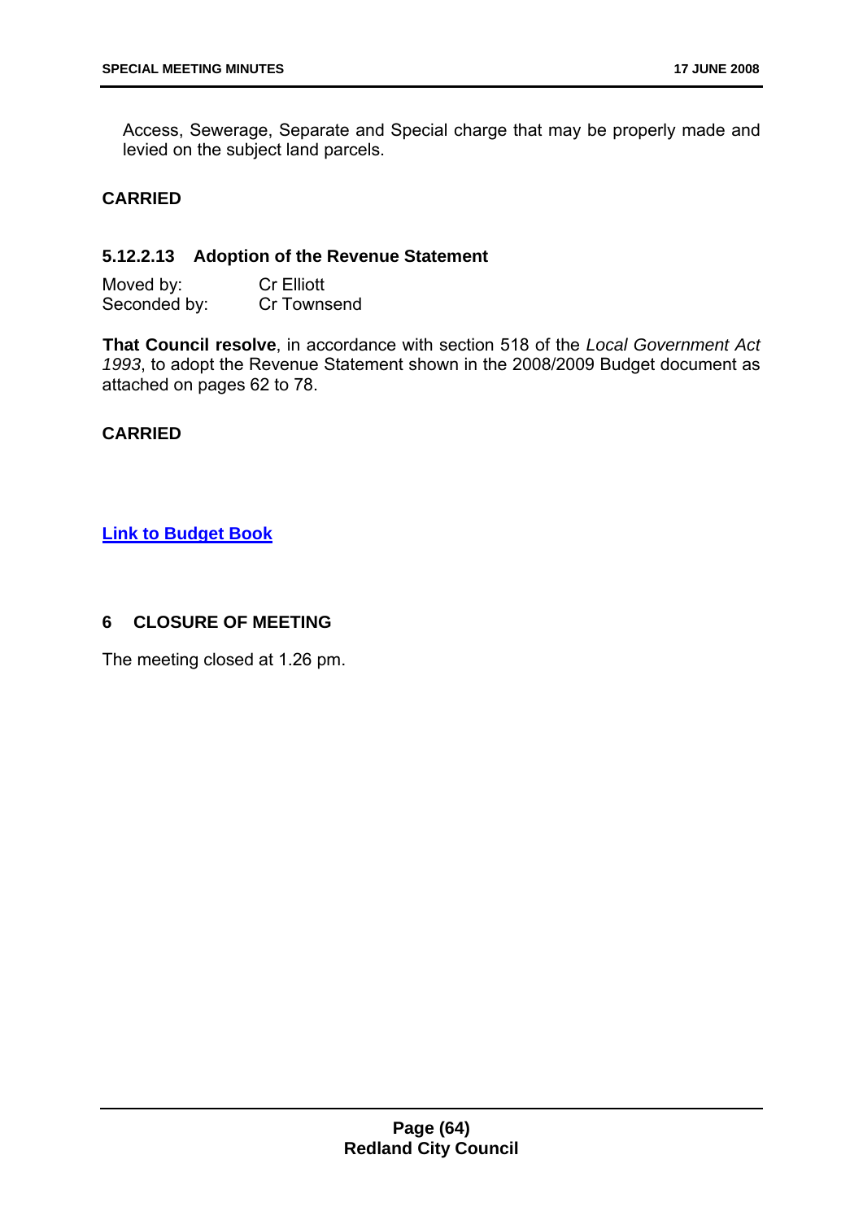Access, Sewerage, Separate and Special charge that may be properly made and levied on the subject land parcels.

**CARRIED**

### 5.12.2.13 Adoption of the Revenue Statement

Moved by: Cr Elliott
Seconded by: Cr Townsend

**That Council resolve**, in accordance with section 518 of the *Local Government Act 1993*, to adopt the Revenue Statement shown in the 2008/2009 Budget document as attached on pages 62 to 78.

**CARRIED**

**Link to Budget Book**

## 6 CLOSURE OF MEETING

The meeting closed at 1.26 pm.